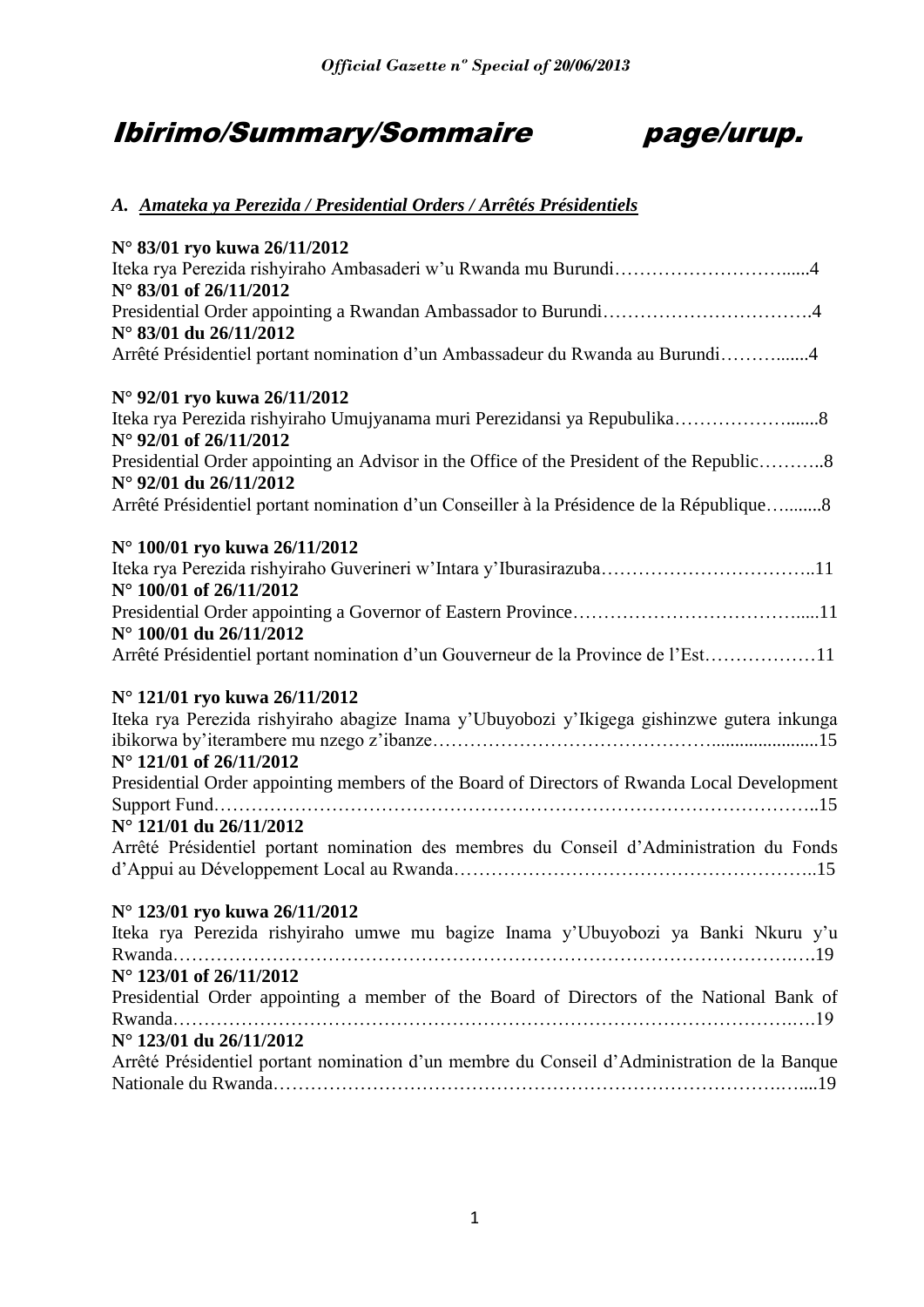# Ibirimo/Summary/Sommaire page/urup.

## *A. Amateka ya Perezida / Presidential Orders / Arrêtés Présidentiels*

**N° 83/01 ryo kuwa 26/11/2012**
Iteka rya Perezida rishyiraho Ambasaderi w'u Rwanda mu Burundi…………………………......4
**N° 83/01 of 26/11/2012**
Presidential Order appointing a Rwandan Ambassador to Burundi…………………………….4
**N° 83/01 du 26/11/2012**
Arrêté Présidentiel portant nomination d'un Ambassadeur du Rwanda au Burundi……….......4

**N° 92/01 ryo kuwa 26/11/2012**
Iteka rya Perezida rishyiraho Umujyanama muri Perezidansi ya Repubulika……………….......8
**N° 92/01 of 26/11/2012**
Presidential Order appointing an Advisor in the Office of the President of the Republic………..8
**N° 92/01 du 26/11/2012**
Arrêté Présidentiel portant nomination d'un Conseiller à la Présidence de la République…........8

**N° 100/01 ryo kuwa 26/11/2012**
Iteka rya Perezida rishyiraho Guverineri w'Intara y'Iburasirazuba……………………………..11
**N° 100/01 of 26/11/2012**
Presidential Order appointing a Governor of Eastern Province……………………………….....11
**N° 100/01 du 26/11/2012**
Arrêté Présidentiel portant nomination d'un Gouverneur de la Province de l'Est………………11

**N° 121/01 ryo kuwa 26/11/2012**
Iteka rya Perezida rishyiraho abagize Inama y'Ubuyobozi y'Ikigega gishinzwe gutera inkunga ibikorwa by'iterambere mu nzego z'ibanze……………………………………......................15
**N° 121/01 of 26/11/2012**
Presidential Order appointing members of the Board of Directors of Rwanda Local Development Support Fund……………………………………………………………………………………..15
**N° 121/01 du 26/11/2012**
Arrêté Présidentiel portant nomination des membres du Conseil d'Administration du Fonds d'Appui au Développement Local au Rwanda…………………………………………………..15

**N° 123/01 ryo kuwa 26/11/2012**
Iteka rya Perezida rishyiraho umwe mu bagize Inama y'Ubuyobozi ya Banki Nkuru y'u Rwanda………………………………………………………………………………………….19
**N° 123/01 of 26/11/2012**
Presidential Order appointing a member of the Board of Directors of the National Bank of Rwanda………………………………………………………………………………………….19
**N° 123/01 du 26/11/2012**
Arrêté Présidentiel portant nomination d'un membre du Conseil d'Administration de la Banque Nationale du Rwanda…………………………………………………………………………....19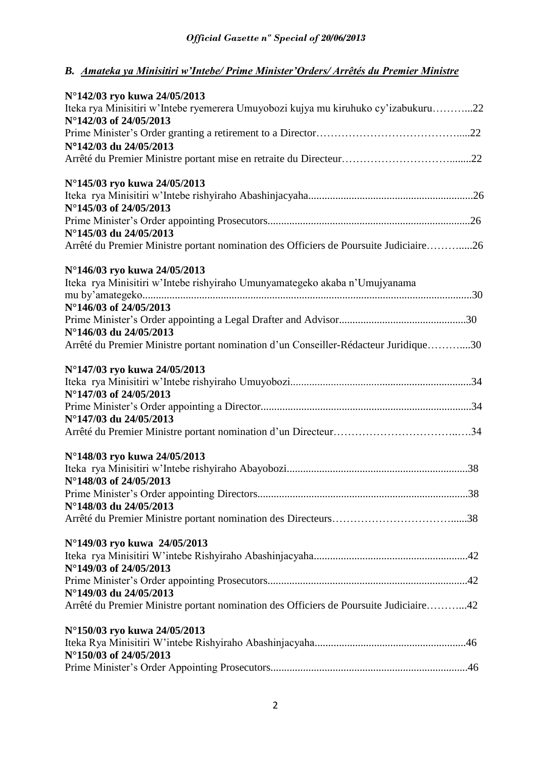### *B. Amateka ya Minisitiri w'Intebe/ Prime Minister'Orders/ Arrêtés du Premier Ministre*

**N°142/03 ryo kuwa 24/05/2013**
Iteka rya Minisitiri w'Intebe ryemerera Umuyobozi kujya mu kiruhuko cy'izabukuru………...22
**N°142/03 of 24/05/2013**
Prime Minister's Order granting a retirement to a Director…………………………………....22
**N°142/03 du 24/05/2013**
Arrêté du Premier Ministre portant mise en retraite du Directeur…………………………........22

**N°145/03 ryo kuwa 24/05/2013**
Iteka rya Minisitiri w'Intebe rishyiraho Abashinjacyaha.............................................................26
**N°145/03 of 24/05/2013**
Prime Minister's Order appointing Prosecutors...........................................................................26
**N°145/03 du 24/05/2013**
Arrêté du Premier Ministre portant nomination des Officiers de Poursuite Judiciaire……….....26

**N°146/03 ryo kuwa 24/05/2013**
Iteka rya Minisitiri w'Intebe rishyiraho Umunyamategeko akaba n'Umujyanama mu by'amategeko..........................................................................................................................30
**N°146/03 of 24/05/2013**
Prime Minister's Order appointing a Legal Drafter and Advisor...............................................30
**N°146/03 du 24/05/2013**
Arrêté du Premier Ministre portant nomination d'un Conseiller-Rédacteur Juridique………....30

**N°147/03 ryo kuwa 24/05/2013**
Iteka rya Minisitiri w'Intebe rishyiraho Umuyobozi..................................................................34
**N°147/03 of 24/05/2013**
Prime Minister's Order appointing a Director.............................................................................34
**N°147/03 du 24/05/2013**
Arrêté du Premier Ministre portant nomination d'un Directeur……………………………..….34

**N°148/03 ryo kuwa 24/05/2013**
Iteka rya Minisitiri w'Intebe rishyiraho Abayobozi...................................................................38
**N°148/03 of 24/05/2013**
Prime Minister's Order appointing Directors..............................................................................38
**N°148/03 du 24/05/2013**
Arrêté du Premier Ministre portant nomination des Directeurs……………………………......38

**N°149/03 ryo kuwa 24/05/2013**
Iteka rya Minisitiri W'intebe Rishyiraho Abashinjacyaha.........................................................42
**N°149/03 of 24/05/2013**
Prime Minister's Order appointing Prosecutors..........................................................................42
**N°149/03 du 24/05/2013**
Arrêté du Premier Ministre portant nomination des Officiers de Poursuite Judiciaire………...42

**N°150/03 ryo kuwa 24/05/2013**
Iteka Rya Minisitiri W'intebe Rishyiraho Abashinjacyaha........................................................46
**N°150/03 of 24/05/2013**
Prime Minister's Order Appointing Prosecutors.........................................................................46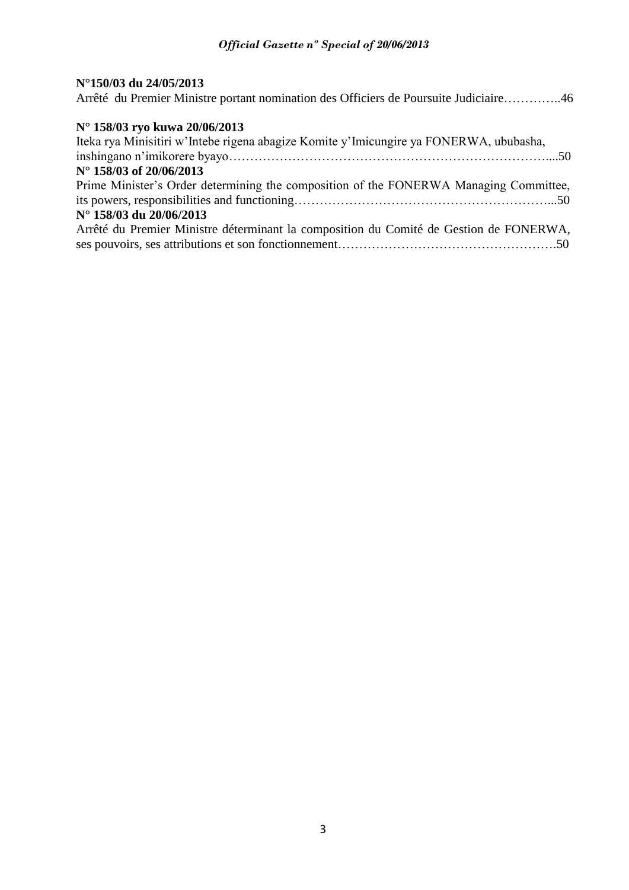**N°150/03 du 24/05/2013**
Arrêté du Premier Ministre portant nomination des Officiers de Poursuite Judiciaire…………..46

**N° 158/03 ryo kuwa 20/06/2013**
Iteka rya Minisitiri w'Intebe rigena abagize Komite y'Imicungire ya FONERWA, ububasha, inshingano n'imikorere byayo…………………………………………………………………....50

**N° 158/03 of 20/06/2013**
Prime Minister's Order determining the composition of the FONERWA Managing Committee, its powers, responsibilities and functioning…………………………………………………...50

**N° 158/03 du 20/06/2013**
Arrêté du Premier Ministre déterminant la composition du Comité de Gestion de FONERWA, ses pouvoirs, ses attributions et son fonctionnement…………………………………………….50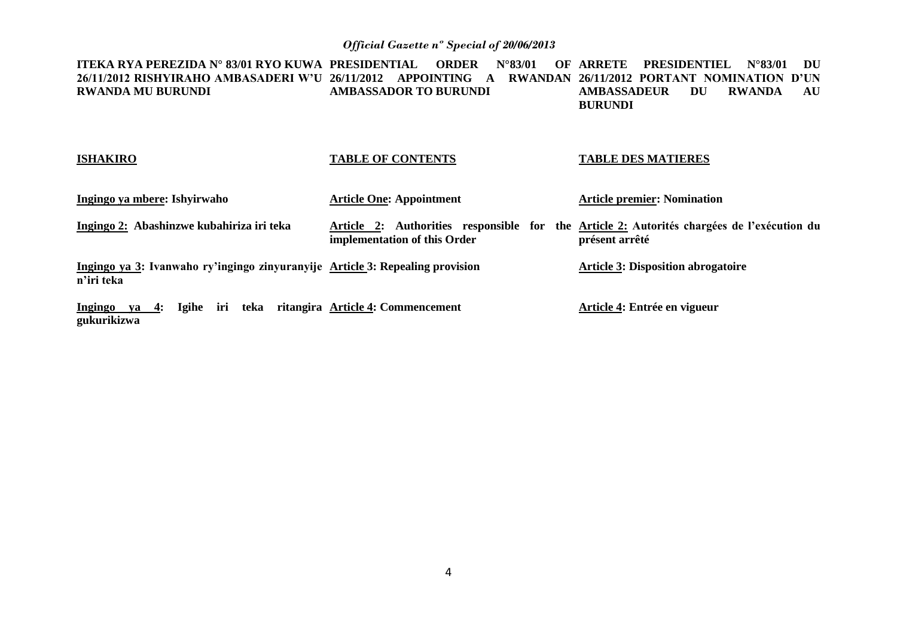**ITEKA RYA PEREZIDA N° 83/01 RYO KUWA 26/11/2012 RISHYIRAHO AMBASADERI W'U RWANDA MU BURUNDI**

**ISHAKIRO**

**Ingingo ya mbere: Ishyirwaho**

**Ingingo 2: Abashinzwe kubahiriza iri teka**

**Ingingo ya 3: Ivanwaho ry'ingingo zinyuranyije n'iri teka**

**Ingingo ya 4: Igihe iri teka ritangira gukurikizwa**

**PRESIDENTIAL ORDER N°83/01 OF 26/11/2012 APPOINTING A RWANDAN AMBASSADOR TO BURUNDI**

**TABLE OF CONTENTS**

**Article One: Appointment**

**Article 2: Authorities responsible for the implementation of this Order**

**Article 3: Repealing provision**

**Article 4: Commencement**

**ARRETE PRESIDENTIEL N°83/01 DU 26/11/2012 PORTANT NOMINATION D'UN AMBASSADEUR DU RWANDA AU BURUNDI**

**TABLE DES MATIERES**

**Article premier: Nomination**

**Article 2: Autorités chargées de l'exécution du présent arrêté**

**Article 3: Disposition abrogatoire**

**Article 4: Entrée en vigueur**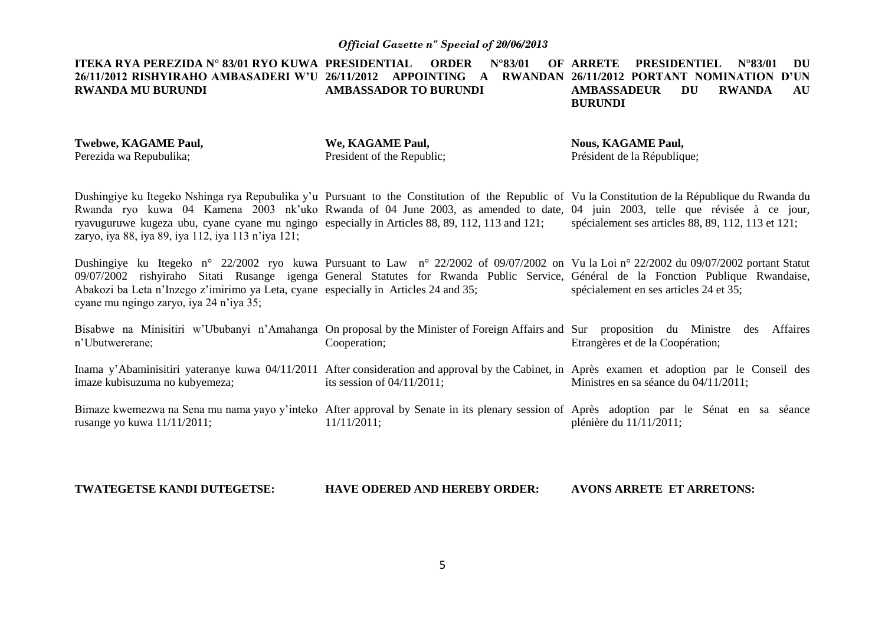**ITEKA RYA PEREZIDA N° 83/01 RYO KUWA 26/11/2012 RISHYIRAHO AMBASADERI W'U RWANDA MU BURUNDI**

**Twebwe, KAGAME Paul,**
Perezida wa Repubulika;

Dushingiye ku Itegeko Nshinga rya Repubulika y'u Rwanda ryo kuwa 04 Kamena 2003 nk'uko ryavuguruwe kugeza ubu, cyane cyane mu ngingo zaryo, iya 88, iya 89, iya 112, iya 113 n'iya 121;

Dushingiye ku Itegeko n° 22/2002 ryo kuwa 09/07/2002 rishyiraho Sitati Rusange igenga Abakozi ba Leta n'Inzego z'imirimo ya Leta, cyane cyane mu ngingo zaryo, iya 24 n'iya 35;

Bisabwe na Minisitiri w'Ububanyi n'Amahanga n'Ubutwererane;

Inama y'Abaminisitiri yateranye kuwa 04/11/2011 imaze kubisuzuma no kubyemeza;

Bimaze kwemezwa na Sena mu nama yayo y'inteko rusange yo kuwa 11/11/2011;

**TWATEGETSE KANDI DUTEGETSE:**

**PRESIDENTIAL ORDER N°83/01 OF 26/11/2012 APPOINTING A RWANDAN AMBASSADOR TO BURUNDI**

**We, KAGAME Paul,**
President of the Republic;

Pursuant to the Constitution of the Republic of Rwanda of 04 June 2003, as amended to date, especially in Articles 88, 89, 112, 113 and 121;

Pursuant to Law n° 22/2002 of 09/07/2002 on General Statutes for Rwanda Public Service, especially in Articles 24 and 35;

On proposal by the Minister of Foreign Affairs and Cooperation;

After consideration and approval by the Cabinet, in its session of 04/11/2011;

After approval by Senate in its plenary session of 11/11/2011;

**HAVE ODERED AND HEREBY ORDER:**

**ARRETE PRESIDENTIEL N°83/01 DU 26/11/2012 PORTANT NOMINATION D'UN AMBASSADEUR DU RWANDA AU BURUNDI**

**Nous, KAGAME Paul,**
Président de la République;

Vu la Constitution de la République du Rwanda du 04 juin 2003, telle que révisée à ce jour, spécialement ses articles 88, 89, 112, 113 et 121;

Vu la Loi n° 22/2002 du 09/07/2002 portant Statut Général de la Fonction Publique Rwandaise, spécialement en ses articles 24 et 35;

Sur proposition du Ministre des Affaires Etrangères et de la Coopération;

Après examen et adoption par le Conseil des Ministres en sa séance du 04/11/2011;

Après adoption par le Sénat en sa séance plénière du 11/11/2011;

**AVONS ARRETE ET ARRETONS:**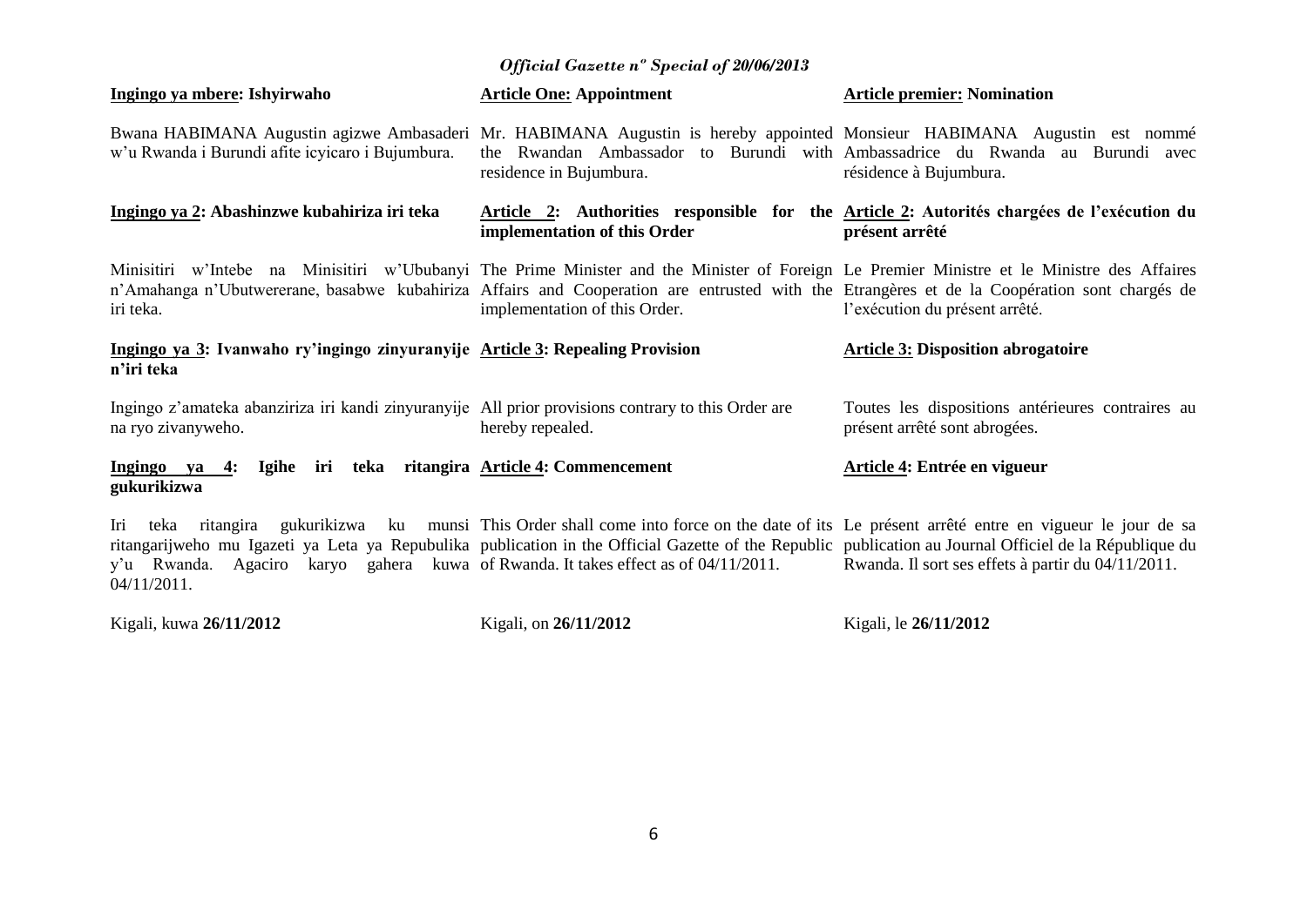**Ingingo ya mbere: Ishyirwaho**

Bwana HABIMANA Augustin agizwe Ambasaderi w'u Rwanda i Burundi afite icyicaro i Bujumbura.

**Ingingo ya 2: Abashinzwe kubahiriza iri teka**

Minisitiri w'Intebe na Minisitiri w'Ububanyi n'Amahanga n'Ubutwererane, basabwe kubahiriza iri teka.

**Ingingo ya 3: Ivanwaho ry'ingingo zinyuranyije n'iri teka**

Ingingo z'amateka abanziriza iri kandi zinyuranyije na ryo zivanyweho.

**Ingingo ya 4: Igihe iri teka ritangira gukurikizwa**

Iri teka ritangira gukurikizwa ku munsi ritangarijweho mu Igazeti ya Leta ya Repubulika y'u Rwanda. Agaciro karyo gahera kuwa 04/11/2011.

Kigali, kuwa **26/11/2012**

**Article One: Appointment**

Mr. HABIMANA Augustin is hereby appointed the Rwandan Ambassador to Burundi with residence in Bujumbura.

**Article 2: Authorities responsible for the implementation of this Order**

The Prime Minister and the Minister of Foreign Affairs and Cooperation are entrusted with the implementation of this Order.

**Article 3: Repealing Provision**

All prior provisions contrary to this Order are hereby repealed.

**Article 4: Commencement**

This Order shall come into force on the date of its publication in the Official Gazette of the Republic of Rwanda. It takes effect as of 04/11/2011.

Kigali, on **26/11/2012**

**Article premier: Nomination**

Monsieur HABIMANA Augustin est nommé Ambassadrice du Rwanda au Burundi avec résidence à Bujumbura.

**Article 2: Autorités chargées de l'exécution du présent arrêté**

Le Premier Ministre et le Ministre des Affaires Etrangères et de la Coopération sont chargés de l'exécution du présent arrêté.

**Article 3: Disposition abrogatoire**

Toutes les dispositions antérieures contraires au présent arrêté sont abrogées.

**Article 4: Entrée en vigueur**

Le présent arrêté entre en vigueur le jour de sa publication au Journal Officiel de la République du Rwanda. Il sort ses effets à partir du 04/11/2011.

Kigali, le **26/11/2012**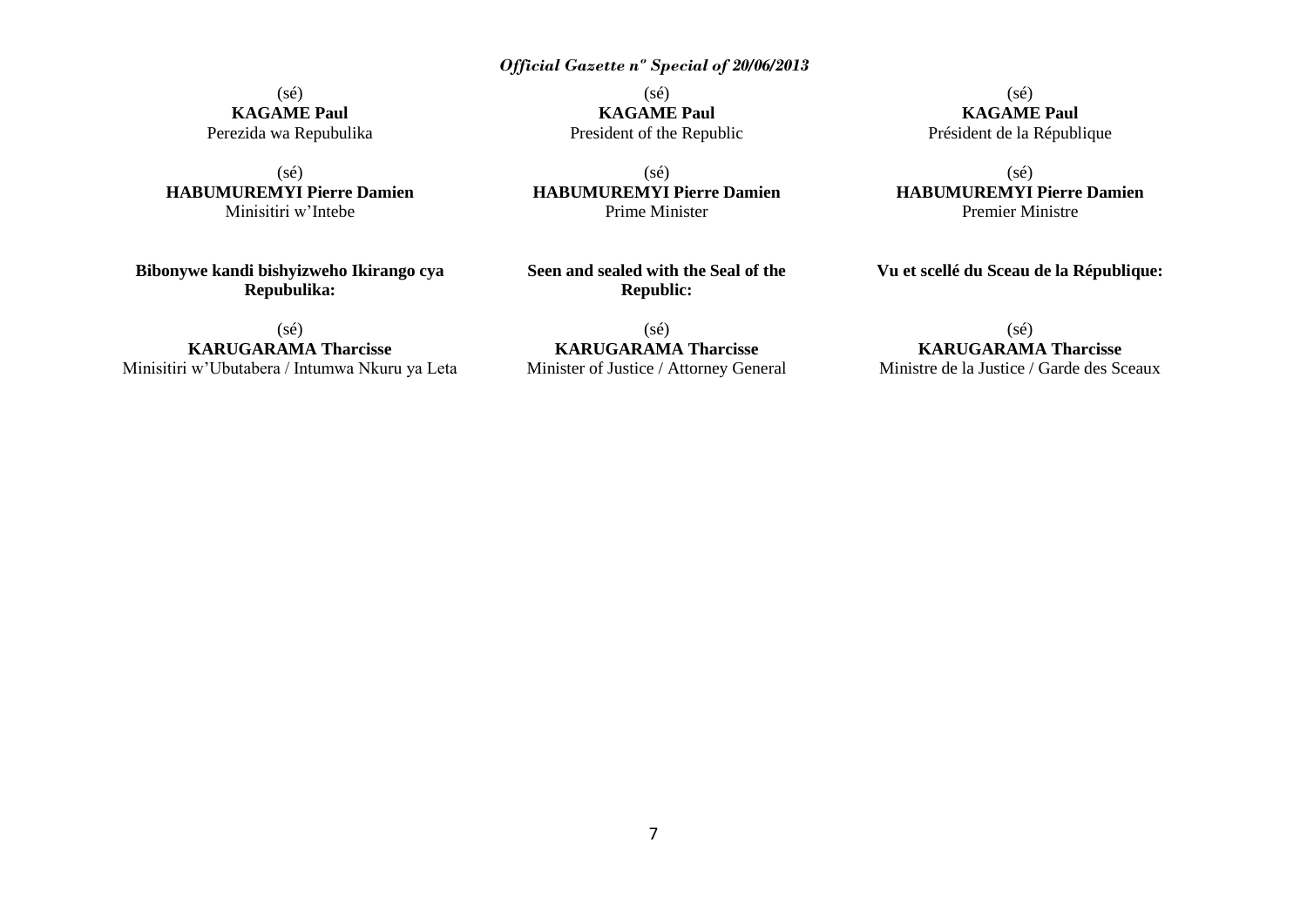(sé)
**KAGAME Paul**
Perezida wa Repubulika

(sé)
**HABUMUREMYI Pierre Damien**
Minisitiri w'Intebe

**Bibonywe kandi bishyizweho Ikirango cya Repubulika:**

(sé)
**KARUGARAMA Tharcisse**
Minisitiri w'Ubutabera / Intumwa Nkuru ya Leta

(sé)
**KAGAME Paul**
President of the Republic

(sé)
**HABUMUREMYI Pierre Damien**
Prime Minister

**Seen and sealed with the Seal of the Republic:**

(sé)
**KARUGARAMA Tharcisse**
Minister of Justice / Attorney General

(sé)
**KAGAME Paul**
Président de la République

(sé)
**HABUMUREMYI Pierre Damien**
Premier Ministre

**Vu et scellé du Sceau de la République:**

(sé)
**KARUGARAMA Tharcisse**
Ministre de la Justice / Garde des Sceaux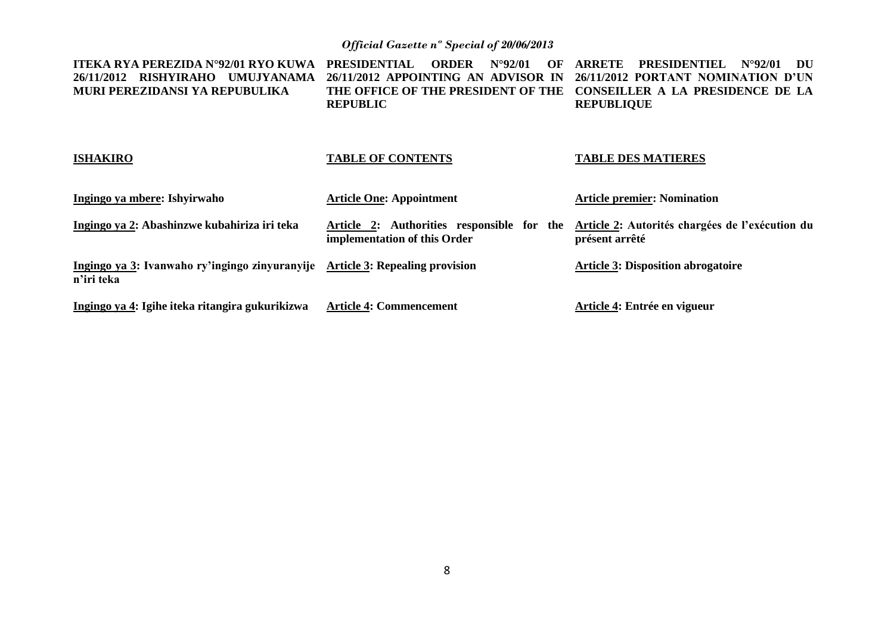**ITEKA RYA PEREZIDA N°92/01 RYO KUWA 26/11/2012 RISHYIRAHO UMUJYANAMA MURI PEREZIDANSI YA REPUBULIKA**

**PRESIDENTIAL ORDER N°92/01 OF 26/11/2012 APPOINTING AN ADVISOR IN THE OFFICE OF THE PRESIDENT OF THE REPUBLIC**

**ARRETE PRESIDENTIEL N°92/01 DU 26/11/2012 PORTANT NOMINATION D'UN CONSEILLER A LA PRESIDENCE DE LA REPUBLIQUE**

| **ISHAKIRO** | **TABLE OF CONTENTS** | **TABLE DES MATIERES** |
|---|---|---|
| **Ingingo ya mbere: Ishyirwaho** | **Article One: Appointment** | **Article premier: Nomination** |
| **Ingingo ya 2: Abashinzwe kubahiriza iri teka** | **Article 2: Authorities responsible for the implementation of this Order** | **Article 2: Autorités chargées de l'exécution du présent arrêté** |
| **Ingingo ya 3: Ivanwaho ry'ingingo zinyuranyije n'iri teka** | **Article 3: Repealing provision** | **Article 3: Disposition abrogatoire** |
| **Ingingo ya 4: Igihe iteka ritangira gukurikizwa** | **Article 4: Commencement** | **Article 4: Entrée en vigueur** |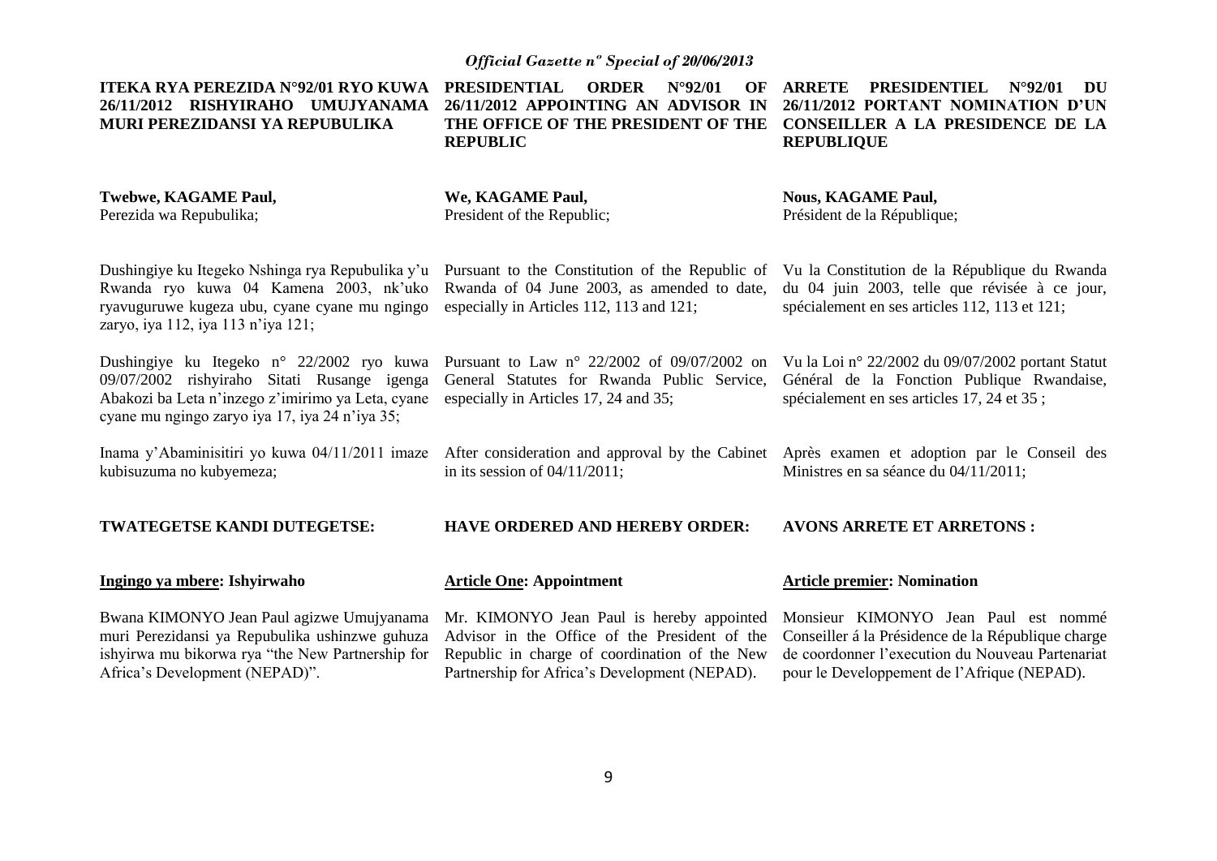**ITEKA RYA PEREZIDA N°92/01 RYO KUWA 26/11/2012 RISHYIRAHO UMUJYANAMA MURI PEREZIDANSI YA REPUBULIKA**

**Twebwe, KAGAME Paul,**
Perezida wa Repubulika;

Dushingiye ku Itegeko Nshinga rya Repubulika y'u Rwanda ryo kuwa 04 Kamena 2003, nk'uko ryavuguruwe kugeza ubu, cyane cyane mu ngingo zaryo, iya 112, iya 113 n'iya 121;

Dushingiye ku Itegeko n° 22/2002 ryo kuwa 09/07/2002 rishyiraho Sitati Rusange igenga Abakozi ba Leta n'inzego z'imirimo ya Leta, cyane cyane mu ngingo zaryo iya 17, iya 24 n'iya 35;

Inama y'Abaminisitiri yo kuwa 04/11/2011 imaze kubisuzuma no kubyemeza;

**TWATEGETSE KANDI DUTEGETSE:**

**Ingingo ya mbere: Ishyirwaho**

Bwana KIMONYO Jean Paul agizwe Umujyanama muri Perezidansi ya Repubulika ushinzwe guhuza ishyirwa mu bikorwa rya "the New Partnership for Africa's Development (NEPAD)".

**PRESIDENTIAL ORDER N°92/01 OF 26/11/2012 APPOINTING AN ADVISOR IN THE OFFICE OF THE PRESIDENT OF THE REPUBLIC**

**We, KAGAME Paul,**
President of the Republic;

Pursuant to the Constitution of the Republic of Rwanda of 04 June 2003, as amended to date, especially in Articles 112, 113 and 121;

Pursuant to Law n° 22/2002 of 09/07/2002 on General Statutes for Rwanda Public Service, especially in Articles 17, 24 and 35;

After consideration and approval by the Cabinet in its session of 04/11/2011;

**HAVE ORDERED AND HEREBY ORDER:**

**Article One: Appointment**

Mr. KIMONYO Jean Paul is hereby appointed Advisor in the Office of the President of the Republic in charge of coordination of the New Partnership for Africa's Development (NEPAD).

**ARRETE PRESIDENTIEL N°92/01 DU 26/11/2012 PORTANT NOMINATION D'UN CONSEILLER A LA PRESIDENCE DE LA REPUBLIQUE**

**Nous, KAGAME Paul,**
Président de la République;

Vu la Constitution de la République du Rwanda du 04 juin 2003, telle que révisée à ce jour, spécialement en ses articles 112, 113 et 121;

Vu la Loi n° 22/2002 du 09/07/2002 portant Statut Général de la Fonction Publique Rwandaise, spécialement en ses articles 17, 24 et 35 ;

Après examen et adoption par le Conseil des Ministres en sa séance du 04/11/2011;

**AVONS ARRETE ET ARRETONS :**

**Article premier: Nomination**

Monsieur KIMONYO Jean Paul est nommé Conseiller á la Présidence de la République charge de coordonner l'execution du Nouveau Partenariat pour le Developpement de l'Afrique (NEPAD).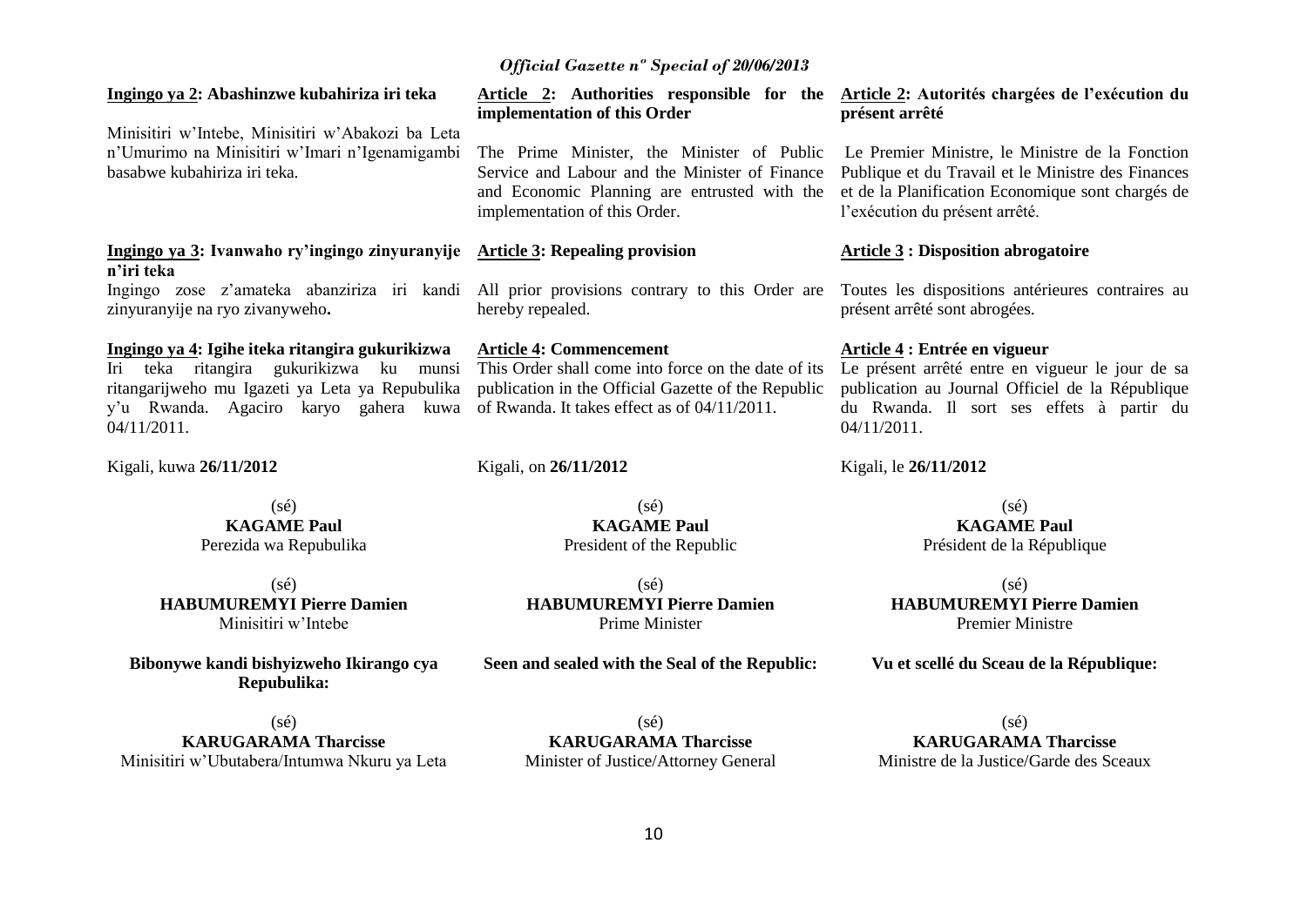**Ingingo ya 2: Abashinzwe kubahiriza iri teka**

Minisitiri w'Intebe, Minisitiri w'Abakozi ba Leta n'Umurimo na Minisitiri w'Imari n'Igenamigambi basabwe kubahiriza iri teka.

**Ingingo ya 3: Ivanwaho ry'ingingo zinyuranyije n'iri teka**

Ingingo zose z'amateka abanziriza iri kandi zinyuranyije na ryo zivanyweho**.**

**Ingingo ya 4: Igihe iteka ritangira gukurikizwa**

Iri teka ritangira gukurikizwa ku munsi ritangarijweho mu Igazeti ya Leta ya Repubulika y'u Rwanda. Agaciro karyo gahera kuwa 04/11/2011.

Kigali, kuwa **26/11/2012**

(sé)
**KAGAME Paul**
Perezida wa Repubulika

(sé)
**HABUMUREMYI Pierre Damien**
Minisitiri w'Intebe

**Bibonywe kandi bishyizweho Ikirango cya Repubulika:**

(sé)
**KARUGARAMA Tharcisse**
Minisitiri w'Ubutabera/Intumwa Nkuru ya Leta

**Article 2: Authorities responsible for the implementation of this Order**

The Prime Minister, the Minister of Public Service and Labour and the Minister of Finance and Economic Planning are entrusted with the implementation of this Order.

**Article 3: Repealing provision**

All prior provisions contrary to this Order are hereby repealed.

**Article 4: Commencement**

This Order shall come into force on the date of its publication in the Official Gazette of the Republic of Rwanda. It takes effect as of 04/11/2011.

Kigali, on **26/11/2012**

(sé)
**KAGAME Paul**
President of the Republic

(sé)
**HABUMUREMYI Pierre Damien**
Prime Minister

**Seen and sealed with the Seal of the Republic:**

(sé)
**KARUGARAMA Tharcisse**
Minister of Justice/Attorney General

**Article 2: Autorités chargées de l'exécution du présent arrêté**

Le Premier Ministre, le Ministre de la Fonction Publique et du Travail et le Ministre des Finances et de la Planification Economique sont chargés de l'exécution du présent arrêté.

**Article 3 : Disposition abrogatoire**

Toutes les dispositions antérieures contraires au présent arrêté sont abrogées.

**Article 4 : Entrée en vigueur**

Le présent arrêté entre en vigueur le jour de sa publication au Journal Officiel de la République du Rwanda. Il sort ses effets à partir du 04/11/2011.

Kigali, le **26/11/2012**

(sé)
**KAGAME Paul**
Président de la République

(sé)
**HABUMUREMYI Pierre Damien**
Premier Ministre

**Vu et scellé du Sceau de la République:**

(sé)
**KARUGARAMA Tharcisse**
Ministre de la Justice/Garde des Sceaux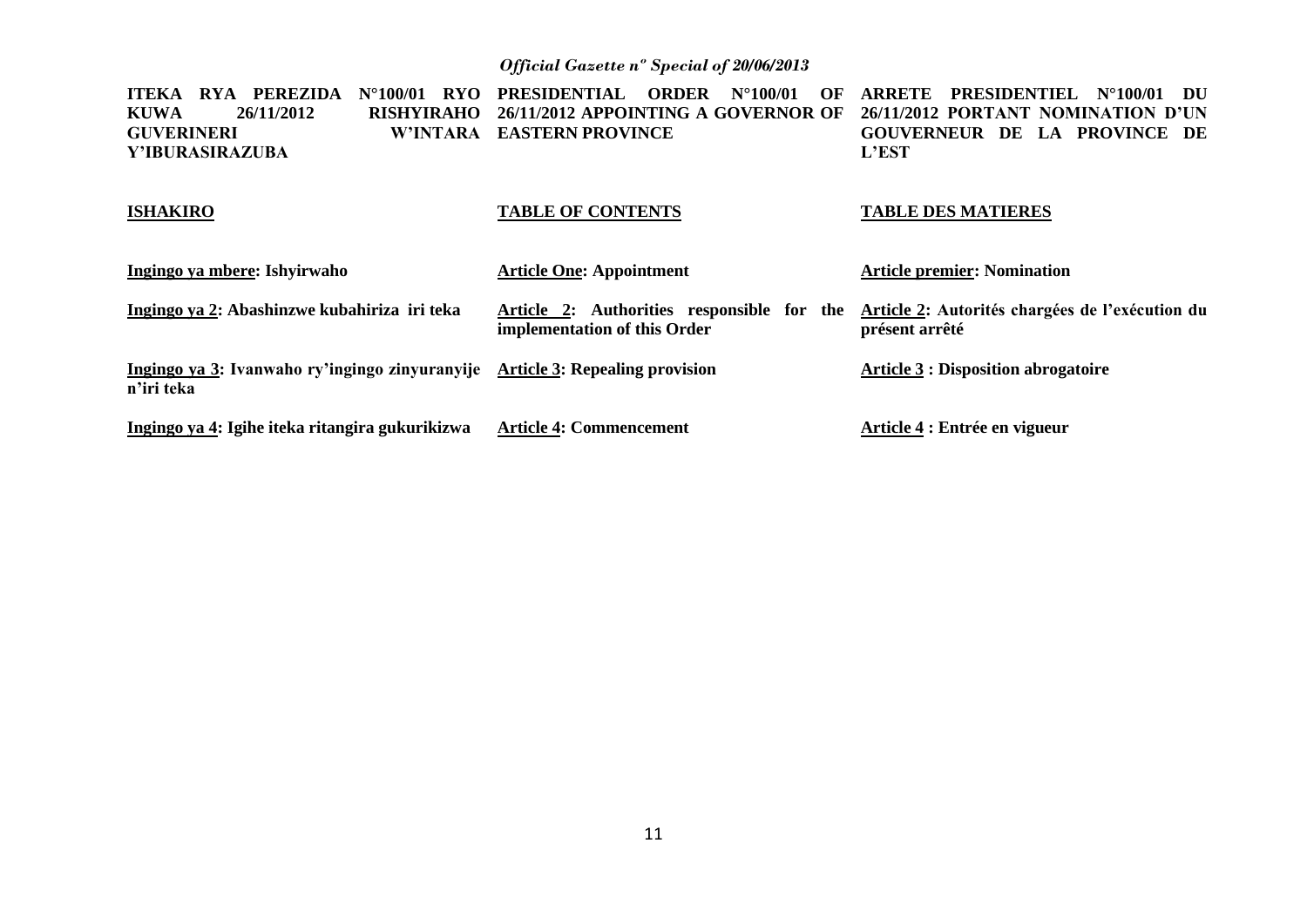**ITEKA RYA PEREZIDA N°100/01 RYO KUWA 26/11/2012 RISHYIRAHO GUVERINERI W'INTARA Y'IBURASIRAZUBA**

**PRESIDENTIAL ORDER N°100/01 OF 26/11/2012 APPOINTING A GOVERNOR OF EASTERN PROVINCE**

**ARRETE PRESIDENTIEL N°100/01 DU 26/11/2012 PORTANT NOMINATION D'UN GOUVERNEUR DE LA PROVINCE DE L'EST**

| **ISHAKIRO** | **TABLE OF CONTENTS** | **TABLE DES MATIERES** |
|---|---|---|
| **Ingingo ya mbere: Ishyirwaho** | **Article One: Appointment** | **Article premier: Nomination** |
| **Ingingo ya 2: Abashinzwe kubahiriza iri teka** | **Article 2: Authorities responsible for the implementation of this Order** | **Article 2: Autorités chargées de l'exécution du présent arrêté** |
| **Ingingo ya 3: Ivanwaho ry'ingingo zinyuranyije n'iri teka** | **Article 3: Repealing provision** | **Article 3 : Disposition abrogatoire** |
| **Ingingo ya 4: Igihe iteka ritangira gukurikizwa** | **Article 4: Commencement** | **Article 4 : Entrée en vigueur** |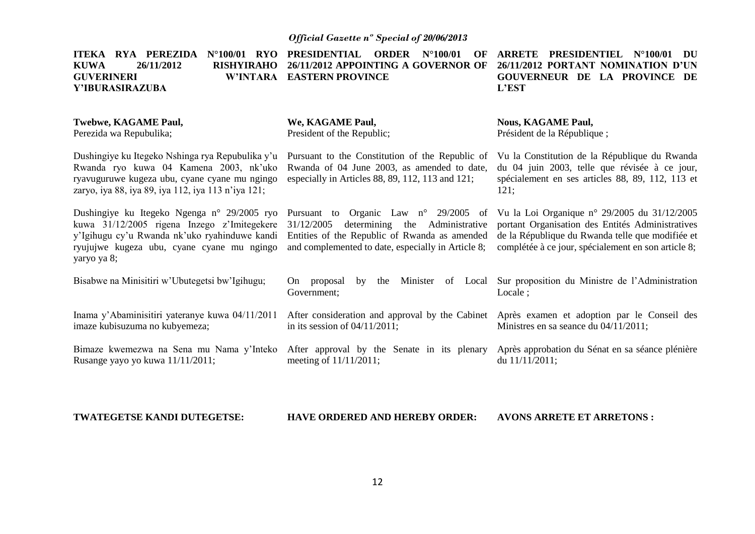**ITEKA RYA PEREZIDA N°100/01 RYO KUWA 26/11/2012 RISHYIRAHO GUVERINERI W'INTARA Y'IBURASIRAZUBA**

**Twebwe, KAGAME Paul,**
Perezida wa Repubulika;

Dushingiye ku Itegeko Nshinga rya Repubulika y'u Rwanda ryo kuwa 04 Kamena 2003, nk'uko ryavuguruwe kugeza ubu, cyane cyane mu ngingo zaryo, iya 88, iya 89, iya 112, iya 113 n'iya 121;

Dushingiye ku Itegeko Ngenga n° 29/2005 ryo kuwa 31/12/2005 rigena Inzego z'Imitegekere y'Igihugu cy'u Rwanda nk'uko ryahinduwe kandi ryujujwe kugeza ubu, cyane cyane mu ngingo yaryo ya 8;

Bisabwe na Minisitiri w'Ubutegetsi bw'Igihugu;

Inama y'Abaminisitiri yateranye kuwa 04/11/2011 imaze kubisuzuma no kubyemeza;

Bimaze kwemezwa na Sena mu Nama y'Inteko Rusange yayo yo kuwa 11/11/2011;

**TWATEGETSE KANDI DUTEGETSE:**

**PRESIDENTIAL ORDER N°100/01 OF 26/11/2012 APPOINTING A GOVERNOR OF EASTERN PROVINCE**

**We, KAGAME Paul,**
President of the Republic;

Pursuant to the Constitution of the Republic of Rwanda of 04 June 2003, as amended to date, especially in Articles 88, 89, 112, 113 and 121;

Pursuant to Organic Law n° 29/2005 of 31/12/2005 determining the Administrative Entities of the Republic of Rwanda as amended and complemented to date, especially in Article 8;

On proposal by the Minister of Local Government;

After consideration and approval by the Cabinet in its session of 04/11/2011;

After approval by the Senate in its plenary meeting of 11/11/2011;

**HAVE ORDERED AND HEREBY ORDER:**

**ARRETE PRESIDENTIEL N°100/01 DU 26/11/2012 PORTANT NOMINATION D'UN GOUVERNEUR DE LA PROVINCE DE L'EST**

**Nous, KAGAME Paul,**
Président de la République ;

Vu la Constitution de la République du Rwanda du 04 juin 2003, telle que révisée à ce jour, spécialement en ses articles 88, 89, 112, 113 et 121;

Vu la Loi Organique n° 29/2005 du 31/12/2005 portant Organisation des Entités Administratives de la République du Rwanda telle que modifiée et complétée à ce jour, spécialement en son article 8;

Sur proposition du Ministre de l'Administration Locale ;

Après examen et adoption par le Conseil des Ministres en sa seance du 04/11/2011;

Après approbation du Sénat en sa séance plénière du 11/11/2011;

**AVONS ARRETE ET ARRETONS :**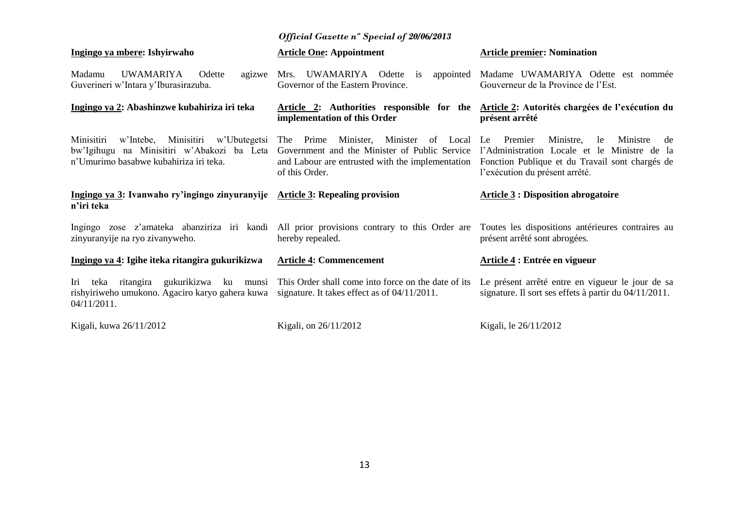**Ingingo ya mbere: Ishyirwaho**

Madamu UWAMARIYA Odette agizwe Guverineri w'Intara y'Iburasirazuba.

**Ingingo ya 2: Abashinzwe kubahiriza iri teka**

Minisitiri w'Intebe, Minisitiri w'Ubutegetsi bw'Igihugu na Minisitiri w'Abakozi ba Leta n'Umurimo basabwe kubahiriza iri teka.

**Ingingo ya 3: Ivanwaho ry'ingingo zinyuranyije n'iri teka**

Ingingo zose z'amateka abanziriza iri kandi zinyuranyije na ryo zivanyweho.

**Ingingo ya 4: Igihe iteka ritangira gukurikizwa**

Iri teka ritangira gukurikizwa ku munsi rishyiriweho umukono. Agaciro karyo gahera kuwa 04/11/2011.

Kigali, kuwa 26/11/2012

**Article One: Appointment**

Mrs. UWAMARIYA Odette is appointed Governor of the Eastern Province.

**Article 2: Authorities responsible for the implementation of this Order**

The Prime Minister, Minister of Local Government and the Minister of Public Service and Labour are entrusted with the implementation of this Order.

**Article 3: Repealing provision**

All prior provisions contrary to this Order are hereby repealed.

**Article 4: Commencement**

This Order shall come into force on the date of its signature. It takes effect as of 04/11/2011.

Kigali, on 26/11/2012

**Article premier: Nomination**

Madame UWAMARIYA Odette est nommée Gouverneur de la Province de l'Est.

**Article 2: Autorités chargées de l'exécution du présent arrêté**

Le Premier Ministre, le Ministre de l'Administration Locale et le Ministre de la Fonction Publique et du Travail sont chargés de l'exécution du présent arrêté.

**Article 3 : Disposition abrogatoire**

Toutes les dispositions antérieures contraires au présent arrêté sont abrogées.

**Article 4 : Entrée en vigueur**

Le présent arrêté entre en vigueur le jour de sa signature. Il sort ses effets à partir du 04/11/2011.

Kigali, le 26/11/2012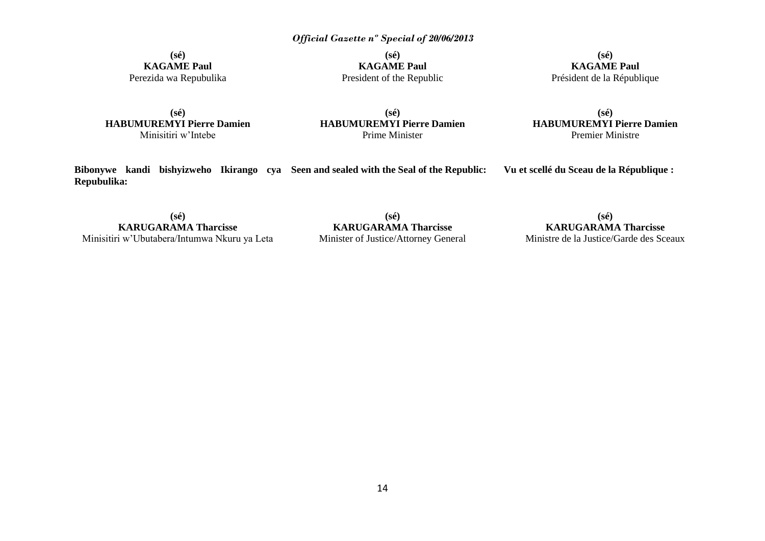**(sé)**
**KAGAME Paul**
Perezida wa Repubulika

**(sé)**
**HABUMUREMYI Pierre Damien**
Minisitiri w'Intebe

**Bibonywe kandi bishyizweho Ikirango cya Repubulika:**

**(sé)**
**KARUGARAMA Tharcisse**
Minisitiri w'Ubutabera/Intumwa Nkuru ya Leta

**(sé)**
**KAGAME Paul**
President of the Republic

**(sé)**
**HABUMUREMYI Pierre Damien**
Prime Minister

**Seen and sealed with the Seal of the Republic:**

**(sé)**
**KARUGARAMA Tharcisse**
Minister of Justice/Attorney General

**(sé)**
**KAGAME Paul**
Président de la République

**(sé)**
**HABUMUREMYI Pierre Damien**
Premier Ministre

**Vu et scellé du Sceau de la République :**

**(sé)**
**KARUGARAMA Tharcisse**
Ministre de la Justice/Garde des Sceaux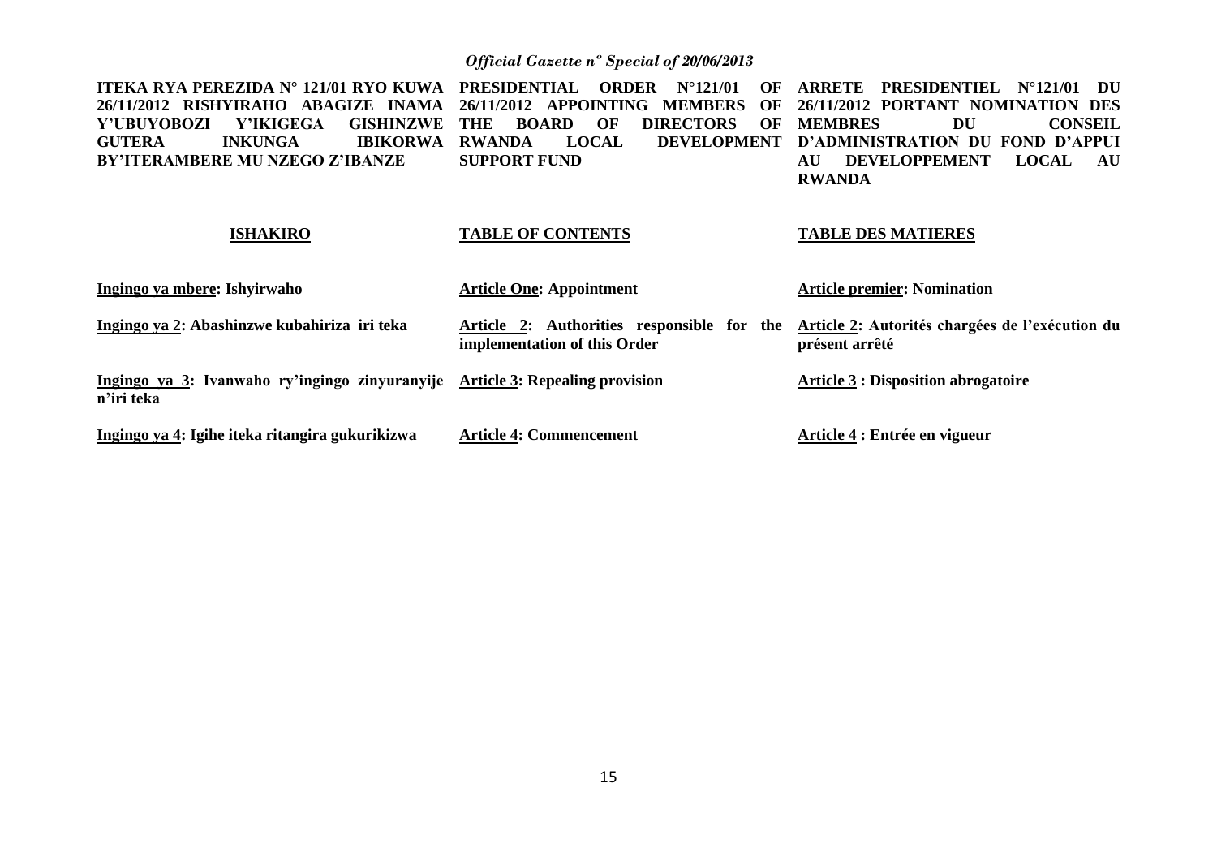**ITEKA RYA PEREZIDA N° 121/01 RYO KUWA 26/11/2012 RISHYIRAHO ABAGIZE INAMA Y'UBUYOBOZI Y'IKIGEGA GISHINZWE GUTERA INKUNGA IBIKORWA BY'ITERAMBERE MU NZEGO Z'IBANZE**

**ISHAKIRO**

**Ingingo ya mbere: Ishyirwaho**

**Ingingo ya 2: Abashinzwe kubahiriza iri teka**

**Ingingo ya 3: Ivanwaho ry'ingingo zinyuranyije n'iri teka**

**Ingingo ya 4: Igihe iteka ritangira gukurikizwa**

**PRESIDENTIAL ORDER N°121/01 OF 26/11/2012 APPOINTING MEMBERS OF THE BOARD OF DIRECTORS OF RWANDA LOCAL DEVELOPMENT SUPPORT FUND**

**TABLE OF CONTENTS**

**Article One: Appointment**

**Article 2: Authorities responsible for the implementation of this Order**

**Article 3: Repealing provision**

**Article 4: Commencement**

**ARRETE PRESIDENTIEL N°121/01 DU 26/11/2012 PORTANT NOMINATION DES MEMBRES DU CONSEIL D'ADMINISTRATION DU FOND D'APPUI AU DEVELOPPEMENT LOCAL AU RWANDA**

**TABLE DES MATIERES**

**Article premier: Nomination**

**Article 2: Autorités chargées de l'exécution du présent arrêté**

**Article 3 : Disposition abrogatoire**

**Article 4 : Entrée en vigueur**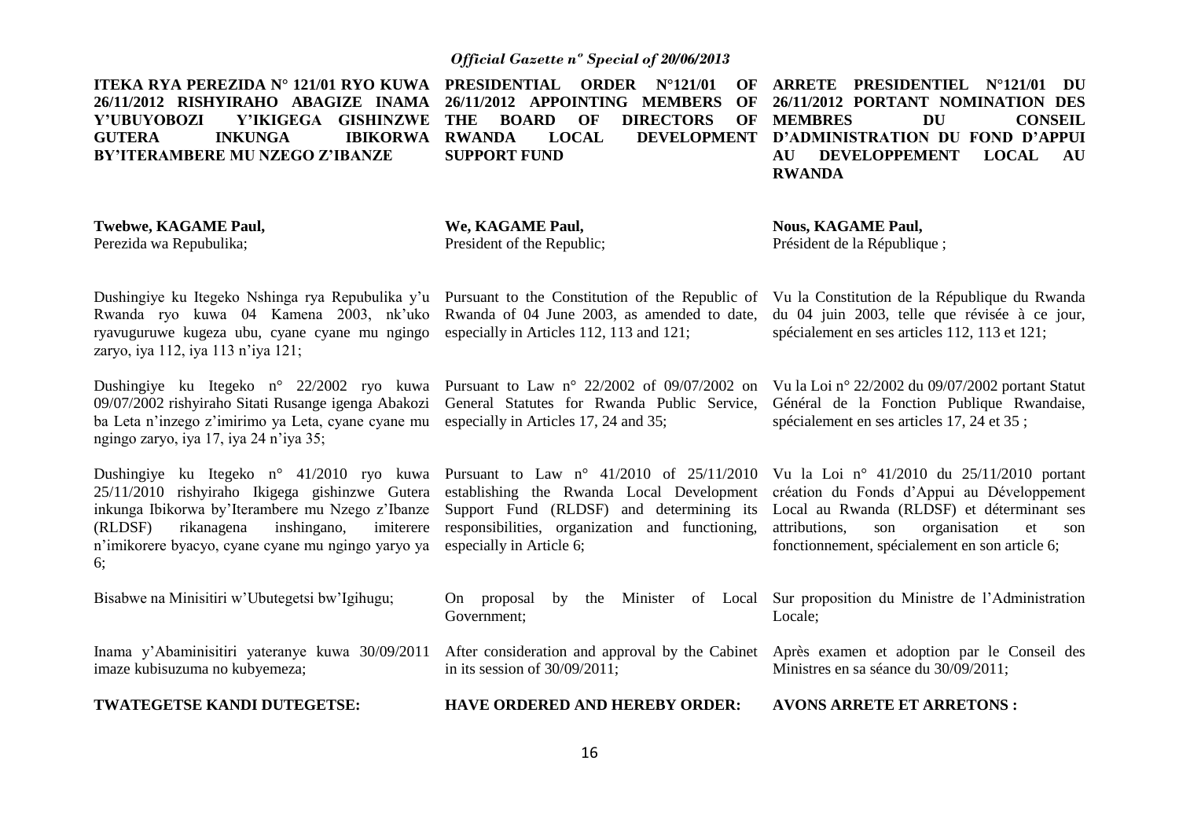**ITEKA RYA PEREZIDA N° 121/01 RYO KUWA 26/11/2012 RISHYIRAHO ABAGIZE INAMA Y'UBUYOBOZI Y'IKIGEGA GISHINZWE GUTERA INKUNGA IBIKORWA BY'ITERAMBERE MU NZEGO Z'IBANZE**

**Twebwe, KAGAME Paul,**
Perezida wa Repubulika;

Dushingiye ku Itegeko Nshinga rya Repubulika y'u Rwanda ryo kuwa 04 Kamena 2003, nk'uko ryavuguruwe kugeza ubu, cyane cyane mu ngingo zaryo, iya 112, iya 113 n'iya 121;

Dushingiye ku Itegeko n° 22/2002 ryo kuwa 09/07/2002 rishyiraho Sitati Rusange igenga Abakozi ba Leta n'inzego z'imirimo ya Leta, cyane cyane mu ngingo zaryo, iya 17, iya 24 n'iya 35;

Dushingiye ku Itegeko n° 41/2010 ryo kuwa 25/11/2010 rishyiraho Ikigega gishinzwe Gutera inkunga Ibikorwa by'Iterambere mu Nzego z'Ibanze (RLDSF) rikanagena inshingano, imiterere n'imikorere byacyo, cyane cyane mu ngingo yaryo ya 6;

Bisabwe na Minisitiri w'Ubutegetsi bw'Igihugu;

Inama y'Abaminisitiri yateranye kuwa 30/09/2011 imaze kubisuzuma no kubyemeza;

**TWATEGETSE KANDI DUTEGETSE:**

**PRESIDENTIAL ORDER N°121/01 OF 26/11/2012 APPOINTING MEMBERS OF THE BOARD OF DIRECTORS OF RWANDA LOCAL DEVELOPMENT SUPPORT FUND**

**We, KAGAME Paul,**
President of the Republic;

Pursuant to the Constitution of the Republic of Rwanda of 04 June 2003, as amended to date, especially in Articles 112, 113 and 121;

Pursuant to Law n° 22/2002 of 09/07/2002 on General Statutes for Rwanda Public Service, especially in Articles 17, 24 and 35;

Pursuant to Law n° 41/2010 of 25/11/2010 establishing the Rwanda Local Development Support Fund (RLDSF) and determining its responsibilities, organization and functioning, especially in Article 6;

On proposal by the Minister of Local Government;

After consideration and approval by the Cabinet in its session of 30/09/2011;

**HAVE ORDERED AND HEREBY ORDER:**

**ARRETE PRESIDENTIEL N°121/01 DU 26/11/2012 PORTANT NOMINATION DES MEMBRES DU CONSEIL D'ADMINISTRATION DU FOND D'APPUI AU DEVELOPPEMENT LOCAL AU RWANDA**

**Nous, KAGAME Paul,**
Président de la République ;

Vu la Constitution de la République du Rwanda du 04 juin 2003, telle que révisée à ce jour, spécialement en ses articles 112, 113 et 121;

Vu la Loi n° 22/2002 du 09/07/2002 portant Statut Général de la Fonction Publique Rwandaise, spécialement en ses articles 17, 24 et 35 ;

Vu la Loi n° 41/2010 du 25/11/2010 portant création du Fonds d'Appui au Développement Local au Rwanda (RLDSF) et déterminant ses attributions, son organisation et son fonctionnement, spécialement en son article 6;

Sur proposition du Ministre de l'Administration Locale;

Après examen et adoption par le Conseil des Ministres en sa séance du 30/09/2011;

**AVONS ARRETE ET ARRETONS :**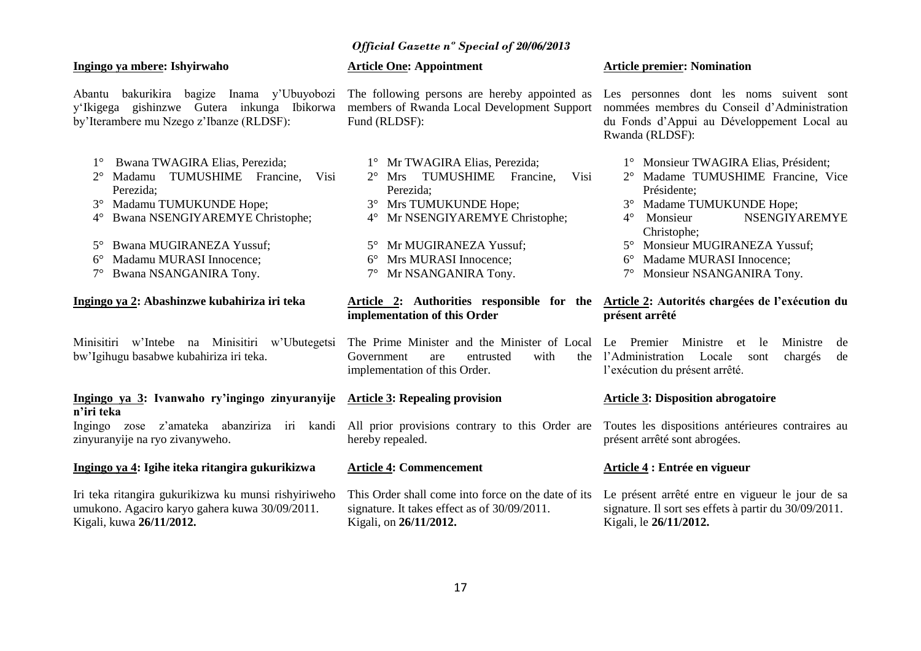**Ingingo ya mbere: Ishyirwaho**

Abantu bakurikira bagize Inama y'Ubuyobozi y'Ikigega gishinzwe Gutera inkunga Ibikorwa by'Iterambere mu Nzego z'Ibanze (RLDSF):

1° Bwana TWAGIRA Elias, Perezida;
2° Madamu TUMUSHIME Francine, Visi Perezida;
3° Madamu TUMUKUNDE Hope;
4° Bwana NSENGIYAREMYE Christophe;
5° Bwana MUGIRANEZA Yussuf;
6° Madamu MURASI Innocence;
7° Bwana NSANGANIRA Tony.

**Ingingo ya 2: Abashinzwe kubahiriza iri teka**

Minisitiri w'Intebe na Minisitiri w'Ubutegetsi bw'Igihugu basabwe kubahiriza iri teka.

**Ingingo ya 3: Ivanwaho ry'ingingo zinyuranyije n'iri teka**

Ingingo zose z'amateka abanziriza iri kandi zinyuranyije na ryo zivanyweho.

**Ingingo ya 4: Igihe iteka ritangira gukurikizwa**

Iri teka ritangira gukurikizwa ku munsi rishyiriweho umukono. Agaciro karyo gahera kuwa 30/09/2011.
Kigali, kuwa **26/11/2012.**

**Article One: Appointment**

The following persons are hereby appointed as members of Rwanda Local Development Support Fund (RLDSF):

1° Mr TWAGIRA Elias, Perezida;
2° Mrs TUMUSHIME Francine, Visi Perezida;
3° Mrs TUMUKUNDE Hope;
4° Mr NSENGIYAREMYE Christophe;
5° Mr MUGIRANEZA Yussuf;
6° Mrs MURASI Innocence;
7° Mr NSANGANIRA Tony.

**Article 2: Authorities responsible for the implementation of this Order**

The Prime Minister and the Minister of Local Government are entrusted with the implementation of this Order.

**Article 3: Repealing provision**

All prior provisions contrary to this Order are hereby repealed.

**Article 4: Commencement**

This Order shall come into force on the date of its signature. It takes effect as of 30/09/2011.
Kigali, on **26/11/2012.**

**Article premier: Nomination**

Les personnes dont les noms suivent sont nommées membres du Conseil d'Administration du Fonds d'Appui au Développement Local au Rwanda (RLDSF):

1° Monsieur TWAGIRA Elias, Président;
2° Madame TUMUSHIME Francine, Vice Présidente;
3° Madame TUMUKUNDE Hope;
4° Monsieur NSENGIYAREMYE Christophe;
5° Monsieur MUGIRANEZA Yussuf;
6° Madame MURASI Innocence;
7° Monsieur NSANGANIRA Tony.

**Article 2: Autorités chargées de l'exécution du présent arrêté**

Le Premier Ministre et le Ministre de l'Administration Locale sont chargés de l'exécution du présent arrêté.

**Article 3: Disposition abrogatoire**

Toutes les dispositions antérieures contraires au présent arrêté sont abrogées.

**Article 4 : Entrée en vigueur**

Le présent arrêté entre en vigueur le jour de sa signature. Il sort ses effets à partir du 30/09/2011.
Kigali, le **26/11/2012.**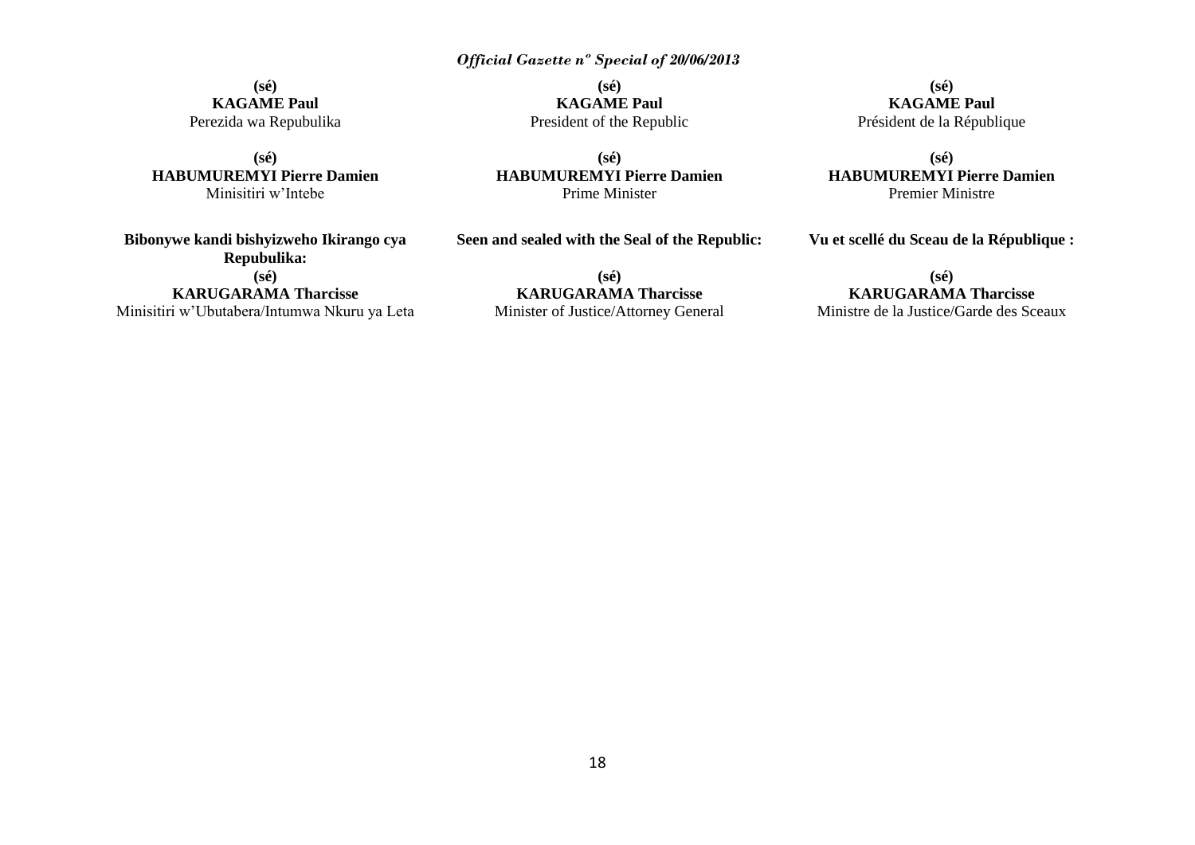**(sé)**
**KAGAME Paul**
Perezida wa Repubulika

**(sé)**
**HABUMUREMYI Pierre Damien**
Minisitiri w'Intebe

**Bibonywe kandi bishyizweho Ikirango cya Repubulika:**

**(sé)**
**KARUGARAMA Tharcisse**
Minisitiri w'Ubutabera/Intumwa Nkuru ya Leta

**(sé)**
**KAGAME Paul**
President of the Republic

**(sé)**
**HABUMUREMYI Pierre Damien**
Prime Minister

**Seen and sealed with the Seal of the Republic:**

**(sé)**
**KARUGARAMA Tharcisse**
Minister of Justice/Attorney General

**(sé)**
**KAGAME Paul**
Président de la République

**(sé)**
**HABUMUREMYI Pierre Damien**
Premier Ministre

**Vu et scellé du Sceau de la République :**

**(sé)**
**KARUGARAMA Tharcisse**
Ministre de la Justice/Garde des Sceaux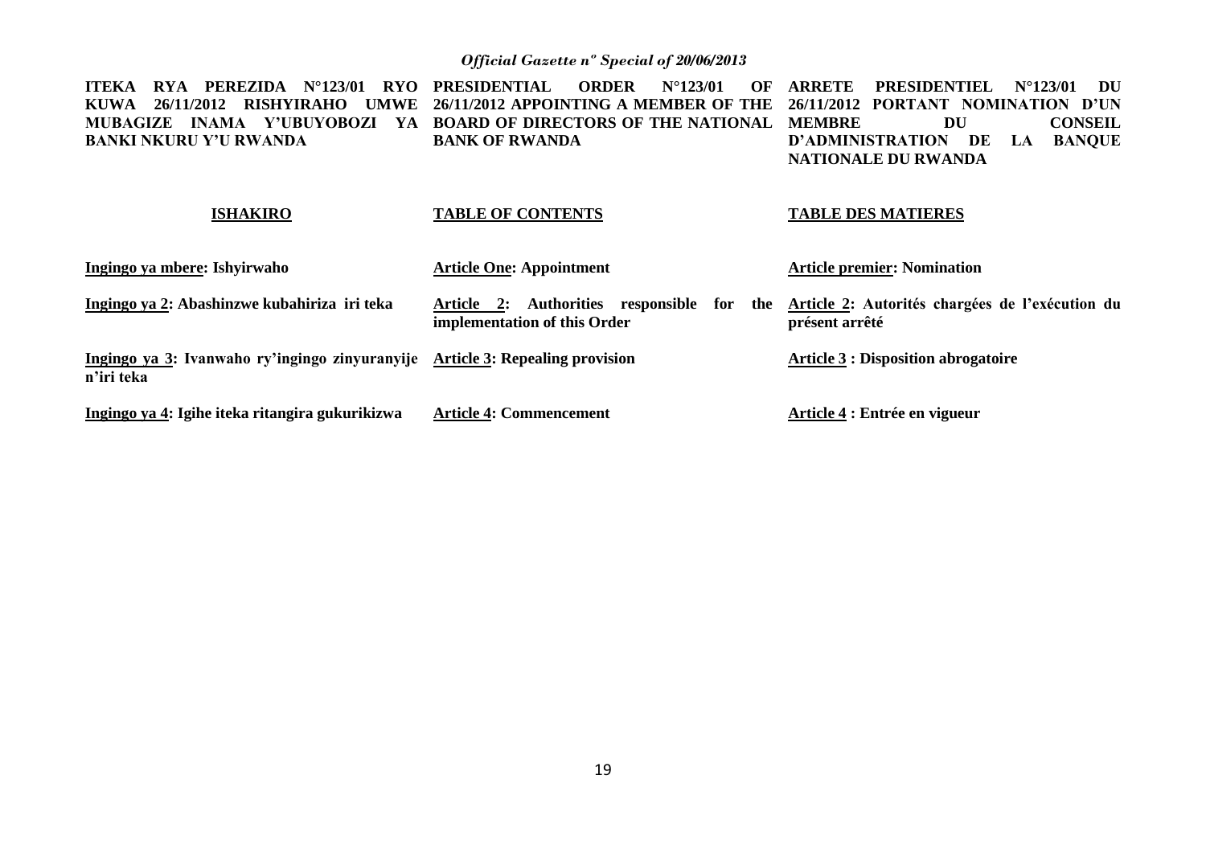**ITEKA RYA PEREZIDA N°123/01 RYO KUWA 26/11/2012 RISHYIRAHO UMWE MUBAGIZE INAMA Y'UBUYOBOZI YA BANKI NKURU Y'U RWANDA**

**ISHAKIRO**

**Ingingo ya mbere: Ishyirwaho**

**Ingingo ya 2: Abashinzwe kubahiriza iri teka**

**Ingingo ya 3: Ivanwaho ry'ingingo zinyuranyije n'iri teka**

**Ingingo ya 4: Igihe iteka ritangira gukurikizwa**

**PRESIDENTIAL ORDER N°123/01 OF 26/11/2012 APPOINTING A MEMBER OF THE BOARD OF DIRECTORS OF THE NATIONAL BANK OF RWANDA**

**TABLE OF CONTENTS**

**Article One: Appointment**

**Article 2: Authorities responsible for the implementation of this Order**

**Article 3: Repealing provision**

**Article 4: Commencement**

**ARRETE PRESIDENTIEL N°123/01 DU 26/11/2012 PORTANT NOMINATION D'UN MEMBRE DU CONSEIL D'ADMINISTRATION DE LA BANQUE NATIONALE DU RWANDA**

**TABLE DES MATIERES**

**Article premier: Nomination**

**Article 2: Autorités chargées de l'exécution du présent arrêté**

**Article 3 : Disposition abrogatoire**

**Article 4 : Entrée en vigueur**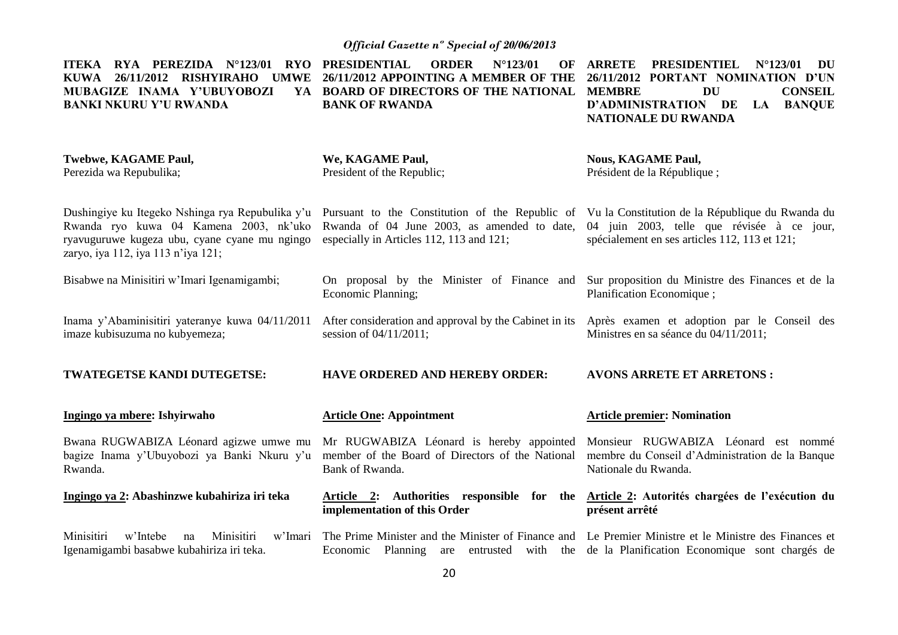**ITEKA RYA PEREZIDA N°123/01 RYO KUWA 26/11/2012 RISHYIRAHO UMWE MUBAGIZE INAMA Y'UBUYOBOZI YA BANKI NKURU Y'U RWANDA**

**Twebwe, KAGAME Paul,**
Perezida wa Repubulika;

Dushingiye ku Itegeko Nshinga rya Repubulika y'u Rwanda ryo kuwa 04 Kamena 2003, nk'uko ryavuguruwe kugeza ubu, cyane cyane mu ngingo zaryo, iya 112, iya 113 n'iya 121;

Bisabwe na Minisitiri w'Imari Igenamigambi;

Inama y'Abaminisitiri yateranye kuwa 04/11/2011 imaze kubisuzuma no kubyemeza;

**TWATEGETSE KANDI DUTEGETSE:**

**Ingingo ya mbere: Ishyirwaho**

Bwana RUGWABIZA Léonard agizwe umwe mu bagize Inama y'Ubuyobozi ya Banki Nkuru y'u Rwanda.

**Ingingo ya 2: Abashinzwe kubahiriza iri teka**

Minisitiri w'Intebe na Minisitiri w'Imari Igenamigambi basabwe kubahiriza iri teka.

**PRESIDENTIAL ORDER N°123/01 OF 26/11/2012 APPOINTING A MEMBER OF THE BOARD OF DIRECTORS OF THE NATIONAL BANK OF RWANDA**

**We, KAGAME Paul,**
President of the Republic;

Pursuant to the Constitution of the Republic of Rwanda of 04 June 2003, as amended to date, especially in Articles 112, 113 and 121;

On proposal by the Minister of Finance and Economic Planning;

After consideration and approval by the Cabinet in its session of 04/11/2011;

**HAVE ORDERED AND HEREBY ORDER:**

**Article One: Appointment**

Mr RUGWABIZA Léonard is hereby appointed member of the Board of Directors of the National Bank of Rwanda.

**Article 2: Authorities responsible for the implementation of this Order**

The Prime Minister and the Minister of Finance and Economic Planning are entrusted with the

**ARRETE PRESIDENTIEL N°123/01 DU 26/11/2012 PORTANT NOMINATION D'UN MEMBRE DU CONSEIL D'ADMINISTRATION DE LA BANQUE NATIONALE DU RWANDA**

**Nous, KAGAME Paul,**
Président de la République ;

Vu la Constitution de la République du Rwanda du 04 juin 2003, telle que révisée à ce jour, spécialement en ses articles 112, 113 et 121;

Sur proposition du Ministre des Finances et de la Planification Economique ;

Après examen et adoption par le Conseil des Ministres en sa séance du 04/11/2011;

**AVONS ARRETE ET ARRETONS :**

**Article premier: Nomination**

Monsieur RUGWABIZA Léonard est nommé membre du Conseil d'Administration de la Banque Nationale du Rwanda.

**Article 2: Autorités chargées de l'exécution du présent arrêté**

Le Premier Ministre et le Ministre des Finances et de la Planification Economique sont chargés de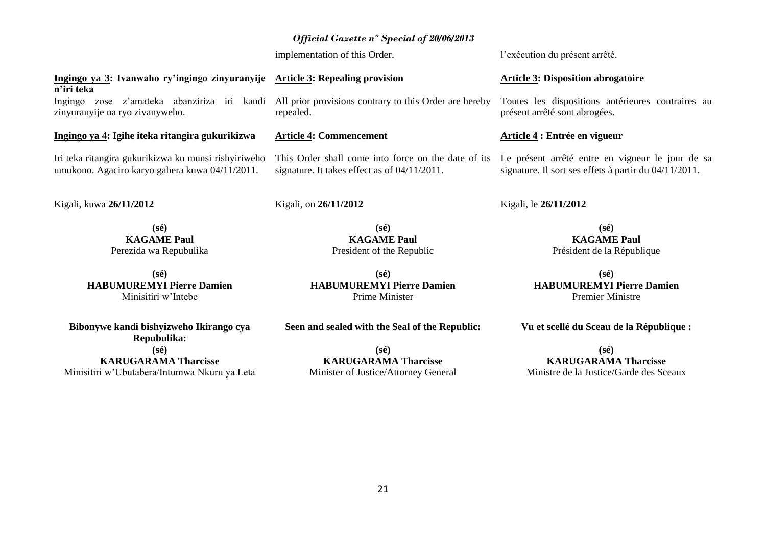implementation of this Order.

l'exécution du présent arrêté.

**Ingingo ya 3: Ivanwaho ry'ingingo zinyuranyije n'iri teka**

Ingingo zose z'amateka abanziriza iri kandi zinyuranyije na ryo zivanyweho.

**Ingingo ya 4: Igihe iteka ritangira gukurikizwa**

Iri teka ritangira gukurikizwa ku munsi rishyiriweho umukono. Agaciro karyo gahera kuwa 04/11/2011.

Kigali, kuwa **26/11/2012**

**(sé)**
**KAGAME Paul**
Perezida wa Repubulika

**(sé)**
**HABUMUREMYI Pierre Damien**
Minisitiri w'Intebe

**Bibonywe kandi bishyizweho Ikirango cya Repubulika:**

**(sé)**
**KARUGARAMA Tharcisse**
Minisitiri w'Ubutabera/Intumwa Nkuru ya Leta

**Article 3: Repealing provision**

All prior provisions contrary to this Order are hereby repealed.

**Article 4: Commencement**

This Order shall come into force on the date of its signature. It takes effect as of 04/11/2011.

Kigali, on **26/11/2012**

**(sé)**
**KAGAME Paul**
President of the Republic

**(sé)**
**HABUMUREMYI Pierre Damien**
Prime Minister

**Seen and sealed with the Seal of the Republic:**

**(sé)**
**KARUGARAMA Tharcisse**
Minister of Justice/Attorney General

**Article 3: Disposition abrogatoire**

Toutes les dispositions antérieures contraires au présent arrêté sont abrogées.

**Article 4 : Entrée en vigueur**

Le présent arrêté entre en vigueur le jour de sa signature. Il sort ses effets à partir du 04/11/2011.

Kigali, le **26/11/2012**

**(sé)**
**KAGAME Paul**
Président de la République

**(sé)**
**HABUMUREMYI Pierre Damien**
Premier Ministre

**Vu et scellé du Sceau de la République :**

**(sé)**
**KARUGARAMA Tharcisse**
Ministre de la Justice/Garde des Sceaux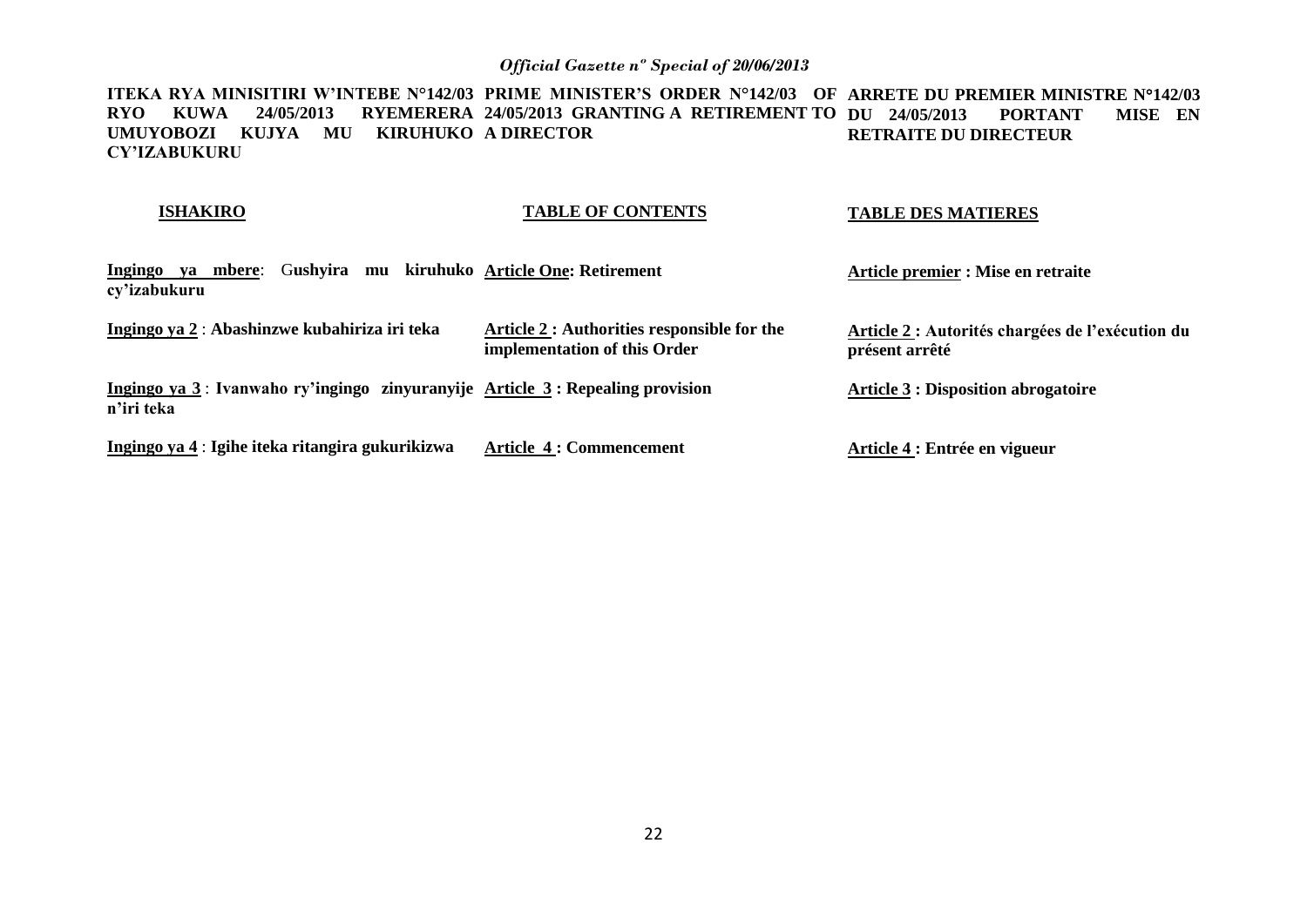**ITEKA RYA MINISITIRI W'INTEBE N°142/03 RYO KUWA 24/05/2013 RYEMERERA UMUYOBOZI KUJYA MU KIRUHUKO CY'IZABUKURU**

**ISHAKIRO**

**Ingingo ya mbere**: **Gushyira mu kiruhuko cy'izabukuru**

**Ingingo ya 2** : **Abashinzwe kubahiriza iri teka**

**Ingingo ya 3** : **Ivanwaho ry'ingingo zinyuranyije n'iri teka**

**Ingingo ya 4** : **Igihe iteka ritangira gukurikizwa**

**PRIME MINISTER'S ORDER N°142/03 OF 24/05/2013 GRANTING A RETIREMENT TO A DIRECTOR**

**TABLE OF CONTENTS**

**Article One: Retirement**

**Article 2 : Authorities responsible for the implementation of this Order**

**Article 3 : Repealing provision**

**Article 4 : Commencement**

**ARRETE DU PREMIER MINISTRE N°142/03 DU 24/05/2013 PORTANT MISE EN RETRAITE DU DIRECTEUR**

**TABLE DES MATIERES**

**Article premier : Mise en retraite**

**Article 2 : Autorités chargées de l'exécution du présent arrêté**

**Article 3 : Disposition abrogatoire**

**Article 4 : Entrée en vigueur**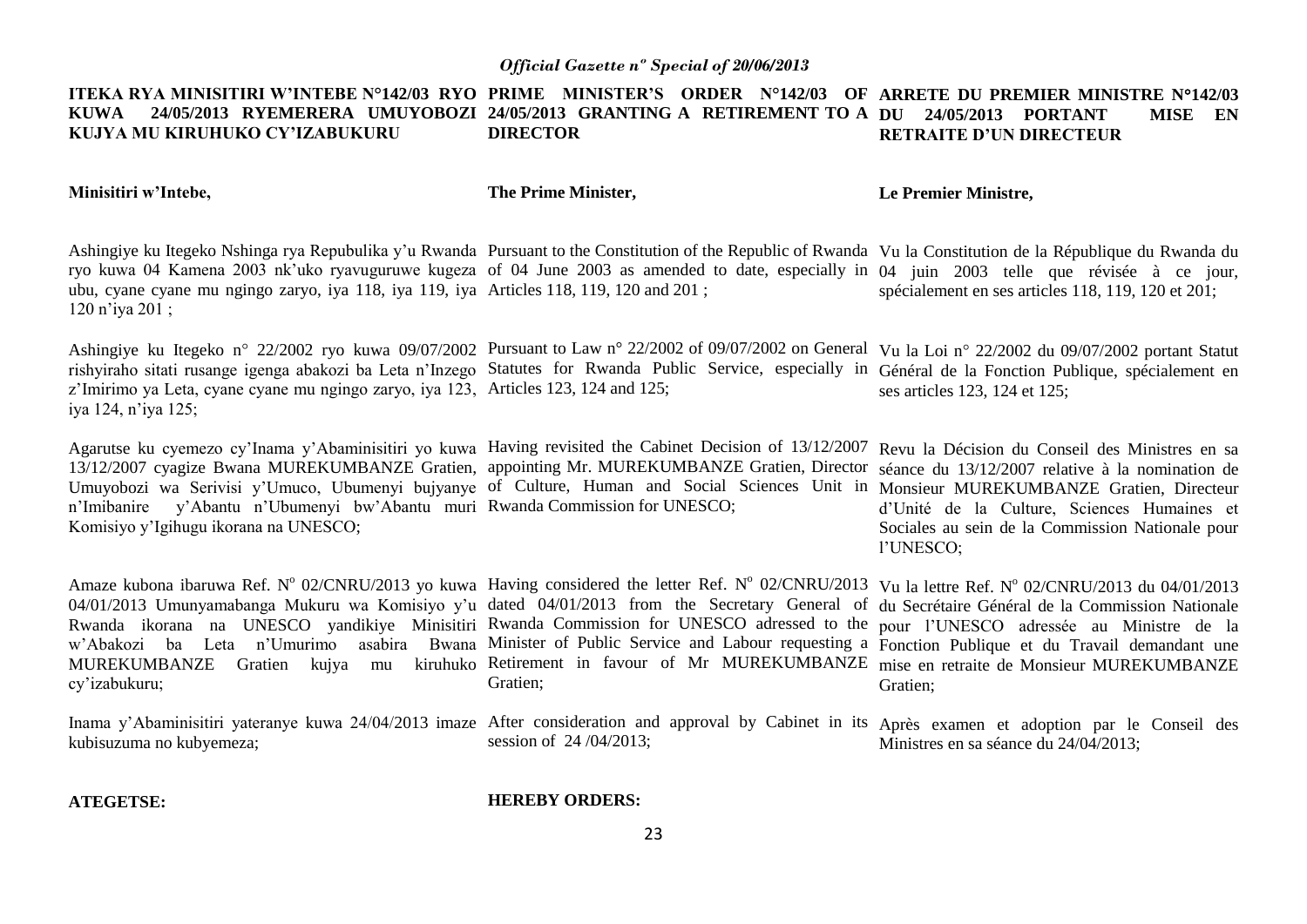**ITEKA RYA MINISITIRI W'INTEBE N°142/03 RYO KUWA 24/05/2013 RYEMERERA UMUYOBOZI KUJYA MU KIRUHUKO CY'IZABUKURU**

**Minisitiri w'Intebe,**

Ashingiye ku Itegeko Nshinga rya Repubulika y'u Rwanda ryo kuwa 04 Kamena 2003 nk'uko ryavuguruwe kugeza ubu, cyane cyane mu ngingo zaryo, iya 118, iya 119, iya 120 n'iya 201 ;

Ashingiye ku Itegeko n° 22/2002 ryo kuwa 09/07/2002 rishyiraho sitati rusange igenga abakozi ba Leta n'Inzego z'Imirimo ya Leta, cyane cyane mu ngingo zaryo, iya 123, iya 124, n'iya 125;

Agarutse ku cyemezo cy'Inama y'Abaminisitiri yo kuwa 13/12/2007 cyagize Bwana MUREKUMBANZE Gratien, Umuyobozi wa Serivisi y'Umuco, Ubumenyi bujyanye n'Imibanire y'Abantu n'Ubumenyi bw'Abantu muri Komisiyo y'Igihugu ikorana na UNESCO;

Amaze kubona ibaruwa Ref. N° 02/CNRU/2013 yo kuwa 04/01/2013 Umunyamabanga Mukuru wa Komisiyo y'u Rwanda ikorana na UNESCO yandikiye Minisitiri w'Abakozi ba Leta n'Umurimo asabira Bwana MUREKUMBANZE Gratien kujya mu kiruhuko cy'izabukuru;

Inama y'Abaminisitiri yateranye kuwa 24/04/2013 imaze kubisuzuma no kubyemeza;

**ATEGETSE:**

**PRIME MINISTER'S ORDER N°142/03 OF 24/05/2013 GRANTING A RETIREMENT TO A DIRECTOR**

**The Prime Minister,**

Pursuant to the Constitution of the Republic of Rwanda of 04 June 2003 as amended to date, especially in Articles 118, 119, 120 and 201 ;

Pursuant to Law n° 22/2002 of 09/07/2002 on General Statutes for Rwanda Public Service, especially in Articles 123, 124 and 125;

Having revisited the Cabinet Decision of 13/12/2007 appointing Mr. MUREKUMBANZE Gratien, Director of Culture, Human and Social Sciences Unit in Rwanda Commission for UNESCO;

Having considered the letter Ref. N° 02/CNRU/2013 dated 04/01/2013 from the Secretary General of Rwanda Commission for UNESCO adressed to the Minister of Public Service and Labour requesting a Retirement in favour of Mr MUREKUMBANZE Gratien;

After consideration and approval by Cabinet in its session of 24 /04/2013;

**HEREBY ORDERS:**

**ARRETE DU PREMIER MINISTRE N°142/03 DU 24/05/2013 PORTANT MISE EN RETRAITE D'UN DIRECTEUR**

**Le Premier Ministre,**

Vu la Constitution de la République du Rwanda du 04 juin 2003 telle que révisée à ce jour, spécialement en ses articles 118, 119, 120 et 201;

Vu la Loi n° 22/2002 du 09/07/2002 portant Statut Général de la Fonction Publique, spécialement en ses articles 123, 124 et 125;

Revu la Décision du Conseil des Ministres en sa séance du 13/12/2007 relative à la nomination de Monsieur MUREKUMBANZE Gratien, Directeur d'Unité de la Culture, Sciences Humaines et Sociales au sein de la Commission Nationale pour l'UNESCO;

Vu la lettre Ref. N° 02/CNRU/2013 du 04/01/2013 du Secrétaire Général de la Commission Nationale pour l'UNESCO adressée au Ministre de la Fonction Publique et du Travail demandant une mise en retraite de Monsieur MUREKUMBANZE Gratien;

Après examen et adoption par le Conseil des Ministres en sa séance du 24/04/2013;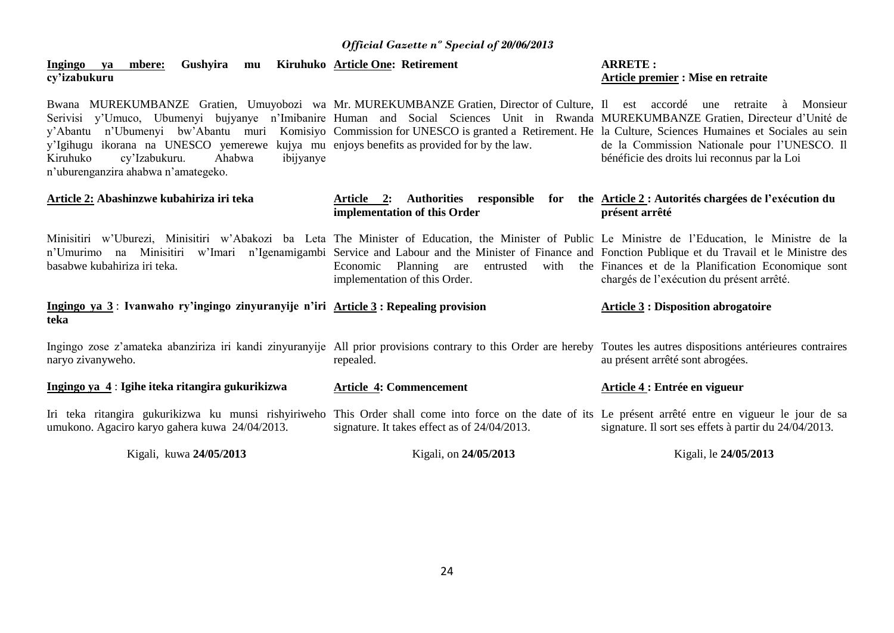**Ingingo ya mbere: Gushyira mu Kiruhuko cy'izabukuru**

Bwana MUREKUMBANZE Gratien, Umuyobozi wa Serivisi y'Umuco, Ubumenyi bujyanye n'Imibanire y'Abantu n'Ubumenyi bw'Abantu muri Komisiyo y'Igihugu ikorana na UNESCO yemerewe kujya mu Kiruhuko cy'Izabukuru. Ahabwa ibijyanye n'uburenganzira ahabwa n'amategeko.

**Article 2: Abashinzwe kubahiriza iri teka**

Minisitiri w'Uburezi, Minisitiri w'Abakozi ba Leta n'Umurimo na Minisitiri w'Imari n'Igenamigambi basabwe kubahiriza iri teka.

**Ingingo ya 3 : Ivanwaho ry'ingingo zinyuranyije n'iri teka**

Ingingo zose z'amateka abanziriza iri kandi zinyuranyije naryo zivanyweho.

**Ingingo ya 4 : Igihe iteka ritangira gukurikizwa**

Iri teka ritangira gukurikizwa ku munsi rishyiriweho umukono. Agaciro karyo gahera kuwa 24/04/2013.

Kigali, kuwa **24/05/2013**

**Article One: Retirement**

Mr. MUREKUMBANZE Gratien, Director of Culture, Human and Social Sciences Unit in Rwanda Commission for UNESCO is granted a Retirement. He enjoys benefits as provided for by the law.

**Article 2: Authorities responsible for the implementation of this Order**

The Minister of Education, the Minister of Public Service and Labour and the Minister of Finance and Economic Planning are entrusted with the implementation of this Order.

**Article 3 : Repealing provision**

All prior provisions contrary to this Order are hereby repealed.

**Article 4: Commencement**

This Order shall come into force on the date of its signature. It takes effect as of 24/04/2013.

Kigali, on **24/05/2013**

**ARRETE :**
**Article premier : Mise en retraite**

Il est accordé une retraite à Monsieur MUREKUMBANZE Gratien, Directeur d'Unité de la Culture, Sciences Humaines et Sociales au sein de la Commission Nationale pour l'UNESCO. Il bénéficie des droits lui reconnus par la Loi

**Article 2 : Autorités chargées de l'exécution du présent arrêté**

Le Ministre de l'Education, le Ministre de la Fonction Publique et du Travail et le Ministre des Finances et de la Planification Economique sont chargés de l'exécution du présent arrêté.

**Article 3 : Disposition abrogatoire**

Toutes les autres dispositions antérieures contraires au présent arrêté sont abrogées.

**Article 4 : Entrée en vigueur**

Le présent arrêté entre en vigueur le jour de sa signature. Il sort ses effets à partir du 24/04/2013.

Kigali, le **24/05/2013**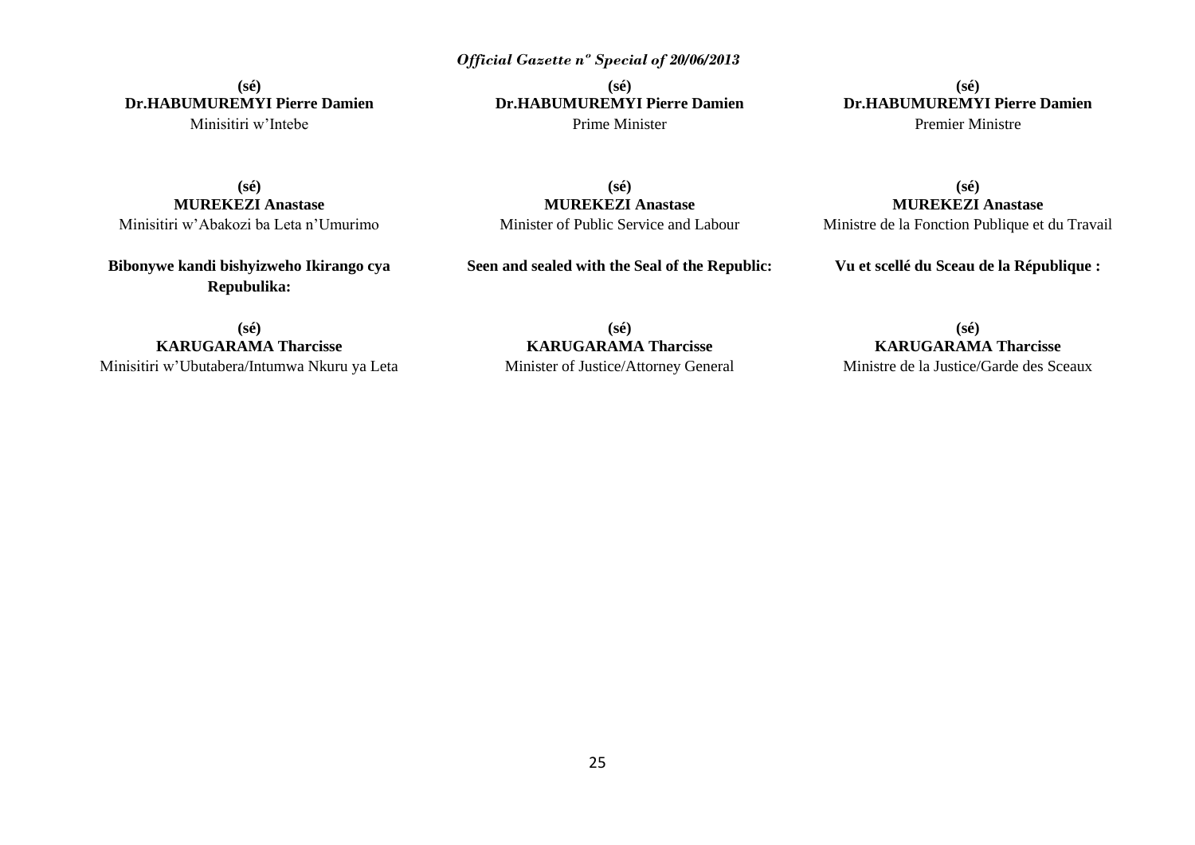**(sé)**
**Dr.HABUMUREMYI Pierre Damien**
Minisitiri w'Intebe

**(sé)**
**MUREKEZI Anastase**
Minisitiri w'Abakozi ba Leta n'Umurimo

**Bibonywe kandi bishyizweho Ikirango cya Repubulika:**

**(sé)**
**KARUGARAMA Tharcisse**
Minisitiri w'Ubutabera/Intumwa Nkuru ya Leta

**(sé)**
**Dr.HABUMUREMYI Pierre Damien**
Prime Minister

**(sé)**
**MUREKEZI Anastase**
Minister of Public Service and Labour

**Seen and sealed with the Seal of the Republic:**

**(sé)**
**KARUGARAMA Tharcisse**
Minister of Justice/Attorney General

**(sé)**
**Dr.HABUMUREMYI Pierre Damien**
Premier Ministre

**(sé)**
**MUREKEZI Anastase**
Ministre de la Fonction Publique et du Travail

**Vu et scellé du Sceau de la République :**

**(sé)**
**KARUGARAMA Tharcisse**
Ministre de la Justice/Garde des Sceaux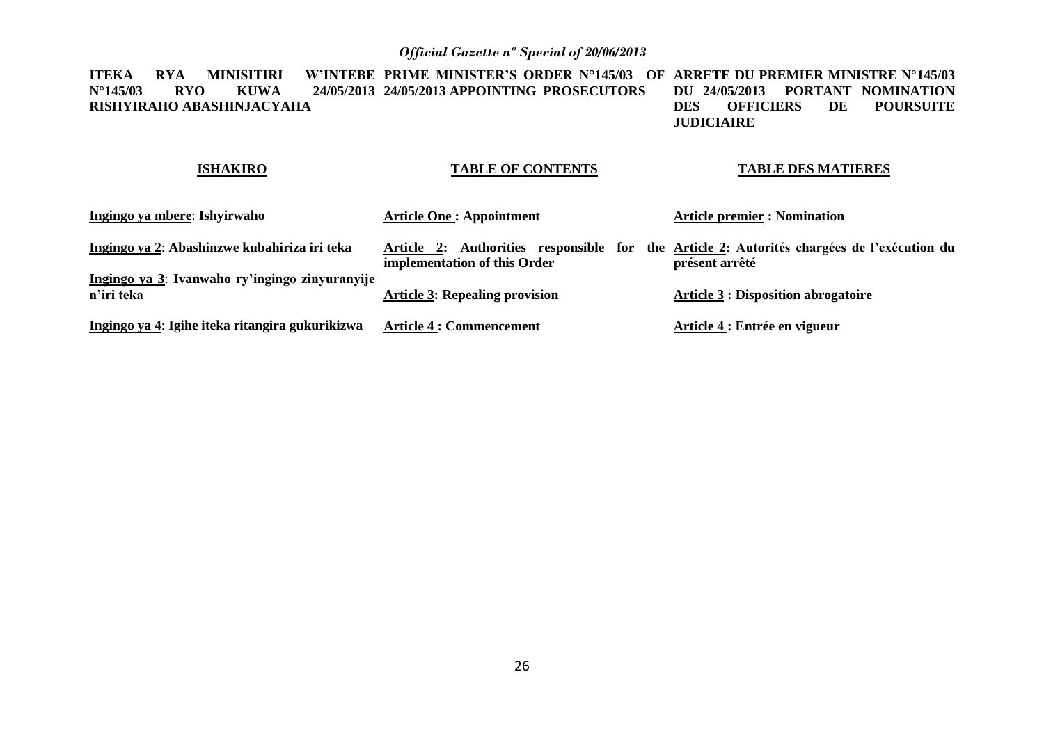**ITEKA RYA MINISITIRI W'INTEBE N°145/03 RYO KUWA 24/05/2013 RISHYIRAHO ABASHINJACYAHA**

**PRIME MINISTER'S ORDER N°145/03 OF 24/05/2013 APPOINTING PROSECUTORS**

**ARRETE DU PREMIER MINISTRE N°145/03 DU 24/05/2013 PORTANT NOMINATION DES OFFICIERS DE POURSUITE JUDICIAIRE**

| **ISHAKIRO** | **TABLE OF CONTENTS** | **TABLE DES MATIERES** |
|---|---|---|
| **Ingingo ya mbere: Ishyirwaho** | **Article One : Appointment** | **Article premier : Nomination** |
| **Ingingo ya 2: Abashinzwe kubahiriza iri teka** | **Article 2: Authorities responsible for the implementation of this Order** | **Article 2: Autorités chargées de l'exécution du présent arrêté** |
| **Ingingo ya 3: Ivanwaho ry'ingingo zinyuranyije n'iri teka** | **Article 3: Repealing provision** | **Article 3 : Disposition abrogatoire** |
| **Ingingo ya 4: Igihe iteka ritangira gukurikizwa** | **Article 4 : Commencement** | **Article 4 : Entrée en vigueur** |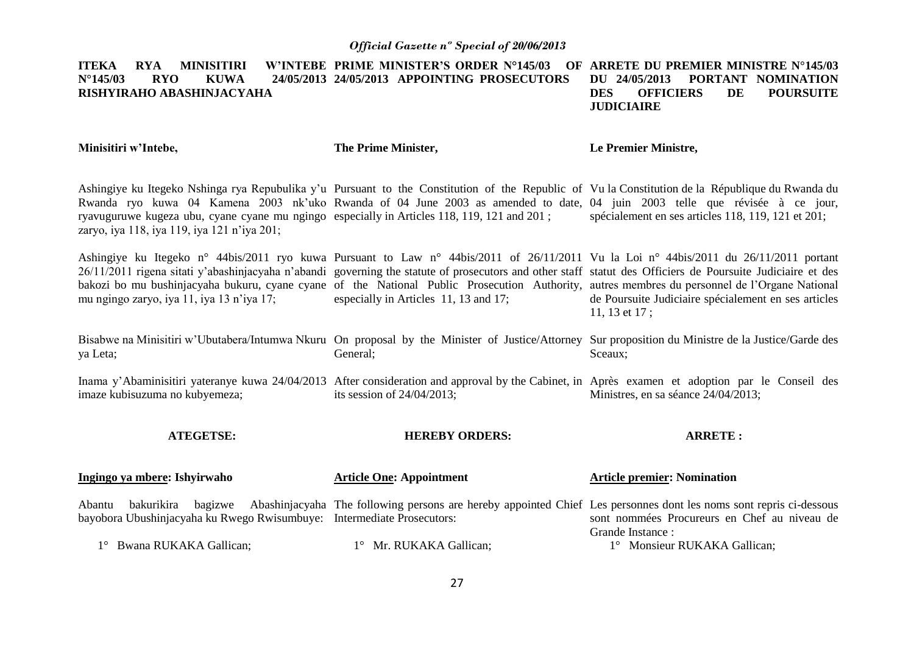**ITEKA RYA MINISITIRI W'INTEBE N°145/03 RYO KUWA 24/05/2013 RISHYIRAHO ABASHINJACYAHA**

**Minisitiri w'Intebe,**

Ashingiye ku Itegeko Nshinga rya Repubulika y'u Rwanda ryo kuwa 04 Kamena 2003 nk'uko ryavuguruwe kugeza ubu, cyane cyane mu ngingo zaryo, iya 118, iya 119, iya 121 n'iya 201;

Ashingiye ku Itegeko n° 44bis/2011 ryo kuwa 26/11/2011 rigena sitati y'abashinjacyaha n'abandi bakozi bo mu bushinjacyaha bukuru, cyane cyane mu ngingo zaryo, iya 11, iya 13 n'iya 17;

Bisabwe na Minisitiri w'Ubutabera/Intumwa Nkuru ya Leta;

Inama y'Abaminisitiri yateranye kuwa 24/04/2013 imaze kubisuzuma no kubyemeza;

**ATEGETSE:**

**Ingingo ya mbere: Ishyirwaho**

Abantu bakurikira bagizwe Abashinjacyaha bayobora Ubushinjacyaha ku Rwego Rwisumbuye:

1° Bwana RUKAKA Gallican;

**PRIME MINISTER'S ORDER N°145/03 OF 24/05/2013 APPOINTING PROSECUTORS**

**The Prime Minister,**

Pursuant to the Constitution of the Republic of Rwanda of 04 June 2003 as amended to date, especially in Articles 118, 119, 121 and 201 ;

Pursuant to Law n° 44bis/2011 of 26/11/2011 governing the statute of prosecutors and other staff of the National Public Prosecution Authority, especially in Articles 11, 13 and 17;

On proposal by the Minister of Justice/Attorney General;

After consideration and approval by the Cabinet, in its session of 24/04/2013;

**HEREBY ORDERS:**

**Article One: Appointment**

The following persons are hereby appointed Chief Intermediate Prosecutors:

1° Mr. RUKAKA Gallican;

**ARRETE DU PREMIER MINISTRE N°145/03 DU 24/05/2013 PORTANT NOMINATION DES OFFICIERS DE POURSUITE JUDICIAIRE**

**Le Premier Ministre,**

Vu la Constitution de la République du Rwanda du 04 juin 2003 telle que révisée à ce jour, spécialement en ses articles 118, 119, 121 et 201;

Vu la Loi n° 44bis/2011 du 26/11/2011 portant statut des Officiers de Poursuite Judiciaire et des autres membres du personnel de l'Organe National de Poursuite Judiciaire spécialement en ses articles 11, 13 et 17 ;

Sur proposition du Ministre de la Justice/Garde des Sceaux;

Après examen et adoption par le Conseil des Ministres, en sa séance 24/04/2013;

**ARRETE :**

**Article premier: Nomination**

Les personnes dont les noms sont repris ci-dessous sont nommées Procureurs en Chef au niveau de Grande Instance :

1° Monsieur RUKAKA Gallican;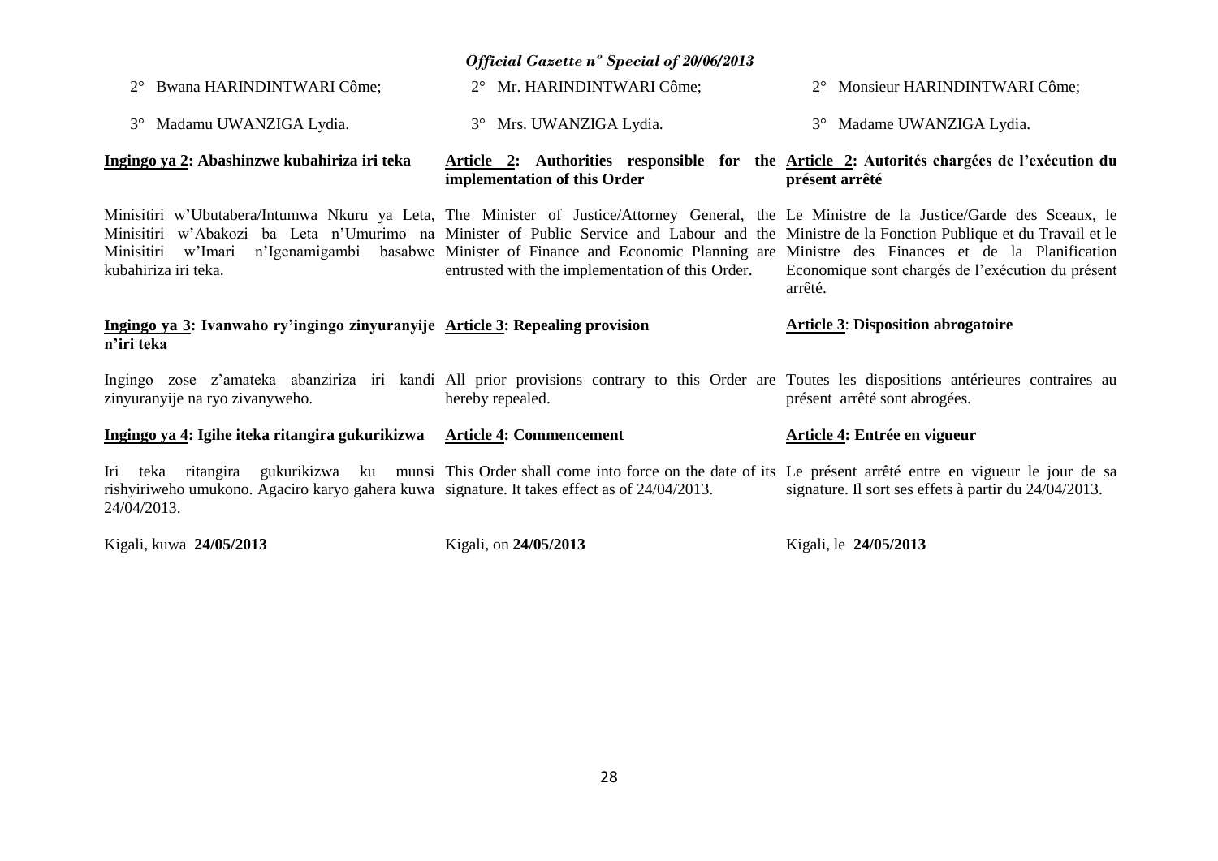2° Bwana HARINDINTWARI Côme;

3° Madamu UWANZIGA Lydia.

**Ingingo ya 2: Abashinzwe kubahiriza iri teka**

Minisitiri w'Ubutabera/Intumwa Nkuru ya Leta, Minisitiri w'Abakozi ba Leta n'Umurimo na Minisitiri w'Imari n'Igenamigambi basabwe kubahiriza iri teka.

**Ingingo ya 3: Ivanwaho ry'ingingo zinyuranyije n'iri teka**

Ingingo zose z'amateka abanziriza iri kandi zinyuranyije na ryo zivanyweho.

**Ingingo ya 4: Igihe iteka ritangira gukurikizwa**

Iri teka ritangira gukurikizwa ku munsi rishyiriweho umukono. Agaciro karyo gahera kuwa 24/04/2013.

Kigali, kuwa **24/05/2013**

2° Mr. HARINDINTWARI Côme;

3° Mrs. UWANZIGA Lydia.

**Article 2: Authorities responsible for the implementation of this Order**

The Minister of Justice/Attorney General, the Minister of Public Service and Labour and the Minister of Finance and Economic Planning are entrusted with the implementation of this Order.

**Article 3: Repealing provision**

All prior provisions contrary to this Order are hereby repealed.

**Article 4: Commencement**

This Order shall come into force on the date of its signature. It takes effect as of 24/04/2013.

Kigali, on **24/05/2013**

2° Monsieur HARINDINTWARI Côme;

3° Madame UWANZIGA Lydia.

**Article 2: Autorités chargées de l'exécution du présent arrêté**

Le Ministre de la Justice/Garde des Sceaux, le Ministre de la Fonction Publique et du Travail et le Ministre des Finances et de la Planification Economique sont chargés de l'exécution du présent arrêté.

**Article 3: Disposition abrogatoire**

Toutes les dispositions antérieures contraires au présent arrêté sont abrogées.

**Article 4: Entrée en vigueur**

Le présent arrêté entre en vigueur le jour de sa signature. Il sort ses effets à partir du 24/04/2013.

Kigali, le **24/05/2013**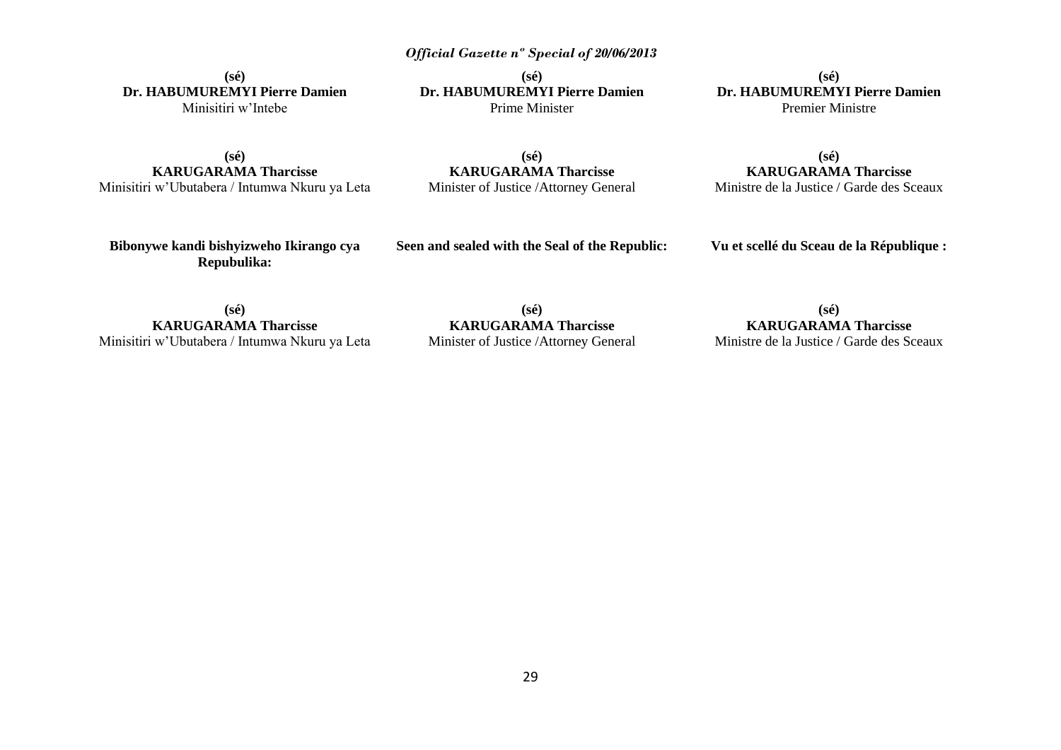**(sé)**
**Dr. HABUMUREMYI Pierre Damien**
Minisitiri w'Intebe

**(sé)**
**KARUGARAMA Tharcisse**
Minisitiri w'Ubutabera / Intumwa Nkuru ya Leta

**Bibonywe kandi bishyizweho Ikirango cya Repubulika:**

**(sé)**
**KARUGARAMA Tharcisse**
Minisitiri w'Ubutabera / Intumwa Nkuru ya Leta

**(sé)**
**Dr. HABUMUREMYI Pierre Damien**
Prime Minister

**(sé)**
**KARUGARAMA Tharcisse**
Minister of Justice /Attorney General

**Seen and sealed with the Seal of the Republic:**

**(sé)**
**KARUGARAMA Tharcisse**
Minister of Justice /Attorney General

**(sé)**
**Dr. HABUMUREMYI Pierre Damien**
Premier Ministre

**(sé)**
**KARUGARAMA Tharcisse**
Ministre de la Justice / Garde des Sceaux

**Vu et scellé du Sceau de la République :**

**(sé)**
**KARUGARAMA Tharcisse**
Ministre de la Justice / Garde des Sceaux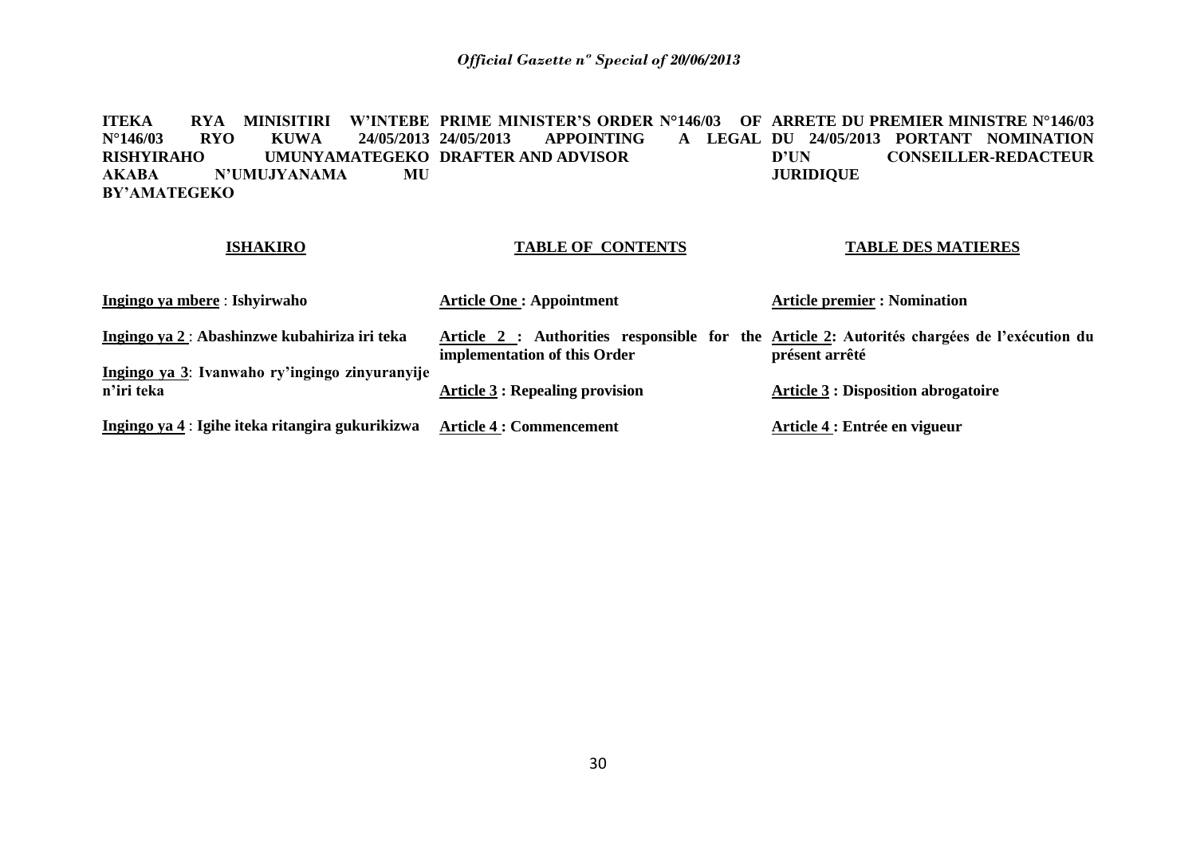**ITEKA RYA MINISITIRI W'INTEBE N°146/03 RYO KUWA 24/05/2013 RISHYIRAHO UMUNYAMATEGEKO AKABA N'UMUJYANAMA MU BY'AMATEGEKO**

**PRIME MINISTER'S ORDER N°146/03 OF 24/05/2013 APPOINTING A LEGAL DRAFTER AND ADVISOR**

**ARRETE DU PREMIER MINISTRE N°146/03 DU 24/05/2013 PORTANT NOMINATION D'UN CONSEILLER-REDACTEUR JURIDIQUE**

| **ISHAKIRO** | **TABLE OF CONTENTS** | **TABLE DES MATIERES** |
|---|---|---|
| **Ingingo ya mbere** : **Ishyirwaho** | **Article One : Appointment** | **Article premier : Nomination** |
| **Ingingo ya 2** : **Abashinzwe kubahiriza iri teka** | **Article 2 : Authorities responsible for the implementation of this Order** | **Article 2: Autorités chargées de l'exécution du présent arrêté** |
| **Ingingo ya 3**: **Ivanwaho ry'ingingo zinyuranyije n'iri teka** | **Article 3 : Repealing provision** | **Article 3 : Disposition abrogatoire** |
| **Ingingo ya 4** : **Igihe iteka ritangira gukurikizwa** | **Article 4 : Commencement** | **Article 4 : Entrée en vigueur** |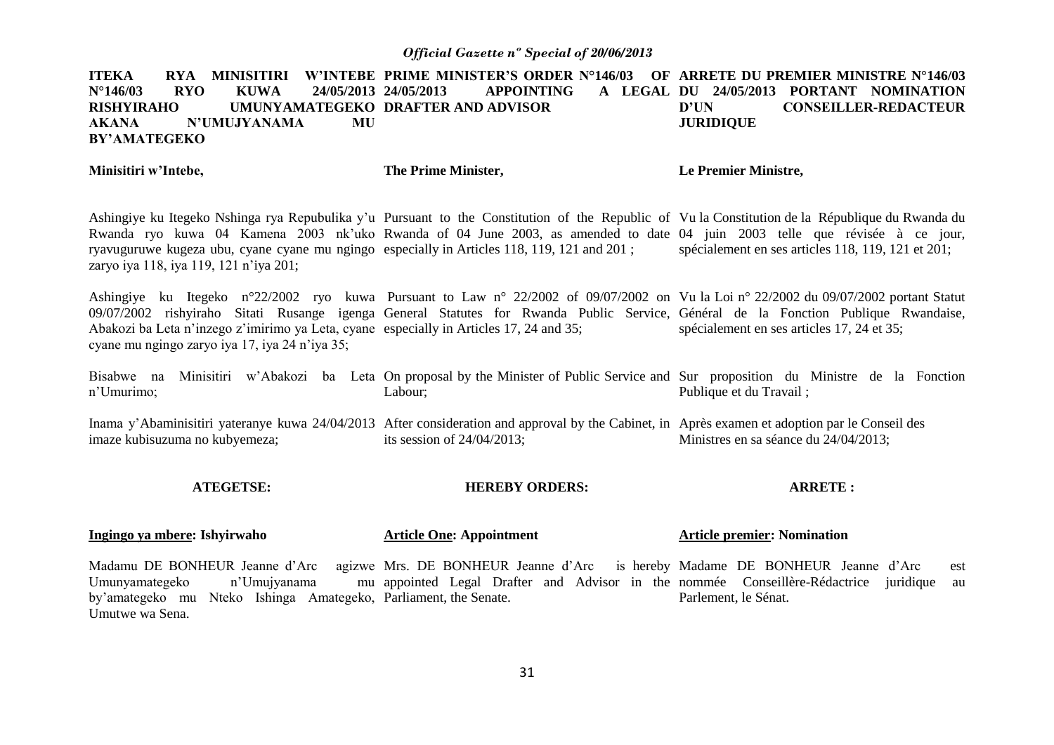**ITEKA RYA MINISITIRI W'INTEBE N°146/03 RYO KUWA 24/05/2013 RISHYIRAHO UMUNYAMATEGEKO AKANA N'UMUJYANAMA MU BY'AMATEGEKO**

**Minisitiri w'Intebe,**

Ashingiye ku Itegeko Nshinga rya Repubulika y'u Rwanda ryo kuwa 04 Kamena 2003 nk'uko ryavuguruwe kugeza ubu, cyane cyane mu ngingo zaryo iya 118, iya 119, 121 n'iya 201;

Ashingiye ku Itegeko n°22/2002 ryo kuwa 09/07/2002 rishyiraho Sitati Rusange igenga Abakozi ba Leta n'inzego z'imirimo ya Leta, cyane cyane mu ngingo zaryo iya 17, iya 24 n'iya 35;

Bisabwe na Minisitiri w'Abakozi ba Leta n'Umurimo;

Inama y'Abaminisitiri yateranye kuwa 24/04/2013 imaze kubisuzuma no kubyemeza;

**ATEGETSE:**

**Ingingo ya mbere: Ishyirwaho**

Madamu DE BONHEUR Jeanne d'Arc agizwe Umunyamategeko n'Umujyanama mu by'amategeko mu Nteko Ishinga Amategeko, Umutwe wa Sena.

**PRIME MINISTER'S ORDER N°146/03 OF 24/05/2013 APPOINTING A LEGAL DRAFTER AND ADVISOR**

**The Prime Minister,**

Pursuant to the Constitution of the Republic of Rwanda of 04 June 2003, as amended to date especially in Articles 118, 119, 121 and 201 ;

Pursuant to Law n° 22/2002 of 09/07/2002 on General Statutes for Rwanda Public Service, especially in Articles 17, 24 and 35;

On proposal by the Minister of Public Service and Labour;

After consideration and approval by the Cabinet, in its session of 24/04/2013;

**HEREBY ORDERS:**

**Article One: Appointment**

Mrs. DE BONHEUR Jeanne d'Arc is hereby appointed Legal Drafter and Advisor in the Parliament, the Senate.

**ARRETE DU PREMIER MINISTRE N°146/03 DU 24/05/2013 PORTANT NOMINATION D'UN CONSEILLER-REDACTEUR JURIDIQUE**

**Le Premier Ministre,**

Vu la Constitution de la République du Rwanda du 04 juin 2003 telle que révisée à ce jour, spécialement en ses articles 118, 119, 121 et 201;

Vu la Loi n° 22/2002 du 09/07/2002 portant Statut Général de la Fonction Publique Rwandaise, spécialement en ses articles 17, 24 et 35;

Sur proposition du Ministre de la Fonction Publique et du Travail ;

Après examen et adoption par le Conseil des Ministres en sa séance du 24/04/2013;

**ARRETE :**

**Article premier: Nomination**

Madame DE BONHEUR Jeanne d'Arc est nommée Conseillère-Rédactrice juridique au Parlement, le Sénat.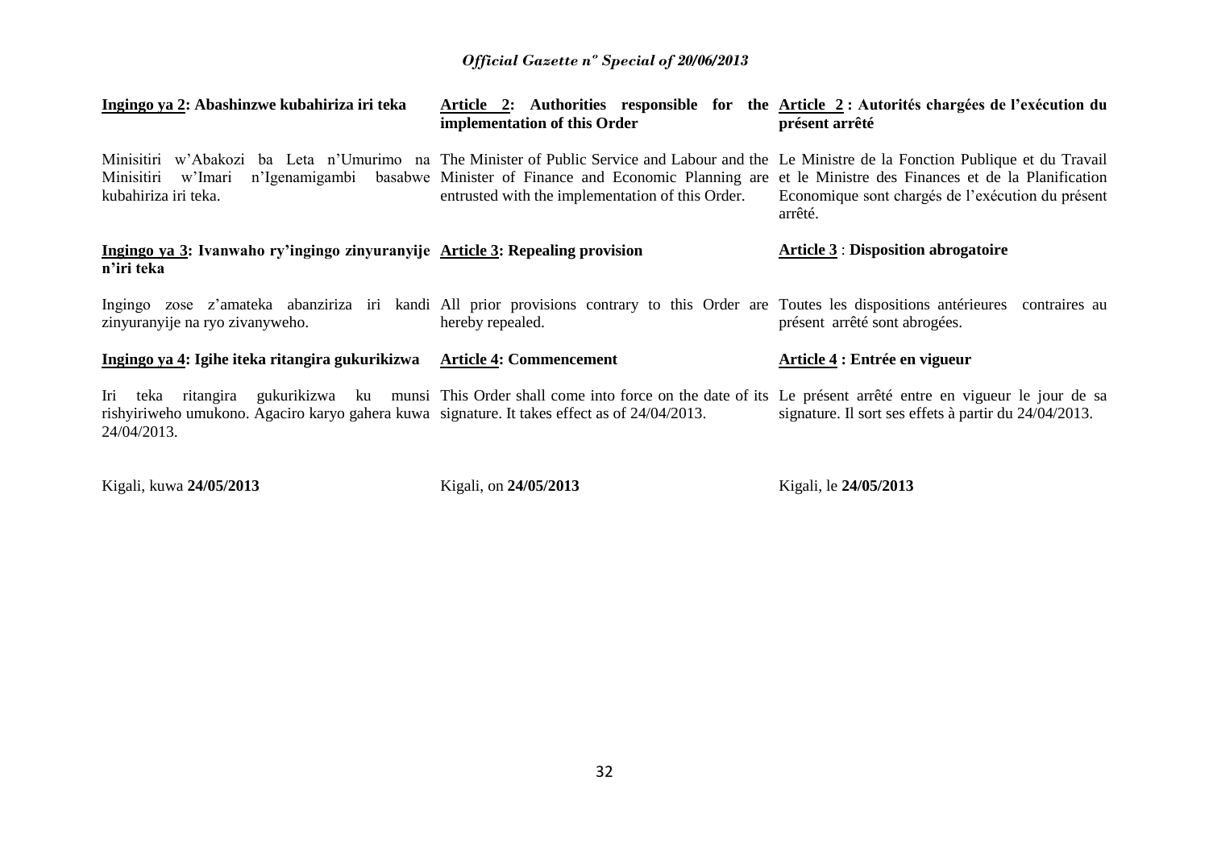**Ingingo ya 2: Abashinzwe kubahiriza iri teka**

Minisitiri w'Abakozi ba Leta n'Umurimo na Minisitiri w'Imari n'Igenamigambi basabwe kubahiriza iri teka.

**Ingingo ya 3: Ivanwaho ry'ingingo zinyuranyije n'iri teka**

Ingingo zose z'amateka abanziriza iri kandi zinyuranyije na ryo zivanyweho.

**Ingingo ya 4: Igihe iteka ritangira gukurikizwa**

Iri teka ritangira gukurikizwa ku munsi rishyiriweho umukono. Agaciro karyo gahera kuwa 24/04/2013.

Kigali, kuwa **24/05/2013**

**Article 2: Authorities responsible for the implementation of this Order**

The Minister of Public Service and Labour and the Minister of Finance and Economic Planning are entrusted with the implementation of this Order.

**Article 3: Repealing provision**

All prior provisions contrary to this Order are hereby repealed.

**Article 4: Commencement**

This Order shall come into force on the date of its signature. It takes effect as of 24/04/2013.

Kigali, on **24/05/2013**

**Article 2 : Autorités chargées de l'exécution du présent arrêté**

Le Ministre de la Fonction Publique et du Travail et le Ministre des Finances et de la Planification Economique sont chargés de l'exécution du présent arrêté.

**Article 3 : Disposition abrogatoire**

Toutes les dispositions antérieures contraires au présent arrêté sont abrogées.

**Article 4 : Entrée en vigueur**

Le présent arrêté entre en vigueur le jour de sa signature. Il sort ses effets à partir du 24/04/2013.

Kigali, le **24/05/2013**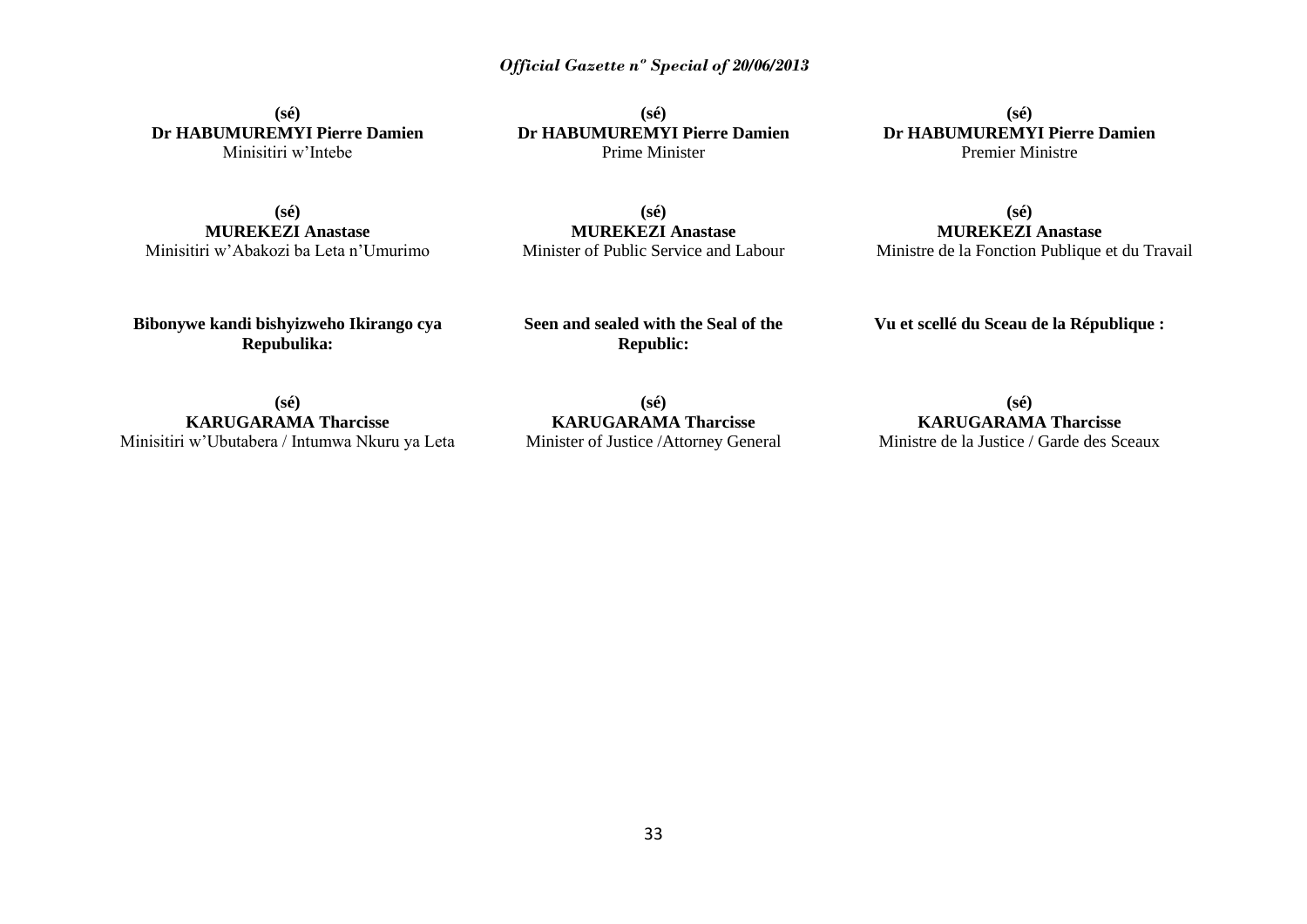**(sé)**
**Dr HABUMUREMYI Pierre Damien**
Minisitiri w'Intebe

**(sé)**
**MUREKEZI Anastase**
Minisitiri w'Abakozi ba Leta n'Umurimo

**Bibonywe kandi bishyizweho Ikirango cya Repubulika:**

**(sé)**
**KARUGARAMA Tharcisse**
Minisitiri w'Ubutabera / Intumwa Nkuru ya Leta

**(sé)**
**Dr HABUMUREMYI Pierre Damien**
Prime Minister

**(sé)**
**MUREKEZI Anastase**
Minister of Public Service and Labour

**Seen and sealed with the Seal of the Republic:**

**(sé)**
**KARUGARAMA Tharcisse**
Minister of Justice /Attorney General

**(sé)**
**Dr HABUMUREMYI Pierre Damien**
Premier Ministre

**(sé)**
**MUREKEZI Anastase**
Ministre de la Fonction Publique et du Travail

**Vu et scellé du Sceau de la République :**

**(sé)**
**KARUGARAMA Tharcisse**
Ministre de la Justice / Garde des Sceaux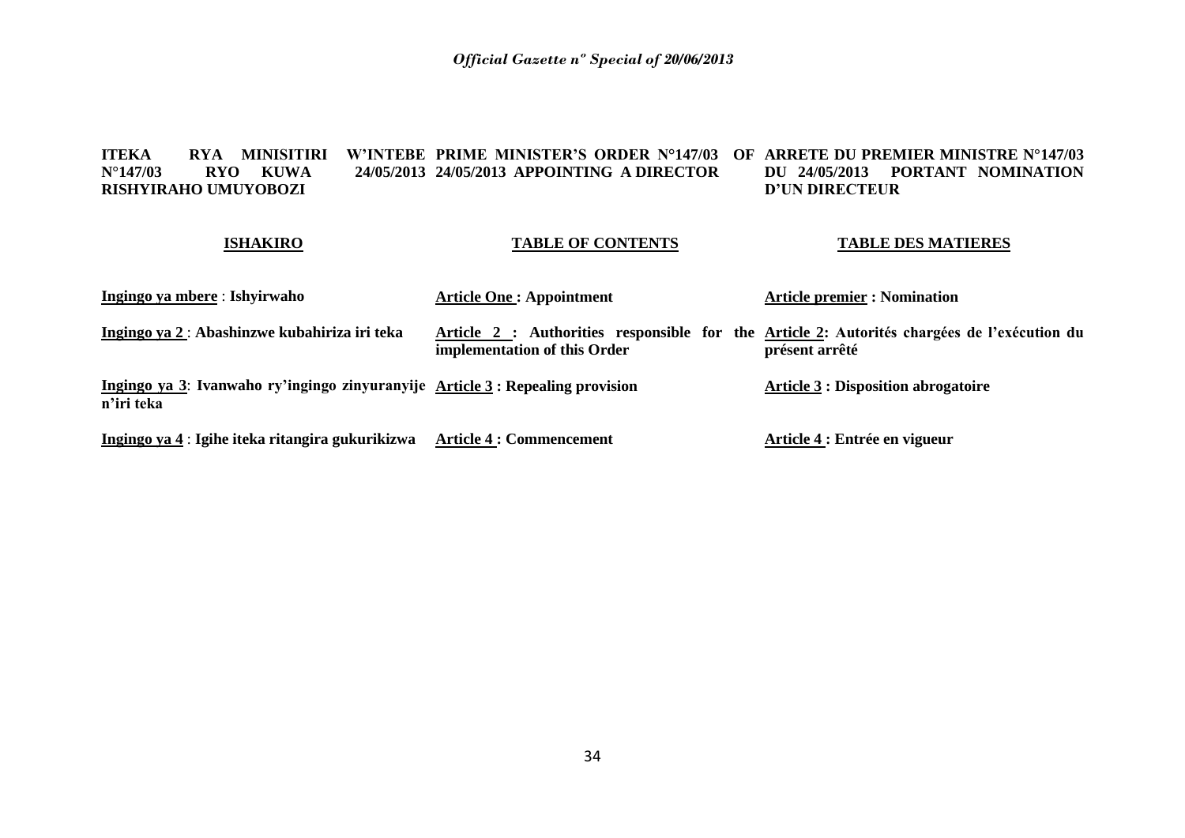**ITEKA RYA MINISITIRI W'INTEBE N°147/03 RYO KUWA 24/05/2013 RISHYIRAHO UMUYOBOZI**

**PRIME MINISTER'S ORDER N°147/03 OF 24/05/2013 APPOINTING A DIRECTOR**

**ARRETE DU PREMIER MINISTRE N°147/03 DU 24/05/2013 PORTANT NOMINATION D'UN DIRECTEUR**

| **ISHAKIRO** | **TABLE OF CONTENTS** | **TABLE DES MATIERES** |
|---|---|---|
| **Ingingo ya mbere** : **Ishyirwaho** | **Article One : Appointment** | **Article premier : Nomination** |
| **Ingingo ya 2** : **Abashinzwe kubahiriza iri teka** | **Article 2 : Authorities responsible for the implementation of this Order** | **Article 2: Autorités chargées de l'exécution du présent arrêté** |
| **Ingingo ya 3**: **Ivanwaho ry'ingingo zinyuranyije n'iri teka** | **Article 3 : Repealing provision** | **Article 3 : Disposition abrogatoire** |
| **Ingingo ya 4** : **Igihe iteka ritangira gukurikizwa** | **Article 4 : Commencement** | **Article 4 : Entrée en vigueur** |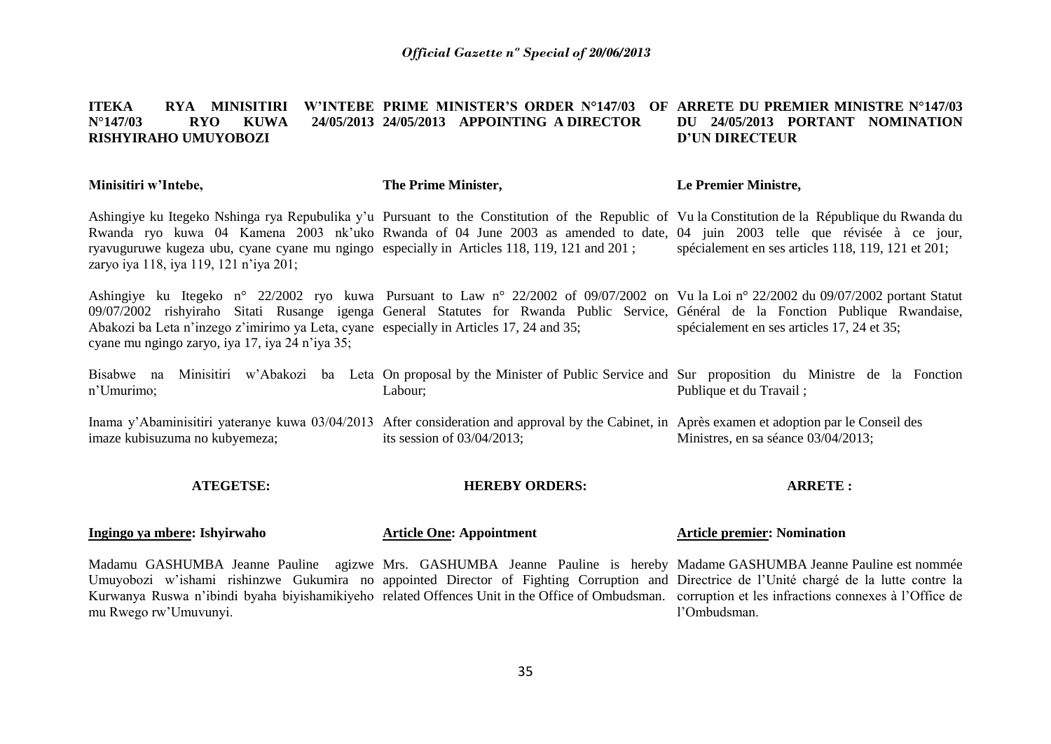**ITEKA RYA MINISITIRI W'INTEBE N°147/03 RYO KUWA 24/05/2013 RISHYIRAHO UMUYOBOZI**

**Minisitiri w'Intebe,**

Ashingiye ku Itegeko Nshinga rya Repubulika y'u Rwanda ryo kuwa 04 Kamena 2003 nk'uko ryavuguruwe kugeza ubu, cyane cyane mu ngingo zaryo iya 118, iya 119, 121 n'iya 201;

Ashingiye ku Itegeko n° 22/2002 ryo kuwa 09/07/2002 rishyiraho Sitati Rusange igenga Abakozi ba Leta n'inzego z'imirimo ya Leta, cyane cyane mu ngingo zaryo, iya 17, iya 24 n'iya 35;

Bisabwe na Minisitiri w'Abakozi ba Leta n'Umurimo;

Inama y'Abaminisitiri yateranye kuwa 03/04/2013 imaze kubisuzuma no kubyemeza;

**ATEGETSE:**

**Ingingo ya mbere: Ishyirwaho**

Madamu GASHUMBA Jeanne Pauline agizwe Umuyobozi w'ishami rishinzwe Gukumira no Kurwanya Ruswa n'ibindi byaha biyishamikiyeho mu Rwego rw'Umuvunyi.

**PRIME MINISTER'S ORDER N°147/03 OF 24/05/2013 APPOINTING A DIRECTOR**

**The Prime Minister,**

Pursuant to the Constitution of the Republic of Rwanda of 04 June 2003 as amended to date, especially in Articles 118, 119, 121 and 201 ;

Pursuant to Law n° 22/2002 of 09/07/2002 on General Statutes for Rwanda Public Service, especially in Articles 17, 24 and 35;

On proposal by the Minister of Public Service and Labour;

After consideration and approval by the Cabinet, in its session of 03/04/2013;

**HEREBY ORDERS:**

**Article One: Appointment**

Mrs. GASHUMBA Jeanne Pauline is hereby appointed Director of Fighting Corruption and related Offences Unit in the Office of Ombudsman.

**ARRETE DU PREMIER MINISTRE N°147/03 DU 24/05/2013 PORTANT NOMINATION D'UN DIRECTEUR**

**Le Premier Ministre,**

Vu la Constitution de la République du Rwanda du 04 juin 2003 telle que révisée à ce jour, spécialement en ses articles 118, 119, 121 et 201;

Vu la Loi n° 22/2002 du 09/07/2002 portant Statut Général de la Fonction Publique Rwandaise, spécialement en ses articles 17, 24 et 35;

Sur proposition du Ministre de la Fonction Publique et du Travail ;

Après examen et adoption par le Conseil des Ministres, en sa séance 03/04/2013;

**ARRETE :**

**Article premier: Nomination**

Madame GASHUMBA Jeanne Pauline est nommée Directrice de l'Unité chargé de la lutte contre la corruption et les infractions connexes à l'Office de l'Ombudsman.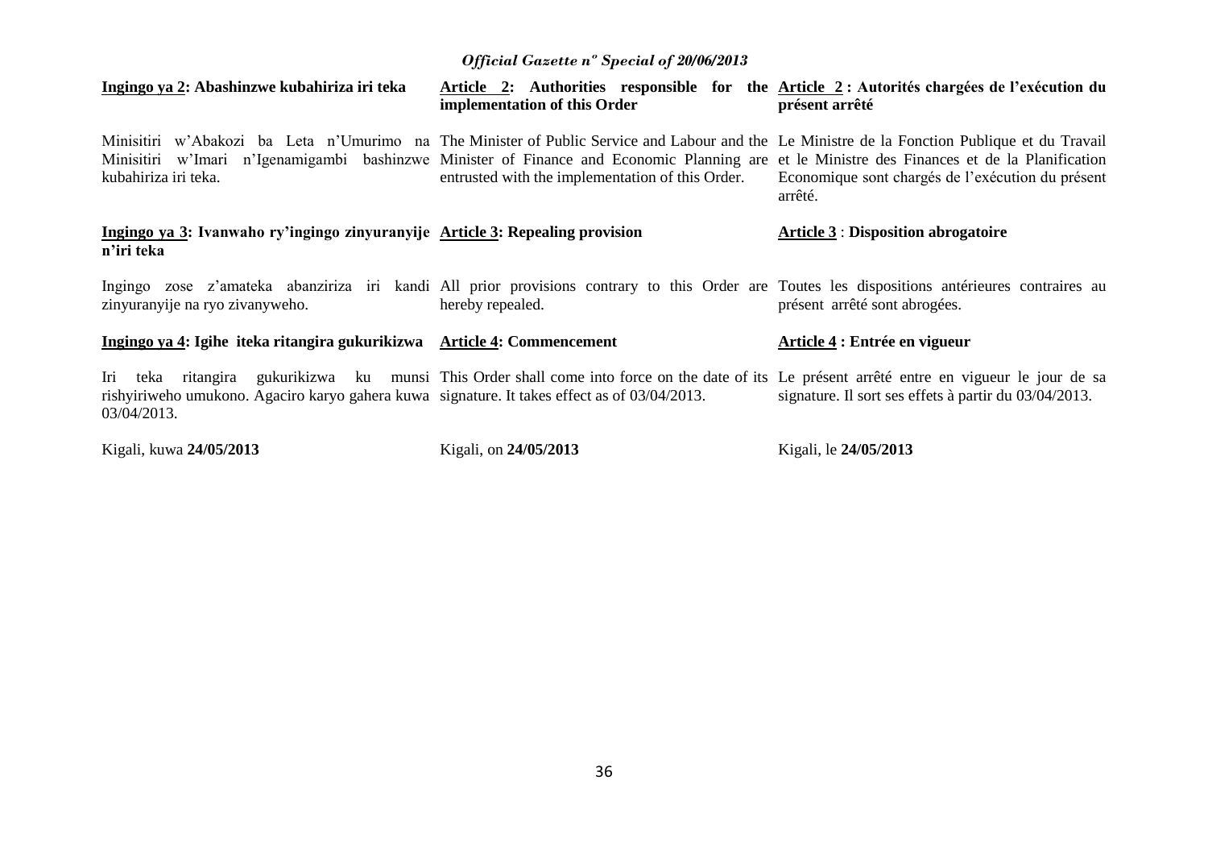**Ingingo ya 2: Abashinzwe kubahiriza iri teka**

Minisitiri w'Abakozi ba Leta n'Umurimo na Minisitiri w'Imari n'Igenamigambi bashinzwe kubahiriza iri teka.

**Ingingo ya 3: Ivanwaho ry'ingingo zinyuranyije n'iri teka**

Ingingo zose z'amateka abanziriza iri kandi zinyuranyije na ryo zivanyweho.

**Ingingo ya 4: Igihe iteka ritangira gukurikizwa**

Iri teka ritangira gukurikizwa ku munsi rishyiriweho umukono. Agaciro karyo gahera kuwa 03/04/2013.

Kigali, kuwa **24/05/2013**

**Article 2: Authorities responsible for the implementation of this Order**

The Minister of Public Service and Labour and the Minister of Finance and Economic Planning are entrusted with the implementation of this Order.

**Article 3: Repealing provision**

All prior provisions contrary to this Order are hereby repealed.

**Article 4: Commencement**

This Order shall come into force on the date of its signature. It takes effect as of 03/04/2013.

Kigali, on **24/05/2013**

**Article 2 : Autorités chargées de l'exécution du présent arrêté**

Le Ministre de la Fonction Publique et du Travail et le Ministre des Finances et de la Planification Economique sont chargés de l'exécution du présent arrêté.

**Article 3 : Disposition abrogatoire**

Toutes les dispositions antérieures contraires au présent arrêté sont abrogées.

**Article 4 : Entrée en vigueur**

Le présent arrêté entre en vigueur le jour de sa signature. Il sort ses effets à partir du 03/04/2013.

Kigali, le **24/05/2013**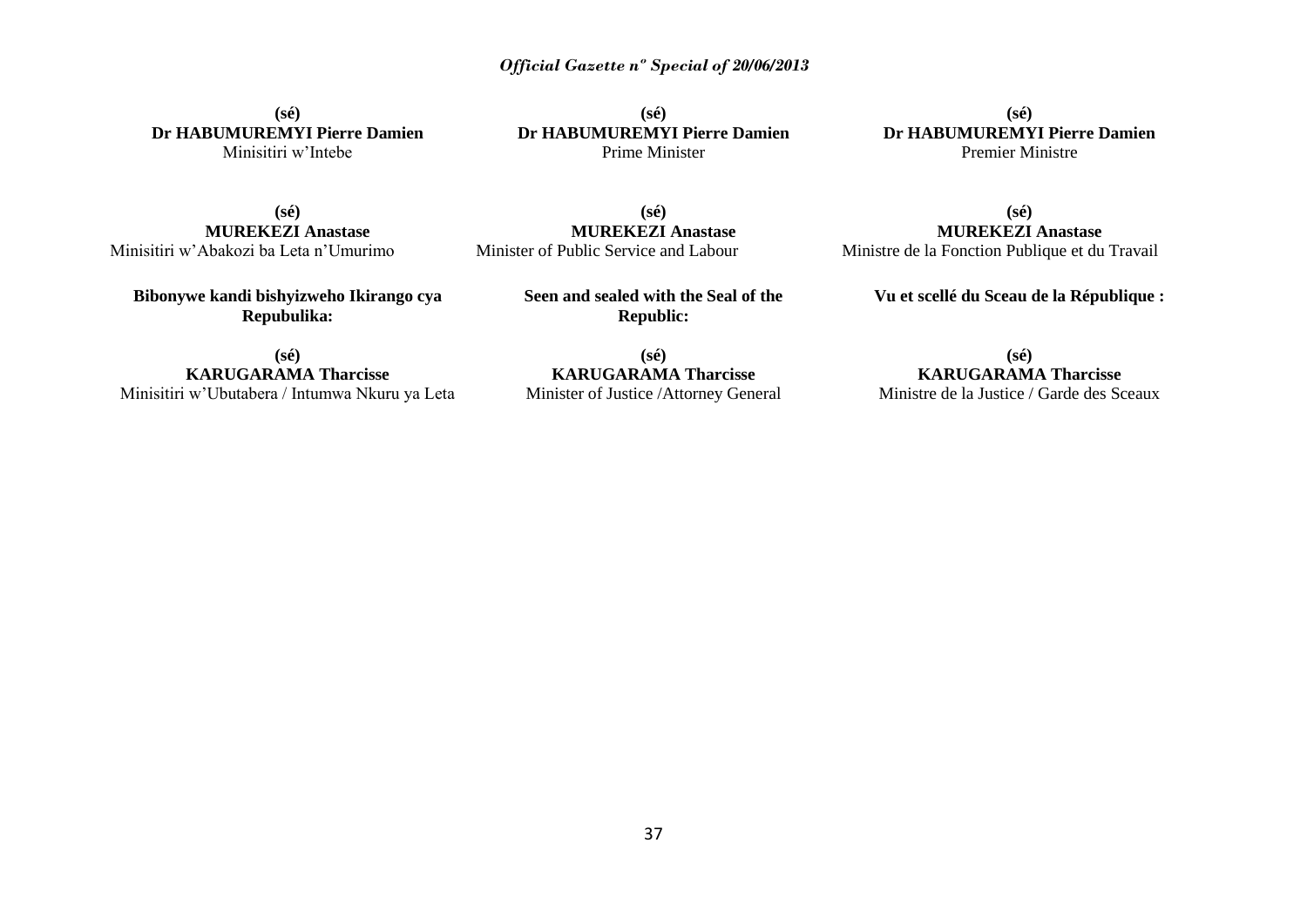**(sé)**
**Dr HABUMUREMYI Pierre Damien**
Minisitiri w'Intebe

**(sé)**
**MUREKEZI Anastase**
Minisitiri w'Abakozi ba Leta n'Umurimo

**Bibonywe kandi bishyizweho Ikirango cya Repubulika:**

**(sé)**
**KARUGARAMA Tharcisse**
Minisitiri w'Ubutabera / Intumwa Nkuru ya Leta

**(sé)**
**Dr HABUMUREMYI Pierre Damien**
Prime Minister

**(sé)**
**MUREKEZI Anastase**
Minister of Public Service and Labour

**Seen and sealed with the Seal of the Republic:**

**(sé)**
**KARUGARAMA Tharcisse**
Minister of Justice /Attorney General

**(sé)**
**Dr HABUMUREMYI Pierre Damien**
Premier Ministre

**(sé)**
**MUREKEZI Anastase**
Ministre de la Fonction Publique et du Travail

**Vu et scellé du Sceau de la République :**

**(sé)**
**KARUGARAMA Tharcisse**
Ministre de la Justice / Garde des Sceaux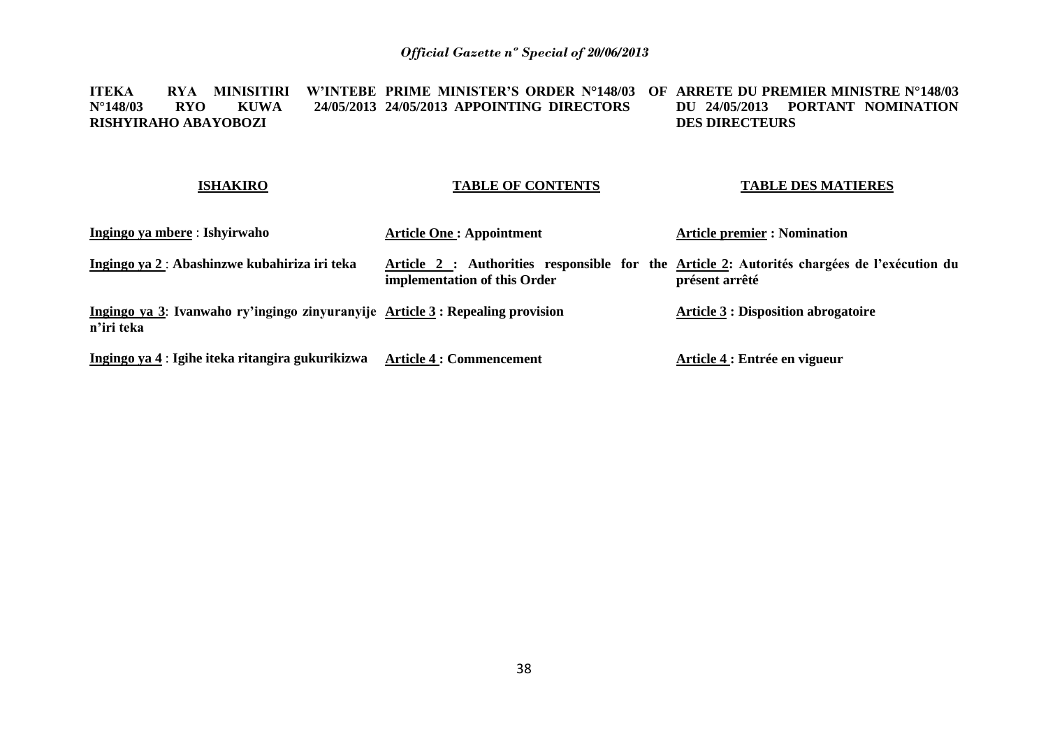**ITEKA RYA MINISITIRI W'INTEBE N°148/03 RYO KUWA 24/05/2013 RISHYIRAHO ABAYOBOZI**

**PRIME MINISTER'S ORDER N°148/03 OF 24/05/2013 APPOINTING DIRECTORS**

**ARRETE DU PREMIER MINISTRE N°148/03 DU 24/05/2013 PORTANT NOMINATION DES DIRECTEURS**

| **ISHAKIRO** | **TABLE OF CONTENTS** | **TABLE DES MATIERES** |
|---|---|---|
| **Ingingo ya mbere** : **Ishyirwaho** | **Article One : Appointment** | **Article premier : Nomination** |
| **Ingingo ya 2** : **Abashinzwe kubahiriza iri teka** | **Article 2 : Authorities responsible for the implementation of this Order** | **Article 2: Autorités chargées de l'exécution du présent arrêté** |
| **Ingingo ya 3**: **Ivanwaho ry'ingingo zinyuranyije n'iri teka** | **Article 3 : Repealing provision** | **Article 3 : Disposition abrogatoire** |
| **Ingingo ya 4** : **Igihe iteka ritangira gukurikizwa** | **Article 4 : Commencement** | **Article 4 : Entrée en vigueur** |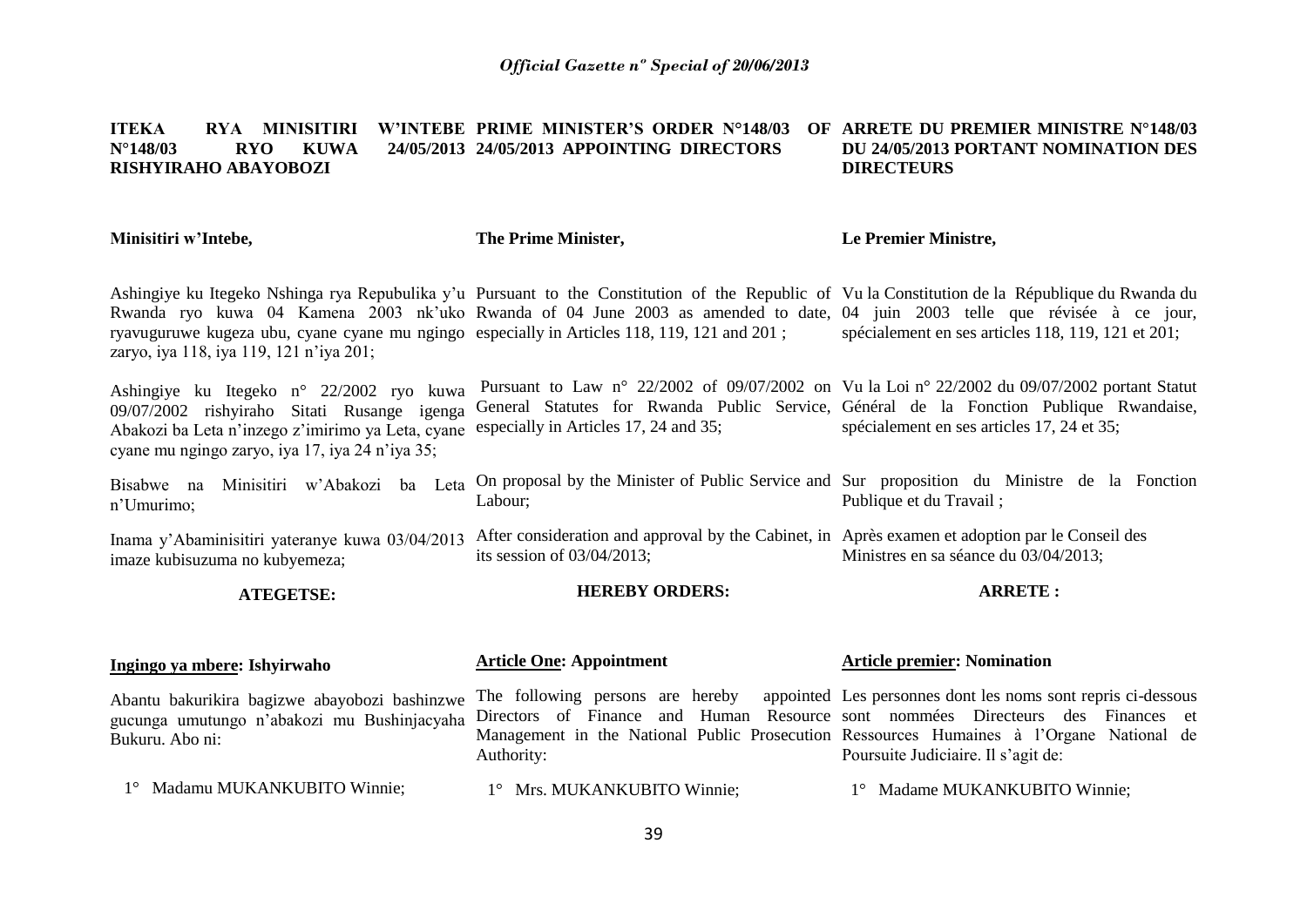**ITEKA RYA MINISITIRI W'INTEBE N°148/03 RYO KUWA 24/05/2013 RISHYIRAHO ABAYOBOZI**

**Minisitiri w'Intebe,**

Ashingiye ku Itegeko Nshinga rya Repubulika y'u Rwanda ryo kuwa 04 Kamena 2003 nk'uko ryavuguruwe kugeza ubu, cyane cyane mu ngingo zaryo, iya 118, iya 119, 121 n'iya 201;

Ashingiye ku Itegeko n° 22/2002 ryo kuwa 09/07/2002 rishyiraho Sitati Rusange igenga Abakozi ba Leta n'inzego z'imirimo ya Leta, cyane cyane mu ngingo zaryo, iya 17, iya 24 n'iya 35;

Bisabwe na Minisitiri w'Abakozi ba Leta n'Umurimo;

Inama y'Abaminisitiri yateranye kuwa 03/04/2013 imaze kubisuzuma no kubyemeza;

**ATEGETSE:**

**Ingingo ya mbere: Ishyirwaho**

Abantu bakurikira bagizwe abayobozi bashinzwe gucunga umutungo n'abakozi mu Bushinjacyaha Bukuru. Abo ni:

1° Madamu MUKANKUBITO Winnie;

**PRIME MINISTER'S ORDER N°148/03 OF 24/05/2013 APPOINTING DIRECTORS**

**The Prime Minister,**

Pursuant to the Constitution of the Republic of Rwanda of 04 June 2003 as amended to date, especially in Articles 118, 119, 121 and 201 ;

Pursuant to Law n° 22/2002 of 09/07/2002 on General Statutes for Rwanda Public Service, especially in Articles 17, 24 and 35;

On proposal by the Minister of Public Service and Labour;

After consideration and approval by the Cabinet, in its session of 03/04/2013;

**HEREBY ORDERS:**

**Article One: Appointment**

The following persons are hereby appointed Directors of Finance and Human Resource Management in the National Public Prosecution Authority:

1° Mrs. MUKANKUBITO Winnie;

**ARRETE DU PREMIER MINISTRE N°148/03 DU 24/05/2013 PORTANT NOMINATION DES DIRECTEURS**

**Le Premier Ministre,**

Vu la Constitution de la République du Rwanda du 04 juin 2003 telle que révisée à ce jour, spécialement en ses articles 118, 119, 121 et 201;

Vu la Loi n° 22/2002 du 09/07/2002 portant Statut Général de la Fonction Publique Rwandaise, spécialement en ses articles 17, 24 et 35;

Sur proposition du Ministre de la Fonction Publique et du Travail ;

Après examen et adoption par le Conseil des Ministres en sa séance du 03/04/2013;

**ARRETE :**

**Article premier: Nomination**

Les personnes dont les noms sont repris ci-dessous sont nommées Directeurs des Finances et Ressources Humaines à l'Organe National de Poursuite Judiciaire. Il s'agit de:

1° Madame MUKANKUBITO Winnie;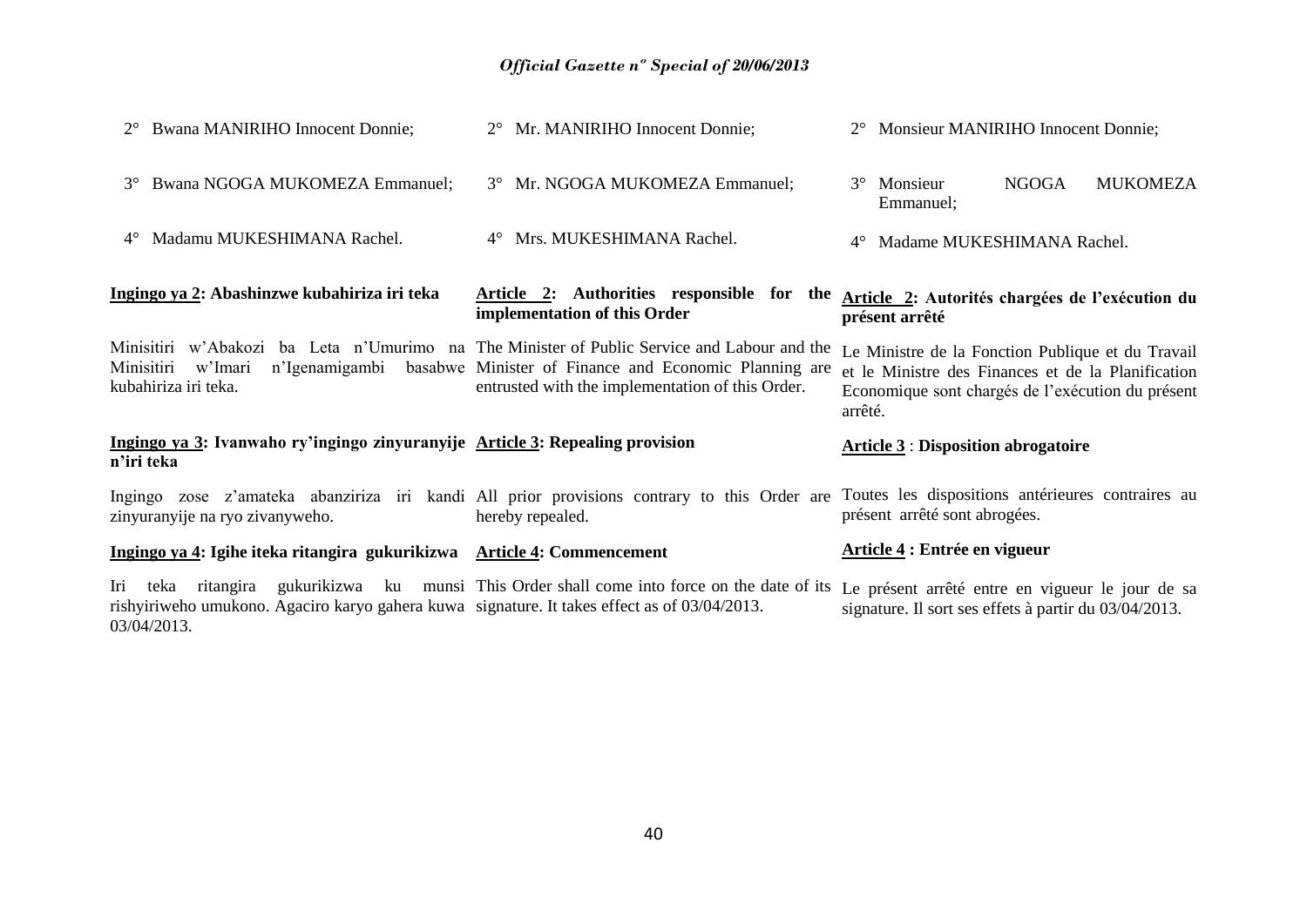2° Bwana MANIRIHO Innocent Donnie;

3° Bwana NGOGA MUKOMEZA Emmanuel;

4° Madamu MUKESHIMANA Rachel.

**<u>Ingingo ya 2</u>: Abashinzwe kubahiriza iri teka**

Minisitiri w'Abakozi ba Leta n'Umurimo na Minisitiri w'Imari n'Igenamigambi basabwe kubahiriza iri teka.

**<u>Ingingo ya 3</u>: Ivanwaho ry'ingingo zinyuranyije n'iri teka**

Ingingo zose z'amateka abanziriza iri kandi zinyuranyije na ryo zivanyweho.

**<u>Ingingo ya 4</u>: Igihe iteka ritangira gukurikizwa**

Iri teka ritangira gukurikizwa ku munsi rishyiriweho umukono. Agaciro karyo gahera kuwa 03/04/2013.

2° Mr. MANIRIHO Innocent Donnie;

3° Mr. NGOGA MUKOMEZA Emmanuel;

4° Mrs. MUKESHIMANA Rachel.

**<u>Article 2</u>: Authorities responsible for the implementation of this Order**

The Minister of Public Service and Labour and the Minister of Finance and Economic Planning are entrusted with the implementation of this Order.

**<u>Article 3</u>: Repealing provision**

All prior provisions contrary to this Order are hereby repealed.

**<u>Article 4</u>: Commencement**

This Order shall come into force on the date of its signature. It takes effect as of 03/04/2013.

2° Monsieur MANIRIHO Innocent Donnie;

3° Monsieur NGOGA MUKOMEZA Emmanuel;

4° Madame MUKESHIMANA Rachel.

**<u>Article 2</u>: Autorités chargées de l'exécution du présent arrêté**

Le Ministre de la Fonction Publique et du Travail et le Ministre des Finances et de la Planification Economique sont chargés de l'exécution du présent arrêté.

**<u>Article 3</u> : Disposition abrogatoire**

Toutes les dispositions antérieures contraires au présent arrêté sont abrogées.

**<u>Article 4</u> : Entrée en vigueur**

Le présent arrêté entre en vigueur le jour de sa signature. Il sort ses effets à partir du 03/04/2013.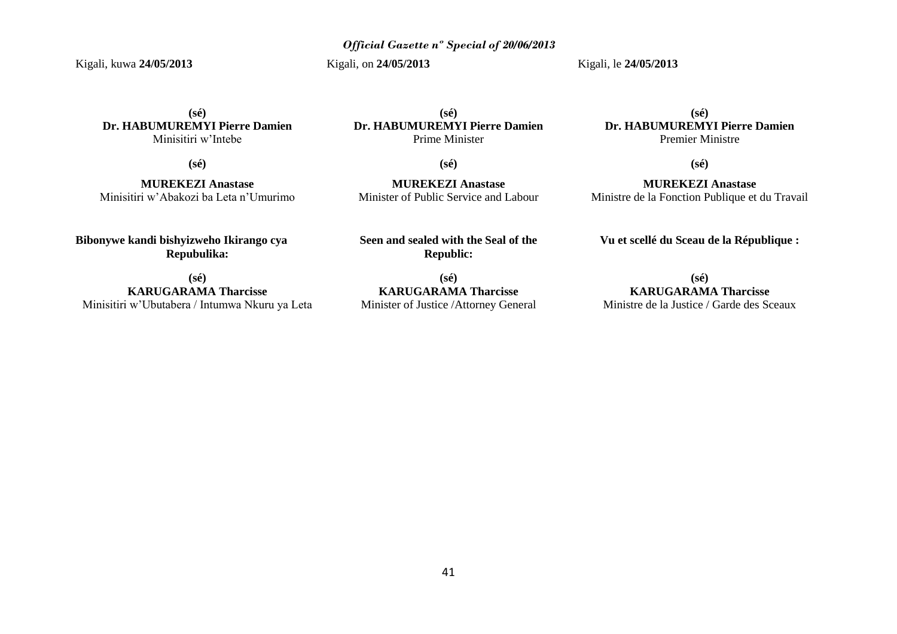Kigali, kuwa **24/05/2013**

**(sé)**
**Dr. HABUMUREMYI Pierre Damien**
Minisitiri w'Intebe

**(sé)**

**MUREKEZI Anastase**
Minisitiri w'Abakozi ba Leta n'Umurimo

**Bibonywe kandi bishyizweho Ikirango cya Repubulika:**

**(sé)**
**KARUGARAMA Tharcisse**
Minisitiri w'Ubutabera / Intumwa Nkuru ya Leta

Kigali, on **24/05/2013**

**(sé)**
**Dr. HABUMUREMYI Pierre Damien**
Prime Minister

**(sé)**

**MUREKEZI Anastase**
Minister of Public Service and Labour

**Seen and sealed with the Seal of the Republic:**

**(sé)**
**KARUGARAMA Tharcisse**
Minister of Justice /Attorney General

Kigali, le **24/05/2013**

**(sé)**
**Dr. HABUMUREMYI Pierre Damien**
Premier Ministre

**(sé)**

**MUREKEZI Anastase**
Ministre de la Fonction Publique et du Travail

**Vu et scellé du Sceau de la République :**

**(sé)**
**KARUGARAMA Tharcisse**
Ministre de la Justice / Garde des Sceaux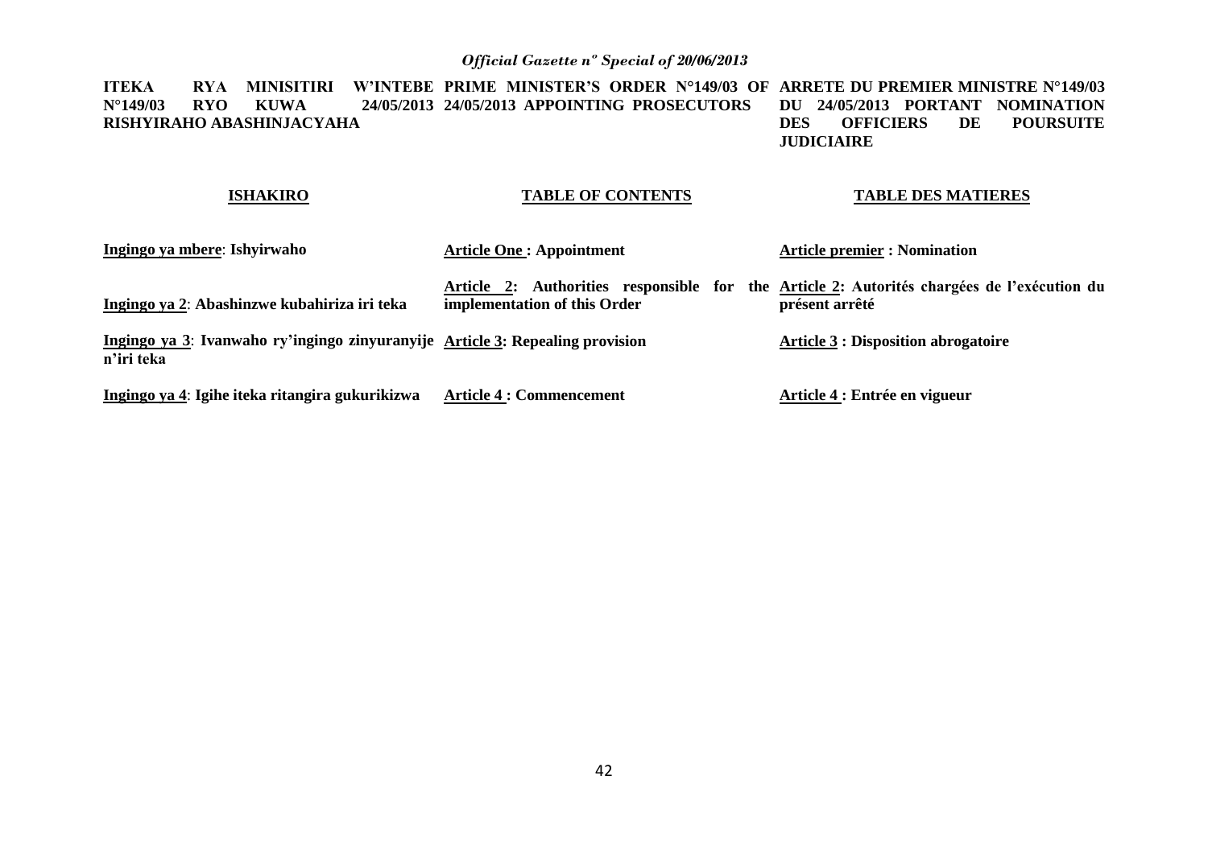**ITEKA RYA MINISITIRI W'INTEBE N°149/03 RYO KUWA 24/05/2013 RISHYIRAHO ABASHINJACYAHA**

**PRIME MINISTER'S ORDER N°149/03 OF 24/05/2013 APPOINTING PROSECUTORS**

**ARRETE DU PREMIER MINISTRE N°149/03 DU 24/05/2013 PORTANT NOMINATION DES OFFICIERS DE POURSUITE JUDICIAIRE**

| **ISHAKIRO** | **TABLE OF CONTENTS** | **TABLE DES MATIERES** |
|---|---|---|
| **Ingingo ya mbere**: **Ishyirwaho** | **Article One : Appointment** | **Article premier : Nomination** |
| **Ingingo ya 2**: **Abashinzwe kubahiriza iri teka** | **Article 2: Authorities responsible for the implementation of this Order** | **Article 2: Autorités chargées de l'exécution du présent arrêté** |
| **Ingingo ya 3**: **Ivanwaho ry'ingingo zinyuranyije n'iri teka** | **Article 3: Repealing provision** | **Article 3 : Disposition abrogatoire** |
| **Ingingo ya 4**: **Igihe iteka ritangira gukurikizwa** | **Article 4 : Commencement** | **Article 4 : Entrée en vigueur** |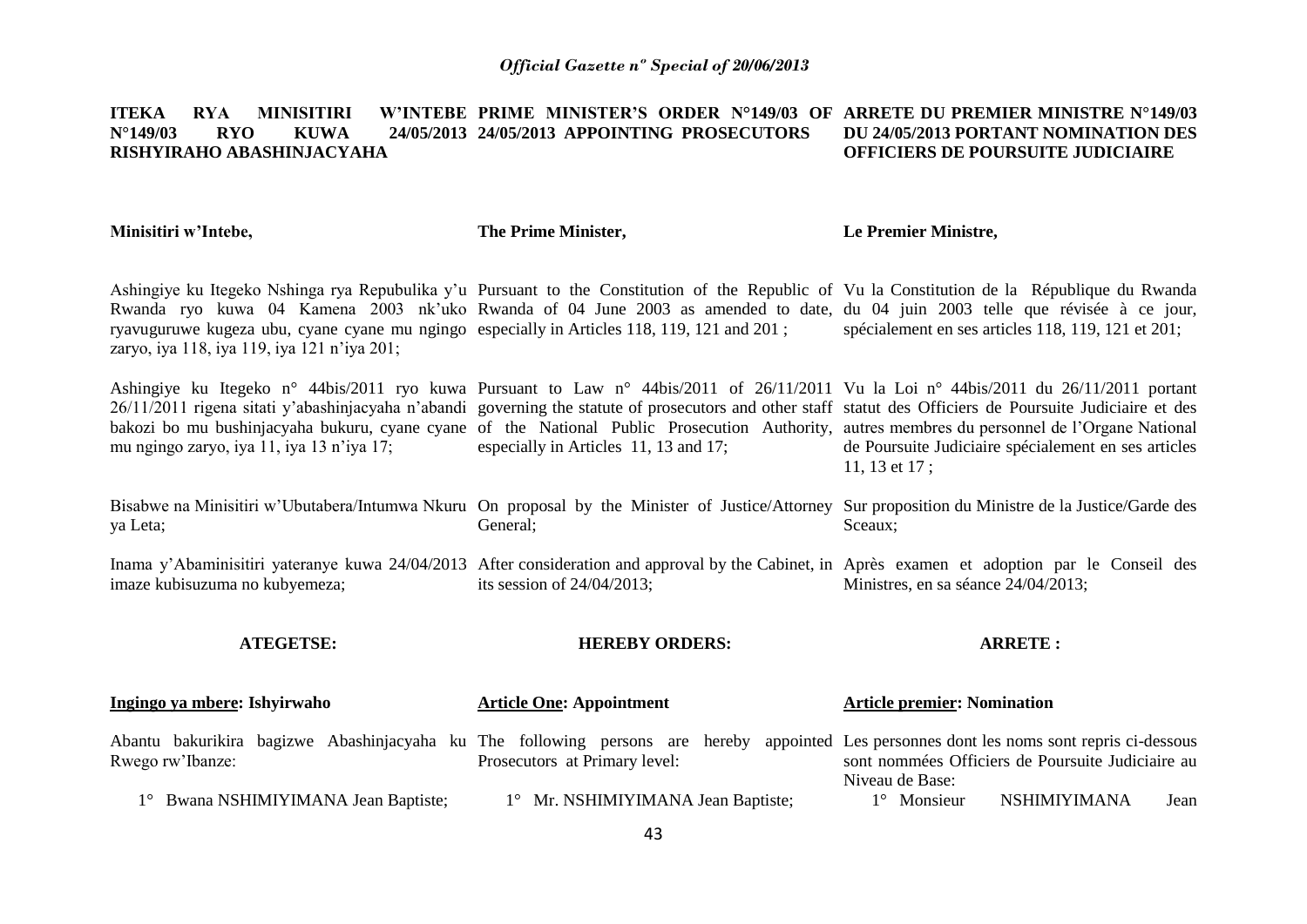**ITEKA RYA MINISITIRI W'INTEBE N°149/03 RYO KUWA 24/05/2013 RISHYIRAHO ABASHINJACYAHA**

**Minisitiri w'Intebe,**

Ashingiye ku Itegeko Nshinga rya Repubulika y'u Rwanda ryo kuwa 04 Kamena 2003 nk'uko ryavuguruwe kugeza ubu, cyane cyane mu ngingo zaryo, iya 118, iya 119, iya 121 n'iya 201;

Ashingiye ku Itegeko n° 44bis/2011 ryo kuwa 26/11/2011 rigena sitati y'abashinjacyaha n'abandi bakozi bo mu bushinjacyaha bukuru, cyane cyane mu ngingo zaryo, iya 11, iya 13 n'iya 17;

Bisabwe na Minisitiri w'Ubutabera/Intumwa Nkuru ya Leta;

Inama y'Abaminisitiri yateranye kuwa 24/04/2013 imaze kubisuzuma no kubyemeza;

**ATEGETSE:**

**Ingingo ya mbere: Ishyirwaho**

Abantu bakurikira bagizwe Abashinjacyaha ku Rwego rw'Ibanze:

1° Bwana NSHIMIYIMANA Jean Baptiste;

**PRIME MINISTER'S ORDER N°149/03 OF 24/05/2013 APPOINTING PROSECUTORS**

**The Prime Minister,**

Pursuant to the Constitution of the Republic of Rwanda of 04 June 2003 as amended to date, especially in Articles 118, 119, 121 and 201 ;

Pursuant to Law n° 44bis/2011 of 26/11/2011 governing the statute of prosecutors and other staff of the National Public Prosecution Authority, especially in Articles 11, 13 and 17;

On proposal by the Minister of Justice/Attorney General;

After consideration and approval by the Cabinet, in its session of 24/04/2013;

**HEREBY ORDERS:**

**Article One: Appointment**

The following persons are hereby appointed Prosecutors at Primary level:

1° Mr. NSHIMIYIMANA Jean Baptiste;

**ARRETE DU PREMIER MINISTRE N°149/03 DU 24/05/2013 PORTANT NOMINATION DES OFFICIERS DE POURSUITE JUDICIAIRE**

**Le Premier Ministre,**

Vu la Constitution de la République du Rwanda du 04 juin 2003 telle que révisée à ce jour, spécialement en ses articles 118, 119, 121 et 201;

Vu la Loi n° 44bis/2011 du 26/11/2011 portant statut des Officiers de Poursuite Judiciaire et des autres membres du personnel de l'Organe National de Poursuite Judiciaire spécialement en ses articles 11, 13 et 17 ;

Sur proposition du Ministre de la Justice/Garde des Sceaux;

Après examen et adoption par le Conseil des Ministres, en sa séance 24/04/2013;

**ARRETE :**

**Article premier: Nomination**

Les personnes dont les noms sont repris ci-dessous sont nommées Officiers de Poursuite Judiciaire au Niveau de Base:

1° Monsieur NSHIMIYIMANA Jean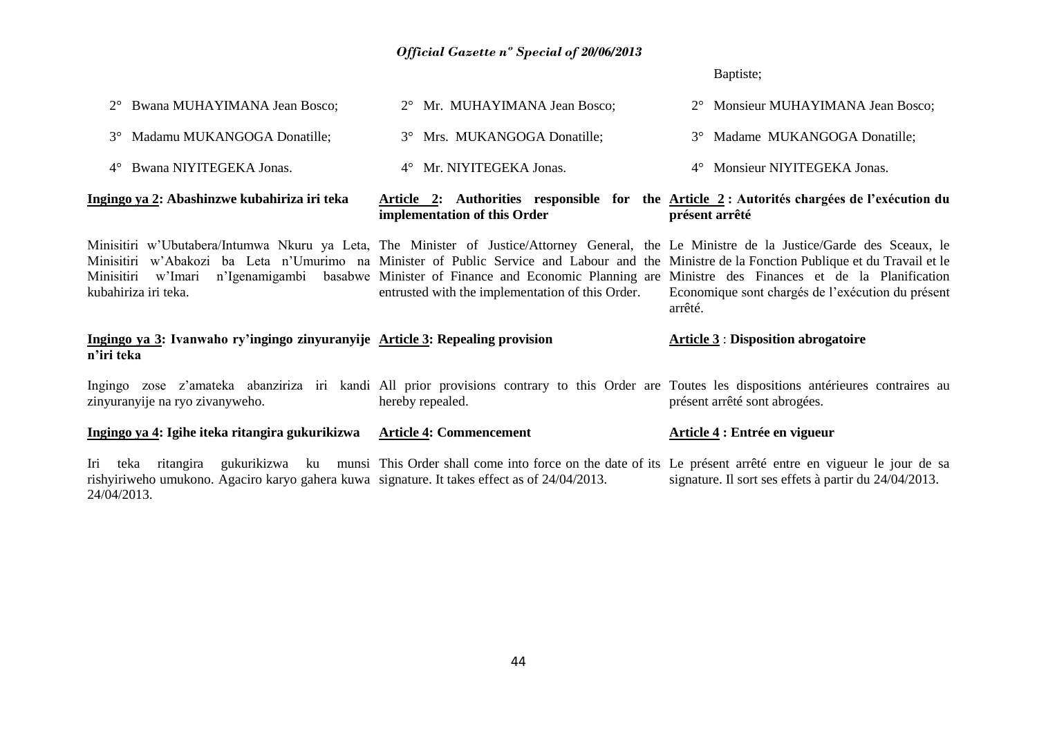Baptiste;

2° Bwana MUHAYIMANA Jean Bosco;

3° Madamu MUKANGOGA Donatille;

4° Bwana NIYITEGEKA Jonas.

**Ingingo ya 2: Abashinzwe kubahiriza iri teka**

Minisitiri w'Ubutabera/Intumwa Nkuru ya Leta, Minisitiri w'Abakozi ba Leta n'Umurimo na Minisitiri w'Imari n'Igenamigambi basabwe kubahiriza iri teka.

**Ingingo ya 3: Ivanwaho ry'ingingo zinyuranyije n'iri teka**

Ingingo zose z'amateka abanziriza iri kandi zinyuranyije na ryo zivanyweho.

**Ingingo ya 4: Igihe iteka ritangira gukurikizwa**

Iri teka ritangira gukurikizwa ku munsi rishyiriweho umukono. Agaciro karyo gahera kuwa 24/04/2013.

2° Mr. MUHAYIMANA Jean Bosco;

3° Mrs. MUKANGOGA Donatille;

4° Mr. NIYITEGEKA Jonas.

**Article 2: Authorities responsible for the implementation of this Order**

The Minister of Justice/Attorney General, the Minister of Public Service and Labour and the Minister of Finance and Economic Planning are entrusted with the implementation of this Order.

**Article 3: Repealing provision**

All prior provisions contrary to this Order are hereby repealed.

**Article 4: Commencement**

This Order shall come into force on the date of its signature. It takes effect as of 24/04/2013.

2° Monsieur MUHAYIMANA Jean Bosco;

3° Madame MUKANGOGA Donatille;

4° Monsieur NIYITEGEKA Jonas.

**Article 2 : Autorités chargées de l'exécution du présent arrêté**

Le Ministre de la Justice/Garde des Sceaux, le Ministre de la Fonction Publique et du Travail et le Ministre des Finances et de la Planification Economique sont chargés de l'exécution du présent arrêté.

**Article 3 : Disposition abrogatoire**

Toutes les dispositions antérieures contraires au présent arrêté sont abrogées.

**Article 4 : Entrée en vigueur**

Le présent arrêté entre en vigueur le jour de sa signature. Il sort ses effets à partir du 24/04/2013.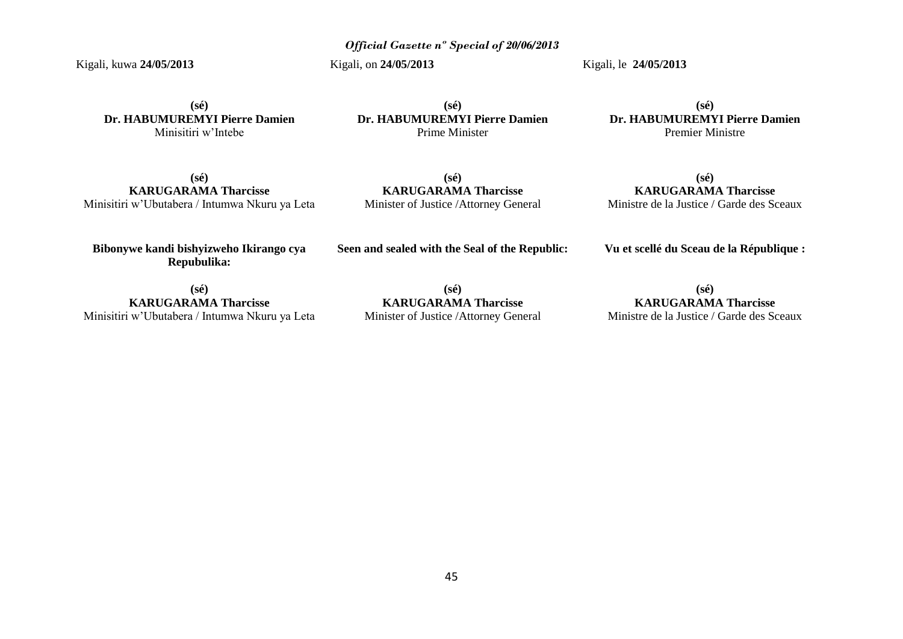Kigali, kuwa **24/05/2013**

**(sé)**
**Dr. HABUMUREMYI Pierre Damien**
Minisitiri w'Intebe

**(sé)**
**KARUGARAMA Tharcisse**
Minisitiri w'Ubutabera / Intumwa Nkuru ya Leta

**Bibonywe kandi bishyizweho Ikirango cya Repubulika:**

**(sé)**
**KARUGARAMA Tharcisse**
Minisitiri w'Ubutabera / Intumwa Nkuru ya Leta

Kigali, on **24/05/2013**

**(sé)**
**Dr. HABUMUREMYI Pierre Damien**
Prime Minister

**(sé)**
**KARUGARAMA Tharcisse**
Minister of Justice /Attorney General

**Seen and sealed with the Seal of the Republic:**

**(sé)**
**KARUGARAMA Tharcisse**
Minister of Justice /Attorney General

Kigali, le **24/05/2013**

**(sé)**
**Dr. HABUMUREMYI Pierre Damien**
Premier Ministre

**(sé)**
**KARUGARAMA Tharcisse**
Ministre de la Justice / Garde des Sceaux

**Vu et scellé du Sceau de la République :**

**(sé)**
**KARUGARAMA Tharcisse**
Ministre de la Justice / Garde des Sceaux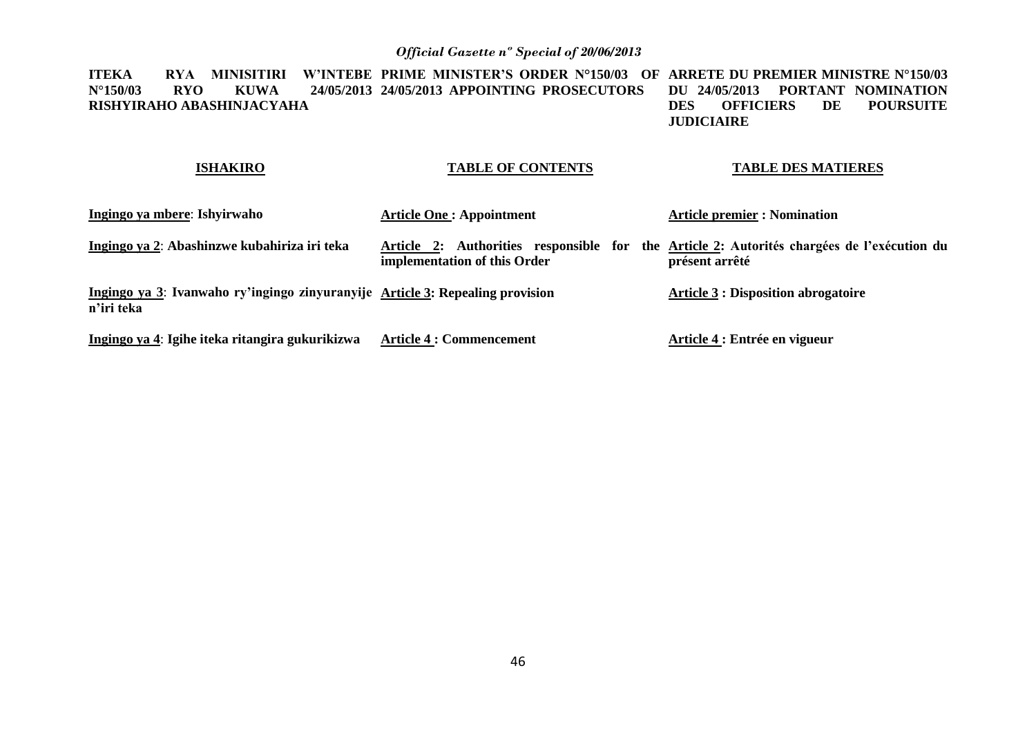**ITEKA RYA MINISITIRI W'INTEBE N°150/03 RYO KUWA 24/05/2013 RISHYIRAHO ABASHINJACYAHA**

**PRIME MINISTER'S ORDER N°150/03 OF 24/05/2013 APPOINTING PROSECUTORS**

**ARRETE DU PREMIER MINISTRE N°150/03 DU 24/05/2013 PORTANT NOMINATION DES OFFICIERS DE POURSUITE JUDICIAIRE**

| **ISHAKIRO** | **TABLE OF CONTENTS** | **TABLE DES MATIERES** |
|---|---|---|
| **Ingingo ya mbere: Ishyirwaho** | **Article One : Appointment** | **Article premier : Nomination** |
| **Ingingo ya 2: Abashinzwe kubahiriza iri teka** | **Article 2: Authorities responsible for the implementation of this Order** | **Article 2: Autorités chargées de l'exécution du présent arrêté** |
| **Ingingo ya 3: Ivanwaho ry'ingingo zinyuranyije n'iri teka** | **Article 3: Repealing provision** | **Article 3 : Disposition abrogatoire** |
| **Ingingo ya 4: Igihe iteka ritangira gukurikizwa** | **Article 4 : Commencement** | **Article 4 : Entrée en vigueur** |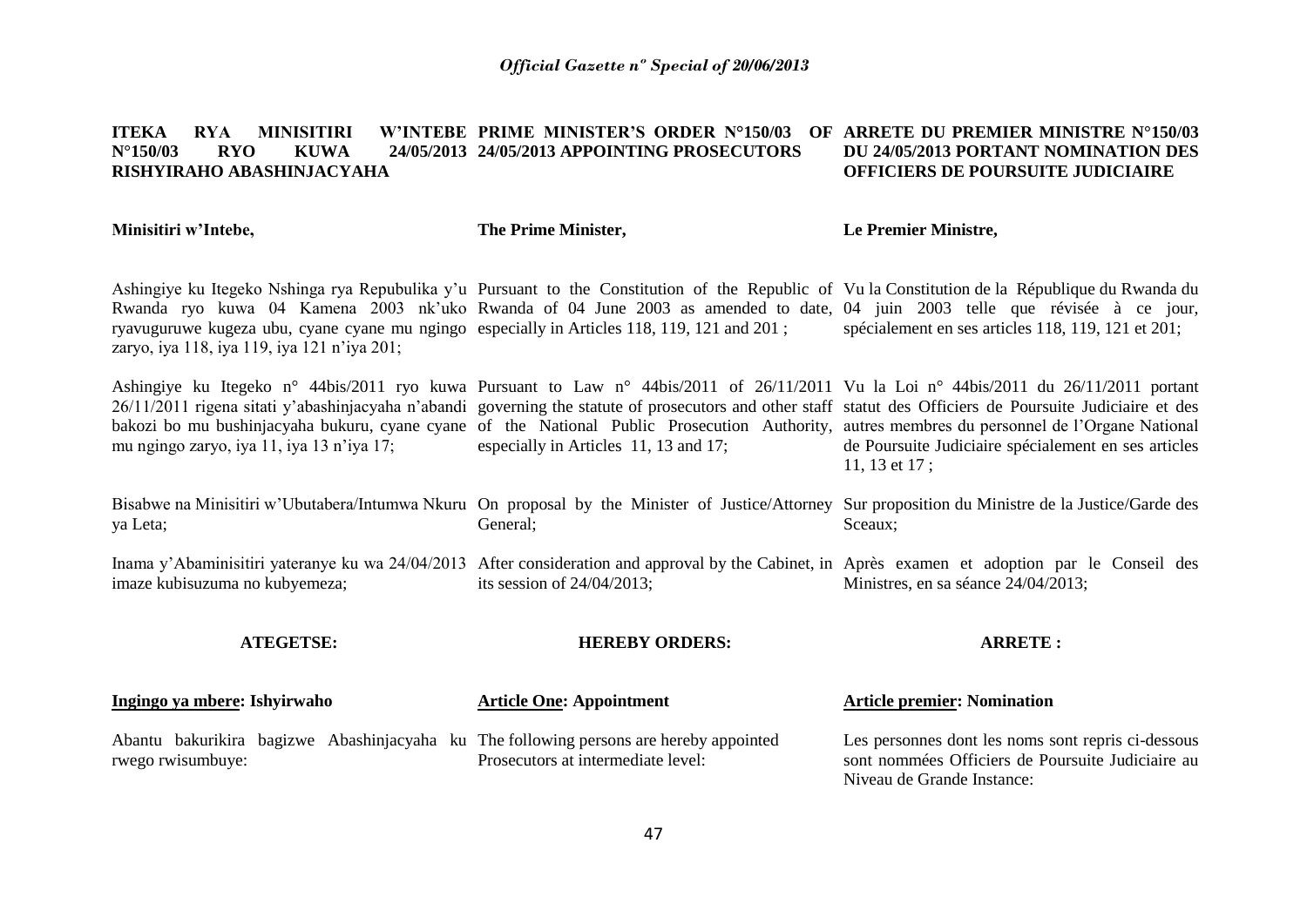## ITEKA RYA MINISITIRI W'INTEBE N°150/03 RYO KUWA 24/05/2013 RISHYIRAHO ABASHINJACYAHA

**Minisitiri w'Intebe,**

Ashingiye ku Itegeko Nshinga rya Repubulika y'u Rwanda ryo kuwa 04 Kamena 2003 nk'uko ryavuguruwe kugeza ubu, cyane cyane mu ngingo zaryo, iya 118, iya 119, iya 121 n'iya 201;

Ashingiye ku Itegeko n° 44bis/2011 ryo kuwa 26/11/2011 rigena sitati y'abashinjacyaha n'abandi bakozi bo mu bushinjacyaha bukuru, cyane cyane mu ngingo zaryo, iya 11, iya 13 n'iya 17;

Bisabwe na Minisitiri w'Ubutabera/Intumwa Nkuru ya Leta;

Inama y'Abaminisitiri yateranye ku wa 24/04/2013 imaze kubisuzuma no kubyemeza;

**ATEGETSE:**

**Ingingo ya mbere: Ishyirwaho**

Abantu bakurikira bagizwe Abashinjacyaha ku rwego rwisumbuye:

## PRIME MINISTER'S ORDER N°150/03 OF 24/05/2013 APPOINTING PROSECUTORS

**The Prime Minister,**

Pursuant to the Constitution of the Republic of Rwanda of 04 June 2003 as amended to date, especially in Articles 118, 119, 121 and 201 ;

Pursuant to Law n° 44bis/2011 of 26/11/2011 governing the statute of prosecutors and other staff of the National Public Prosecution Authority, especially in Articles 11, 13 and 17;

On proposal by the Minister of Justice/Attorney General;

After consideration and approval by the Cabinet, in its session of 24/04/2013;

**HEREBY ORDERS:**

**Article One: Appointment**

The following persons are hereby appointed Prosecutors at intermediate level:

## ARRETE DU PREMIER MINISTRE N°150/03 DU 24/05/2013 PORTANT NOMINATION DES OFFICIERS DE POURSUITE JUDICIAIRE

**Le Premier Ministre,**

Vu la Constitution de la République du Rwanda du 04 juin 2003 telle que révisée à ce jour, spécialement en ses articles 118, 119, 121 et 201;

Vu la Loi n° 44bis/2011 du 26/11/2011 portant statut des Officiers de Poursuite Judiciaire et des autres membres du personnel de l'Organe National de Poursuite Judiciaire spécialement en ses articles 11, 13 et 17 ;

Sur proposition du Ministre de la Justice/Garde des Sceaux;

Après examen et adoption par le Conseil des Ministres, en sa séance 24/04/2013;

**ARRETE :**

**Article premier: Nomination**

Les personnes dont les noms sont repris ci-dessous sont nommées Officiers de Poursuite Judiciaire au Niveau de Grande Instance: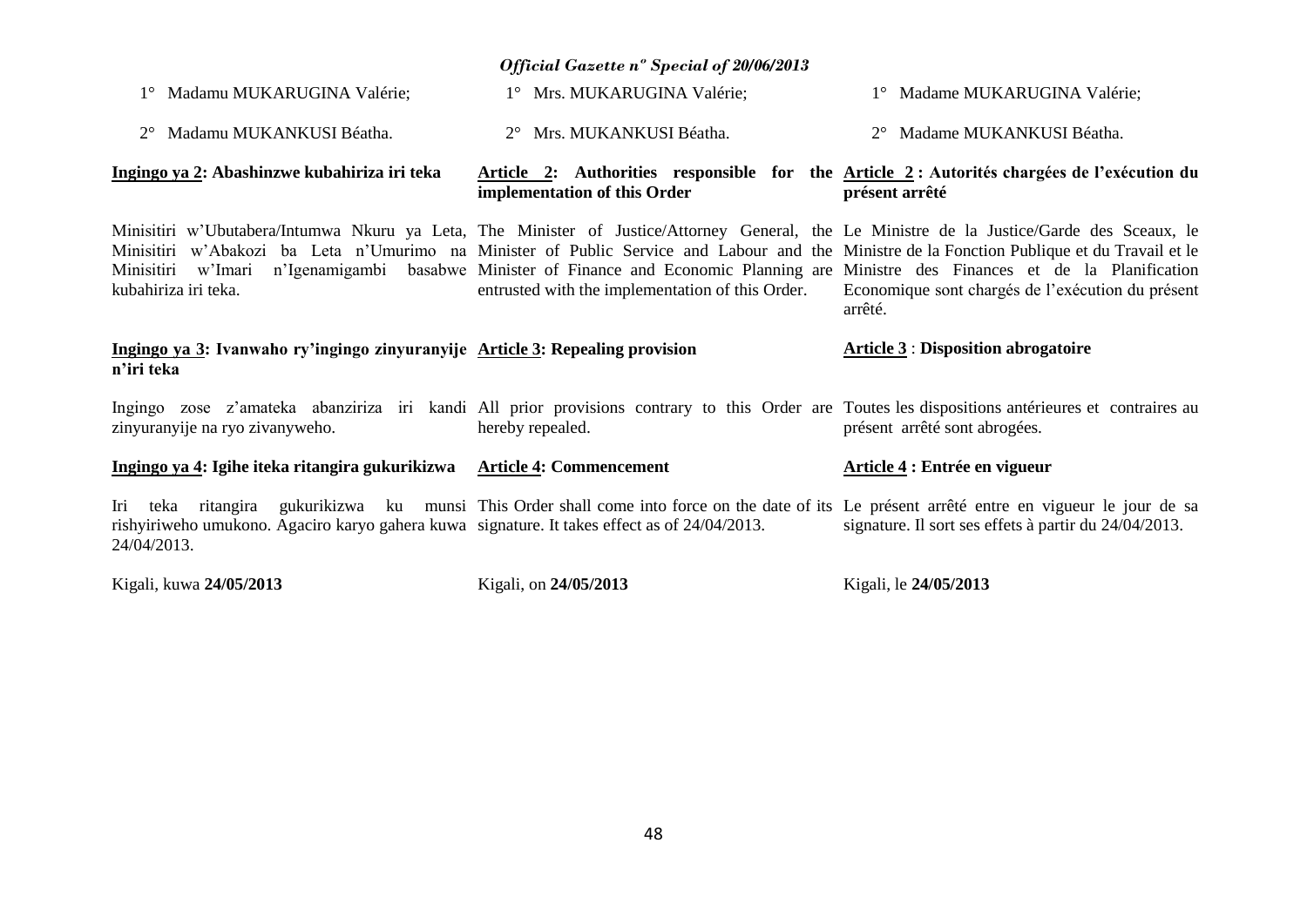1° Madamu MUKARUGINA Valérie;

2° Madamu MUKANKUSI Béatha.

**Ingingo ya 2: Abashinzwe kubahiriza iri teka**

Minisitiri w'Ubutabera/Intumwa Nkuru ya Leta, Minisitiri w'Abakozi ba Leta n'Umurimo na Minisitiri w'Imari n'Igenamigambi basabwe kubahiriza iri teka.

**Ingingo ya 3: Ivanwaho ry'ingingo zinyuranyije n'iri teka**

Ingingo zose z'amateka abanziriza iri kandi zinyuranyije na ryo zivanyweho.

**Ingingo ya 4: Igihe iteka ritangira gukurikizwa**

Iri teka ritangira gukurikizwa ku munsi rishyiriweho umukono. Agaciro karyo gahera kuwa 24/04/2013.

Kigali, kuwa **24/05/2013**

1° Mrs. MUKARUGINA Valérie;

2° Mrs. MUKANKUSI Béatha.

**Article 2: Authorities responsible for the implementation of this Order**

The Minister of Justice/Attorney General, the Minister of Public Service and Labour and the Minister of Finance and Economic Planning are entrusted with the implementation of this Order.

**Article 3: Repealing provision**

All prior provisions contrary to this Order are hereby repealed.

**Article 4: Commencement**

This Order shall come into force on the date of its signature. It takes effect as of 24/04/2013.

Kigali, on **24/05/2013**

1° Madame MUKARUGINA Valérie;

2° Madame MUKANKUSI Béatha.

**Article 2 : Autorités chargées de l'exécution du présent arrêté**

Le Ministre de la Justice/Garde des Sceaux, le Ministre de la Fonction Publique et du Travail et le Ministre des Finances et de la Planification Economique sont chargés de l'exécution du présent arrêté.

**Article 3 : Disposition abrogatoire**

Toutes les dispositions antérieures et contraires au présent arrêté sont abrogées.

**Article 4 : Entrée en vigueur**

Le présent arrêté entre en vigueur le jour de sa signature. Il sort ses effets à partir du 24/04/2013.

Kigali, le **24/05/2013**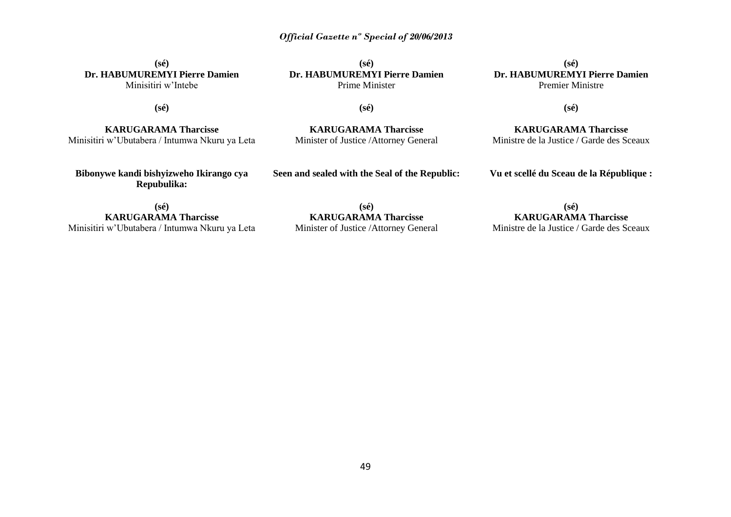**(sé)**
**Dr. HABUMUREMYI Pierre Damien**
Minisitiri w'Intebe

**(sé)**

**KARUGARAMA Tharcisse**
Minisitiri w'Ubutabera / Intumwa Nkuru ya Leta

**Bibonywe kandi bishyizweho Ikirango cya Repubulika:**

**(sé)**
**KARUGARAMA Tharcisse**
Minisitiri w'Ubutabera / Intumwa Nkuru ya Leta

**(sé)**
**Dr. HABUMUREMYI Pierre Damien**
Prime Minister

**(sé)**

**KARUGARAMA Tharcisse**
Minister of Justice /Attorney General

**Seen and sealed with the Seal of the Republic:**

**(sé)**
**KARUGARAMA Tharcisse**
Minister of Justice /Attorney General

**(sé)**
**Dr. HABUMUREMYI Pierre Damien**
Premier Ministre

**(sé)**

**KARUGARAMA Tharcisse**
Ministre de la Justice / Garde des Sceaux

**Vu et scellé du Sceau de la République :**

**(sé)**
**KARUGARAMA Tharcisse**
Ministre de la Justice / Garde des Sceaux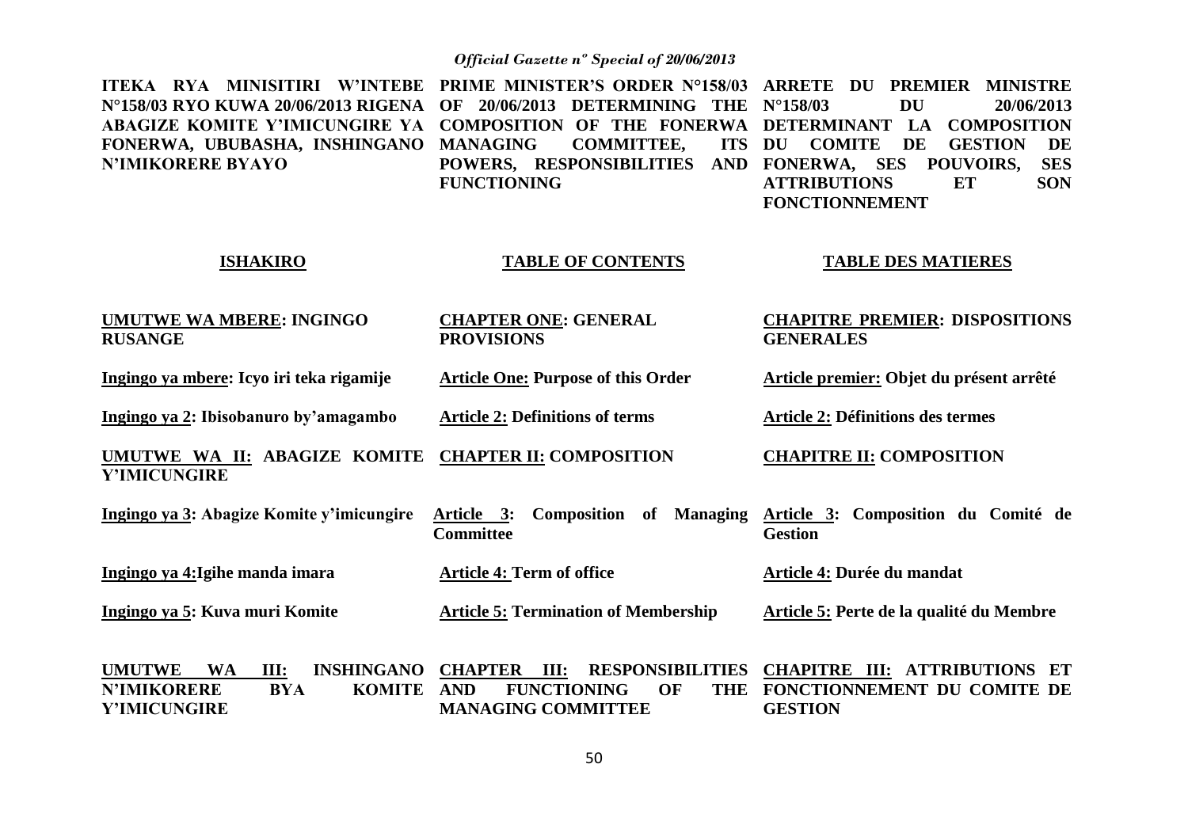**ITEKA RYA MINISITIRI W'INTEBE N°158/03 RYO KUWA 20/06/2013 RIGENA ABAGIZE KOMITE Y'IMICUNGIRE YA FONERWA, UBUBASHA, INSHINGANO N'IMIKORERE BYAYO**

**PRIME MINISTER'S ORDER N°158/03 OF 20/06/2013 DETERMINING THE COMPOSITION OF THE FONERWA MANAGING COMMITTEE, ITS POWERS, RESPONSIBILITIES AND FUNCTIONING**

**ARRETE DU PREMIER MINISTRE N°158/03 DU 20/06/2013 DETERMINANT LA COMPOSITION DU COMITE DE GESTION DE FONERWA, SES POUVOIRS, SES ATTRIBUTIONS ET SON FONCTIONNEMENT**

| **ISHAKIRO** | **TABLE OF CONTENTS** | **TABLE DES MATIERES** |
|---|---|---|
| **UMUTWE WA MBERE: INGINGO RUSANGE** | **CHAPTER ONE: GENERAL PROVISIONS** | **CHAPITRE PREMIER: DISPOSITIONS GENERALES** |
| **Ingingo ya mbere: Icyo iri teka rigamije** | **Article One: Purpose of this Order** | **Article premier: Objet du présent arrêté** |
| **Ingingo ya 2: Ibisobanuro by'amagambo** | **Article 2: Definitions of terms** | **Article 2: Définitions des termes** |
| **UMUTWE WA II: ABAGIZE KOMITE Y'IMICUNGIRE** | **CHAPTER II: COMPOSITION** | **CHAPITRE II: COMPOSITION** |
| **Ingingo ya 3: Abagize Komite y'imicungire** | **Article 3: Composition of Managing Committee** | **Article 3: Composition du Comité de Gestion** |
| **Ingingo ya 4:Igihe manda imara** | **Article 4: Term of office** | **Article 4: Durée du mandat** |
| **Ingingo ya 5: Kuva muri Komite** | **Article 5: Termination of Membership** | **Article 5: Perte de la qualité du Membre** |
| **UMUTWE WA III: INSHINGANO N'IMIKORERE BYA KOMITE Y'IMICUNGIRE** | **CHAPTER III: RESPONSIBILITIES AND FUNCTIONING OF THE MANAGING COMMITTEE** | **CHAPITRE III: ATTRIBUTIONS ET FONCTIONNEMENT DU COMITE DE GESTION** |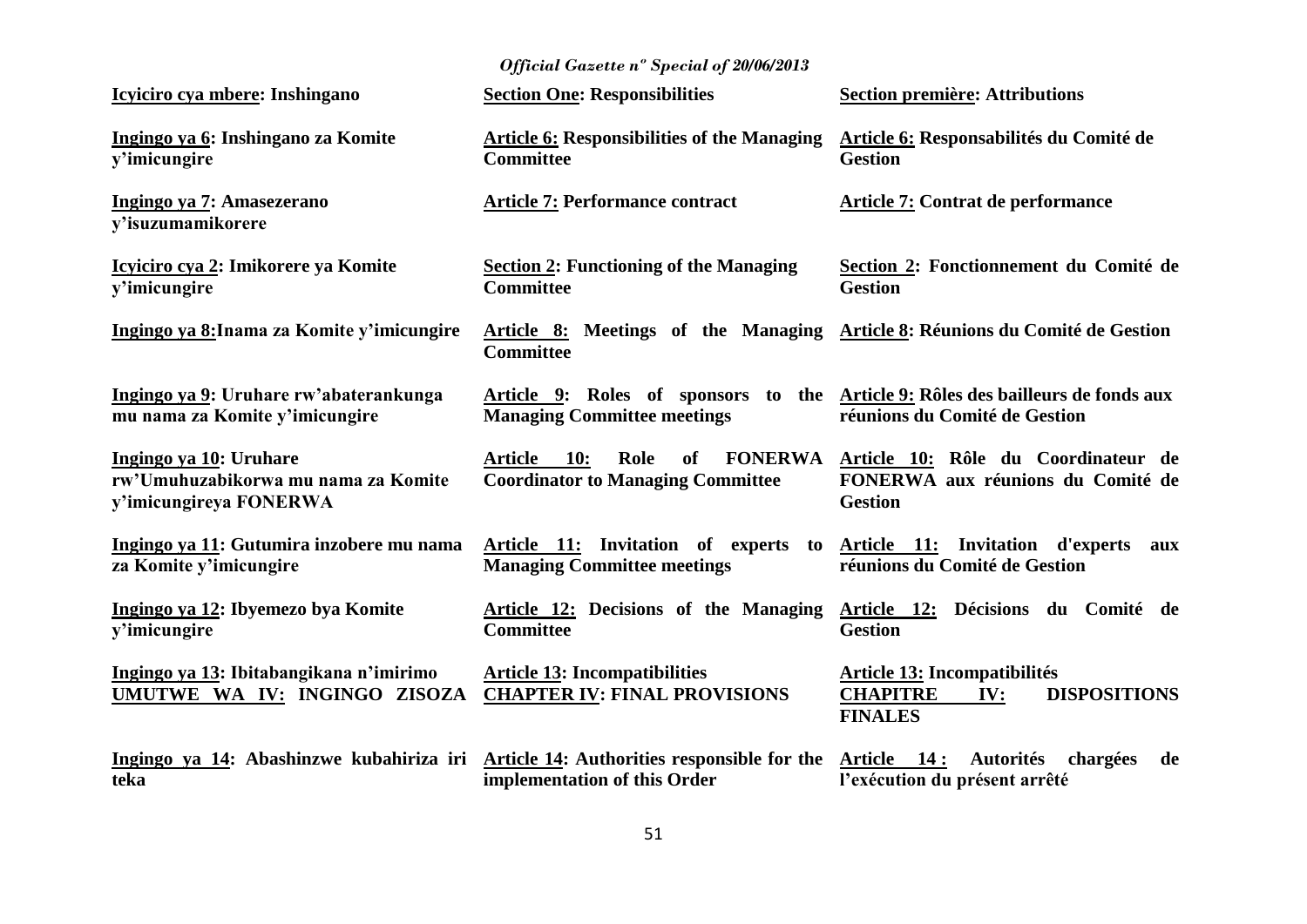| Ikinyarwanda | English | Français |
|---|---|---|
| **Icyiciro cya mbere: Inshingano** | **Section One: Responsibilities** | **Section première: Attributions** |
| **Ingingo ya 6: Inshingano za Komite y'imicungire** | **Article 6: Responsibilities of the Managing Committee** | **Article 6: Responsabilités du Comité de Gestion** |
| **Ingingo ya 7: Amasezerano y'isuzumamikorere** | **Article 7: Performance contract** | **Article 7: Contrat de performance** |
| **Icyiciro cya 2: Imikorere ya Komite y'imicungire** | **Section 2: Functioning of the Managing Committee** | **Section 2: Fonctionnement du Comité de Gestion** |
| **Ingingo ya 8:Inama za Komite y'imicungire** | **Article 8: Meetings of the Managing Committee** | **Article 8: Réunions du Comité de Gestion** |
| **Ingingo ya 9: Uruhare rw'abaterankunga mu nama za Komite y'imicungire** | **Article 9: Roles of sponsors to the Managing Committee meetings** | **Article 9: Rôles des bailleurs de fonds aux réunions du Comité de Gestion** |
| **Ingingo ya 10: Uruhare rw'Umuhuzabikorwa mu nama za Komite y'imicungireya FONERWA** | **Article 10: Role of FONERWA Coordinator to Managing Committee** | **Article 10: Rôle du Coordinateur de FONERWA aux réunions du Comité de Gestion** |
| **Ingingo ya 11: Gutumira inzobere mu nama za Komite y'imicungire** | **Article 11: Invitation of experts to Managing Committee meetings** | **Article 11: Invitation d'experts aux réunions du Comité de Gestion** |
| **Ingingo ya 12: Ibyemezo bya Komite y'imicungire** | **Article 12: Decisions of the Managing Committee** | **Article 12: Décisions du Comité de Gestion** |
| **Ingingo ya 13: Ibitabangikana n'imirimo** | **Article 13: Incompatibilities** | **Article 13: Incompatibilités** |
| **UMUTWE WA IV: INGINGO ZISOZA** | **CHAPTER IV: FINAL PROVISIONS** | **CHAPITRE IV: DISPOSITIONS FINALES** |
| **Ingingo ya 14: Abashinzwe kubahiriza iri teka** | **Article 14: Authorities responsible for the implementation of this Order** | **Article 14 : Autorités chargées de l'exécution du présent arrêté** |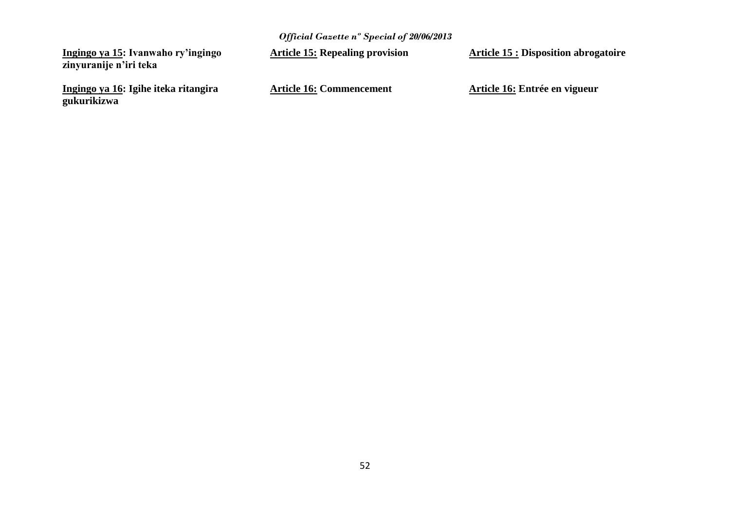**<u>Ingingo ya 15</u>: Ivanwaho ry'ingingo zinyuranije n'iri teka**

**<u>Ingingo ya 16</u>: Igihe iteka ritangira gukurikizwa**

**<u>Article 15:</u> Repealing provision**

**<u>Article 16:</u> Commencement**

**<u>Article 15 :</u> Disposition abrogatoire**

**<u>Article 16:</u> Entrée en vigueur**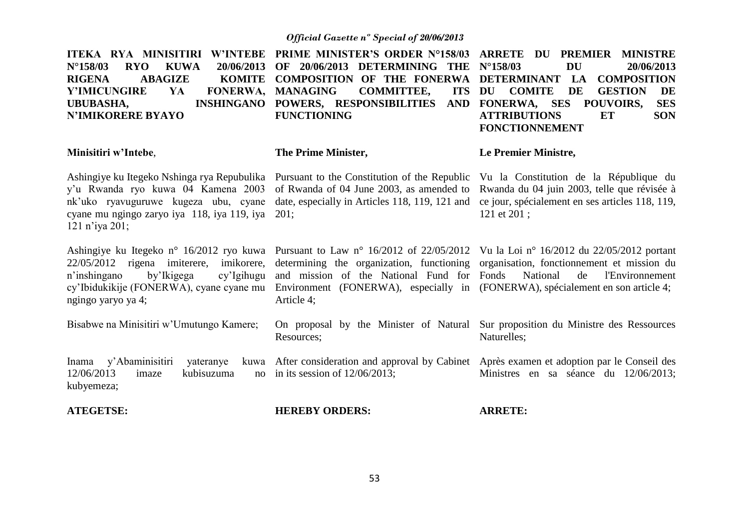**ITEKA RYA MINISITIRI W'INTEBE N°158/03 RYO KUWA 20/06/2013 RIGENA ABAGIZE KOMITE Y'IMICUNGIRE YA FONERWA, UBUBASHA, INSHINGANO N'IMIKORERE BYAYO**

**Minisitiri w'Intebe**,

Ashingiye ku Itegeko Nshinga rya Repubulika y'u Rwanda ryo kuwa 04 Kamena 2003 nk'uko ryavuguruwe kugeza ubu, cyane cyane mu ngingo zaryo iya 118, iya 119, iya 121 n'iya 201;

Ashingiye ku Itegeko n° 16/2012 ryo kuwa 22/05/2012 rigena imiterere, imikorere, n'inshingano by'Ikigega cy'Igihugu cy'Ibidukikije (FONERWA), cyane cyane mu ngingo yaryo ya 4;

Bisabwe na Minisitiri w'Umutungo Kamere;

Inama y'Abaminisitiri yateranye kuwa 12/06/2013 imaze kubisuzuma no kubyemeza;

**ATEGETSE:**

**PRIME MINISTER'S ORDER N°158/03 OF 20/06/2013 DETERMINING THE COMPOSITION OF THE FONERWA MANAGING COMMITTEE, ITS POWERS, RESPONSIBILITIES AND FUNCTIONING**

**The Prime Minister,**

Pursuant to the Constitution of the Republic of Rwanda of 04 June 2003, as amended to date, especially in Articles 118, 119, 121 and 201;

Pursuant to Law n° 16/2012 of 22/05/2012 determining the organization, functioning and mission of the National Fund for Environment (FONERWA), especially in Article 4;

On proposal by the Minister of Natural Resources;

After consideration and approval by Cabinet in its session of 12/06/2013;

**HEREBY ORDERS:**

**ARRETE DU PREMIER MINISTRE N°158/03 DU 20/06/2013 DETERMINANT LA COMPOSITION DU COMITE DE GESTION DE FONERWA, SES POUVOIRS, SES ATTRIBUTIONS ET SON FONCTIONNEMENT**

**Le Premier Ministre,**

Vu la Constitution de la République du Rwanda du 04 juin 2003, telle que révisée à ce jour, spécialement en ses articles 118, 119, 121 et 201 ;

Vu la Loi n° 16/2012 du 22/05/2012 portant organisation, fonctionnement et mission du Fonds National de l'Environnement (FONERWA), spécialement en son article 4;

Sur proposition du Ministre des Ressources Naturelles;

Après examen et adoption par le Conseil des Ministres en sa séance du 12/06/2013;

**ARRETE:**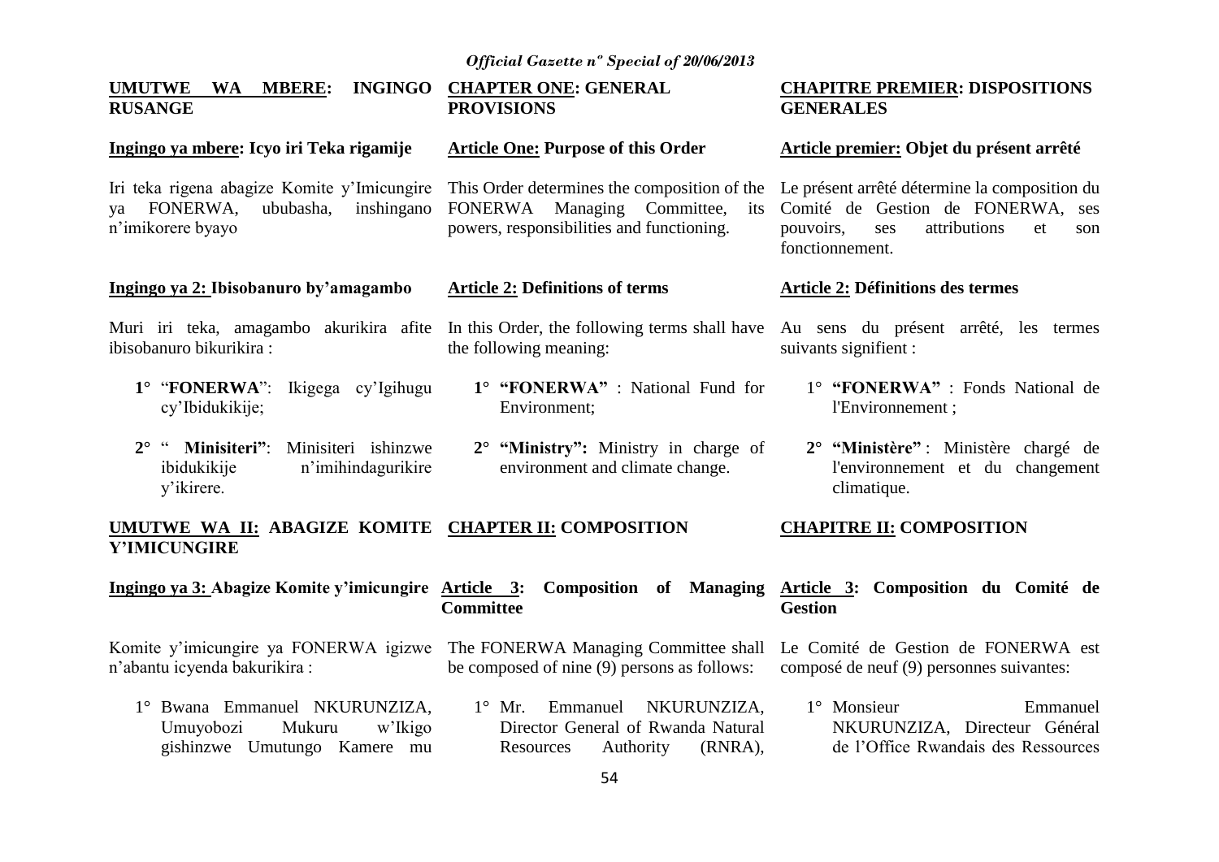**UMUTWE WA MBERE: INGINGO RUSANGE**

**Ingingo ya mbere: Icyo iri Teka rigamije**

Iri teka rigena abagize Komite y'Imicungire ya FONERWA, ububasha, inshingano n'imikorere byayo

**Ingingo ya 2: Ibisobanuro by'amagambo**

Muri iri teka, amagambo akurikira afite ibisobanuro bikurikira :

1° "**FONERWA**": Ikigega cy'Igihugu cy'Ibidukikije;

2° " **Minisiteri"**: Minisiteri ishinzwe ibidukikije n'imihindagurikire y'ikirere.

**UMUTWE WA II: ABAGIZE KOMITE Y'IMICUNGIRE**

**Ingingo ya 3: Abagize Komite y'imicungire**

Komite y'imicungire ya FONERWA igizwe n'abantu icyenda bakurikira :

1° Bwana Emmanuel NKURUNZIZA, Umuyobozi Mukuru w'Ikigo gishinzwe Umutungo Kamere mu

**CHAPTER ONE: GENERAL PROVISIONS**

**Article One: Purpose of this Order**

This Order determines the composition of the FONERWA Managing Committee, its powers, responsibilities and functioning.

**Article 2: Definitions of terms**

In this Order, the following terms shall have the following meaning:

1° **"FONERWA"** : National Fund for Environment;

2° **"Ministry":** Ministry in charge of environment and climate change.

**CHAPTER II: COMPOSITION**

**Article 3: Composition of Managing Committee**

The FONERWA Managing Committee shall be composed of nine (9) persons as follows:

1° Mr. Emmanuel NKURUNZIZA, Director General of Rwanda Natural Resources Authority (RNRA),

**CHAPITRE PREMIER: DISPOSITIONS GENERALES**

**Article premier: Objet du présent arrêté**

Le présent arrêté détermine la composition du Comité de Gestion de FONERWA, ses pouvoirs, ses attributions et son fonctionnement.

**Article 2: Définitions des termes**

Au sens du présent arrêté, les termes suivants signifient :

1° **"FONERWA"** : Fonds National de l'Environnement ;

2° **"Ministère"** : Ministère chargé de l'environnement et du changement climatique.

**CHAPITRE II: COMPOSITION**

**Article 3: Composition du Comité de Gestion**

Le Comité de Gestion de FONERWA est composé de neuf (9) personnes suivantes:

1° Monsieur Emmanuel NKURUNZIZA, Directeur Général de l'Office Rwandais des Ressources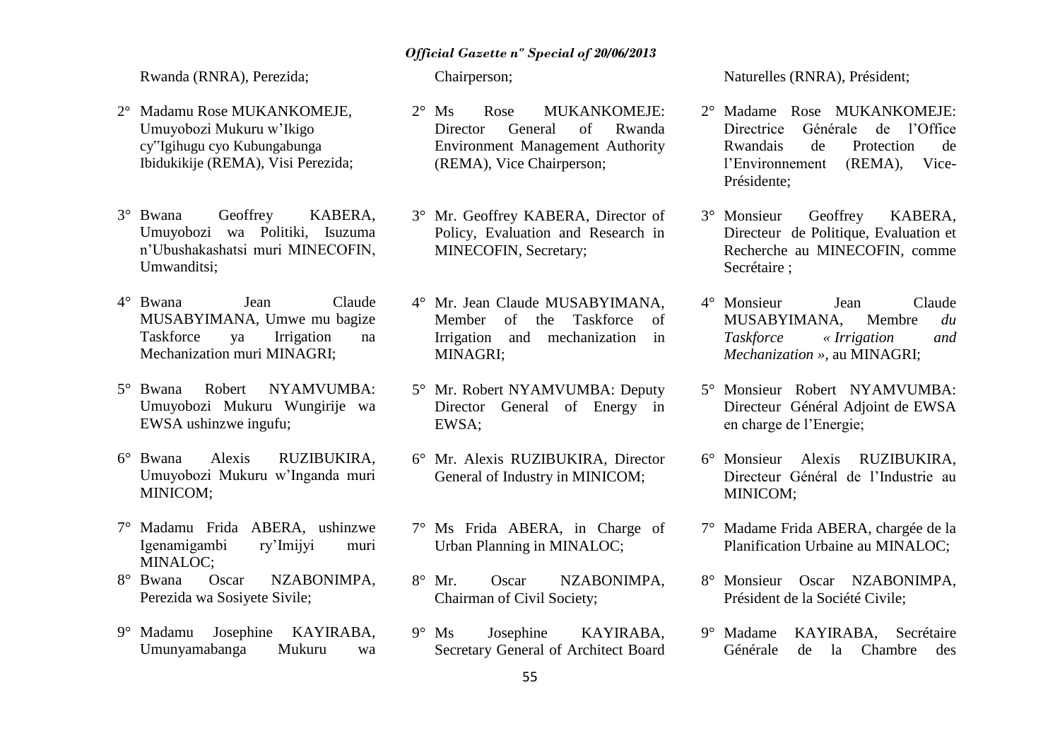Rwanda (RNRA), Perezida;

2° Madamu Rose MUKANKOMEJE, Umuyobozi Mukuru w'Ikigo cy"Igihugu cyo Kubungabunga Ibidukikije (REMA), Visi Perezida;

3° Bwana Geoffrey KABERA, Umuyobozi wa Politiki, Isuzuma n'Ubushakashatsi muri MINECOFIN, Umwanditsi;

4° Bwana Jean Claude MUSABYIMANA, Umwe mu bagize Taskforce ya Irrigation na Mechanization muri MINAGRI;

5° Bwana Robert NYAMVUMBA: Umuyobozi Mukuru Wungirije wa EWSA ushinzwe ingufu;

6° Bwana Alexis RUZIBUKIRA, Umuyobozi Mukuru w'Inganda muri MINICOM;

7° Madamu Frida ABERA, ushinzwe Igenamigambi ry'Imijyi muri MINALOC;

8° Bwana Oscar NZABONIMPA, Perezida wa Sosiyete Sivile;

9° Madamu Josephine KAYIRABA, Umunyamabanga Mukuru wa

Chairperson;

2° Ms Rose MUKANKOMEJE: Director General of Rwanda Environment Management Authority (REMA), Vice Chairperson;

3° Mr. Geoffrey KABERA, Director of Policy, Evaluation and Research in MINECOFIN, Secretary;

4° Mr. Jean Claude MUSABYIMANA, Member of the Taskforce of Irrigation and mechanization in MINAGRI;

5° Mr. Robert NYAMVUMBA: Deputy Director General of Energy in EWSA;

6° Mr. Alexis RUZIBUKIRA, Director General of Industry in MINICOM;

7° Ms Frida ABERA, in Charge of Urban Planning in MINALOC;

8° Mr. Oscar NZABONIMPA, Chairman of Civil Society;

9° Ms Josephine KAYIRABA, Secretary General of Architect Board

Naturelles (RNRA), Président;

2° Madame Rose MUKANKOMEJE: Directrice Générale de l'Office Rwandais de Protection de l'Environnement (REMA), Vice-Présidente;

3° Monsieur Geoffrey KABERA, Directeur de Politique, Evaluation et Recherche au MINECOFIN, comme Secrétaire ;

4° Monsieur Jean Claude MUSABYIMANA, Membre *du Taskforce « Irrigation and Mechanization »,* au MINAGRI;

5° Monsieur Robert NYAMVUMBA: Directeur Général Adjoint de EWSA en charge de l'Energie;

6° Monsieur Alexis RUZIBUKIRA, Directeur Général de l'Industrie au MINICOM;

7° Madame Frida ABERA, chargée de la Planification Urbaine au MINALOC;

8° Monsieur Oscar NZABONIMPA, Président de la Société Civile;

9° Madame KAYIRABA, Secrétaire Générale de la Chambre des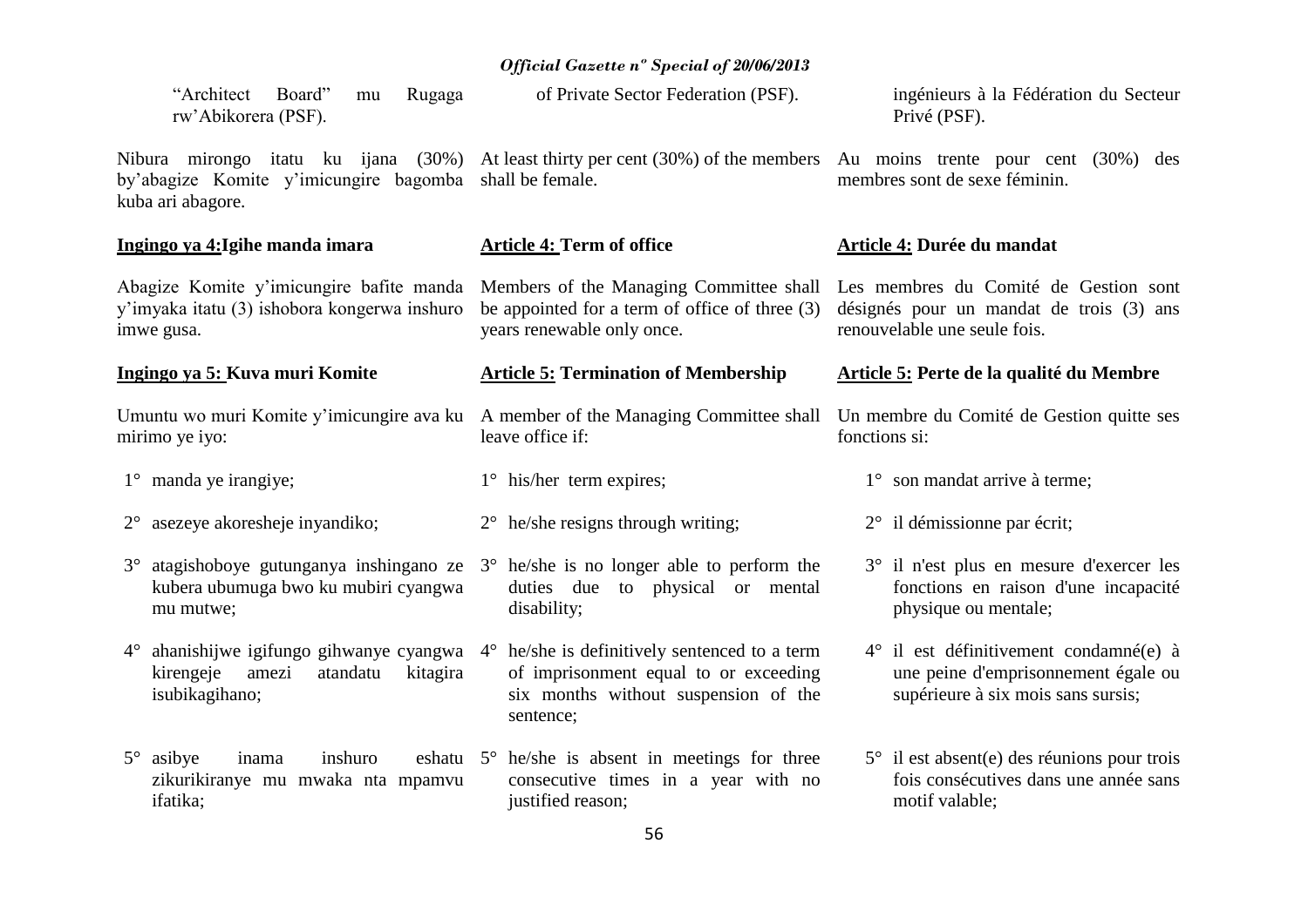"Architect Board" mu Rugaga rw'Abikorera (PSF).

Nibura mirongo itatu ku ijana (30%) by'abagize Komite y'imicungire bagomba kuba ari abagore.

**Ingingo ya 4:Igihe manda imara**

Abagize Komite y'imicungire bafite manda y'imyaka itatu (3) ishobora kongerwa inshuro imwe gusa.

**Ingingo ya 5: Kuva muri Komite**

Umuntu wo muri Komite y'imicungire ava ku mirimo ye iyo:

1° manda ye irangiye;

2° asezeye akoresheje inyandiko;

3° atagishoboye gutunganya inshingano ze kubera ubumuga bwo ku mubiri cyangwa mu mutwe;

4° ahanishijwe igifungo gihwanye cyangwa kirengeje amezi atandatu kitagira isubikagihano;

5° asibye inama inshuro eshatu zikurikiranye mu mwaka nta mpamvu ifatika;

of Private Sector Federation (PSF).

At least thirty per cent (30%) of the members shall be female.

**Article 4: Term of office**

Members of the Managing Committee shall be appointed for a term of office of three (3) years renewable only once.

**Article 5: Termination of Membership**

A member of the Managing Committee shall leave office if:

1° his/her term expires;

2° he/she resigns through writing;

3° he/she is no longer able to perform the duties due to physical or mental disability;

4° he/she is definitively sentenced to a term of imprisonment equal to or exceeding six months without suspension of the sentence;

5° he/she is absent in meetings for three consecutive times in a year with no justified reason;

ingénieurs à la Fédération du Secteur Privé (PSF).

Au moins trente pour cent (30%) des membres sont de sexe féminin.

**Article 4: Durée du mandat**

Les membres du Comité de Gestion sont désignés pour un mandat de trois (3) ans renouvelable une seule fois.

**Article 5: Perte de la qualité du Membre**

Un membre du Comité de Gestion quitte ses fonctions si:

1° son mandat arrive à terme;

2° il démissionne par écrit;

3° il n'est plus en mesure d'exercer les fonctions en raison d'une incapacité physique ou mentale;

4° il est définitivement condamné(e) à une peine d'emprisonnement égale ou supérieure à six mois sans sursis;

5° il est absent(e) des réunions pour trois fois consécutives dans une année sans motif valable;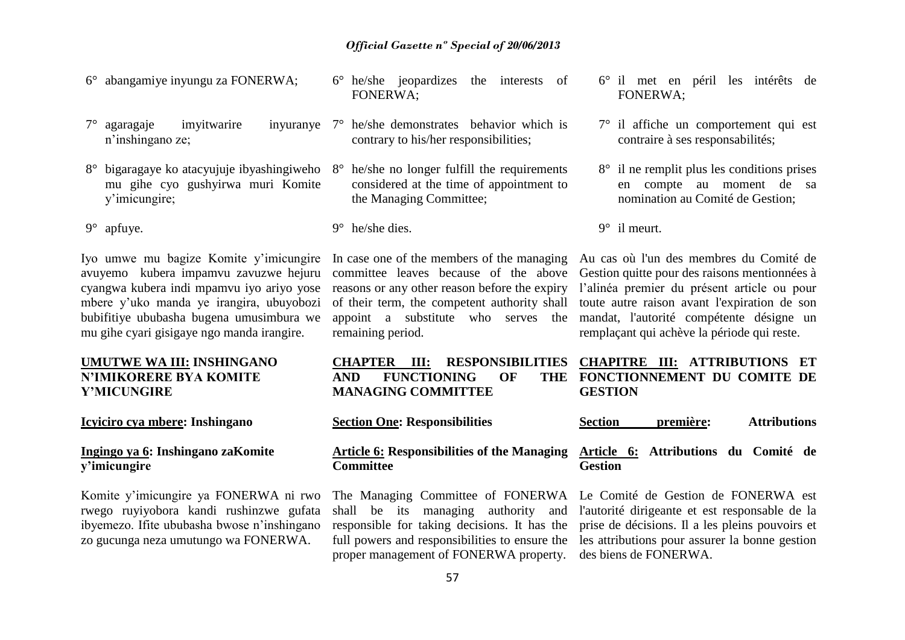6° abangamiye inyungu za FONERWA;

7° agaragaje imyitwarire inyuranye n'inshingano ze;

8° bigaragaye ko atacyujuje ibyashingiweho mu gihe cyo gushyirwa muri Komite y'imicungire;

9° apfuye.

Iyo umwe mu bagize Komite y'imicungire avuyemo kubera impamvu zavuzwe hejuru cyangwa kubera indi mpamvu iyo ariyo yose mbere y'uko manda ye irangira, ubuyobozi bubifitiye ububasha bugena umusimbura we mu gihe cyari gisigaye ngo manda irangire.

**UMUTWE WA III: INSHINGANO N'IMIKORERE BYA KOMITE Y'MICUNGIRE**

**Icyiciro cya mbere: Inshingano**

**Ingingo ya 6: Inshingano zaKomite y'imicungire**

Komite y'imicungire ya FONERWA ni rwo rwego ruyiyobora kandi rushinzwe gufata ibyemezo. Ifite ububasha bwose n'inshingano zo gucunga neza umutungo wa FONERWA.

6° he/she jeopardizes the interests of FONERWA;

7° he/she demonstrates behavior which is contrary to his/her responsibilities;

8° he/she no longer fulfill the requirements considered at the time of appointment to the Managing Committee;

9° he/she dies.

In case one of the members of the managing committee leaves because of the above reasons or any other reason before the expiry of their term, the competent authority shall appoint a substitute who serves the remaining period.

**CHAPTER III: RESPONSIBILITIES AND FUNCTIONING OF THE MANAGING COMMITTEE**

**Section One: Responsibilities**

**Article 6: Responsibilities of the Managing Committee**

The Managing Committee of FONERWA shall be its managing authority and responsible for taking decisions. It has the full powers and responsibilities to ensure the proper management of FONERWA property.

6° il met en péril les intérêts de FONERWA;

7° il affiche un comportement qui est contraire à ses responsabilités;

8° il ne remplit plus les conditions prises en compte au moment de sa nomination au Comité de Gestion;

9° il meurt.

Au cas où l'un des membres du Comité de Gestion quitte pour des raisons mentionnées à l'alinéa premier du présent article ou pour toute autre raison avant l'expiration de son mandat, l'autorité compétente désigne un remplaçant qui achève la période qui reste.

**CHAPITRE III: ATTRIBUTIONS ET FONCTIONNEMENT DU COMITE DE GESTION**

**Section première: Attributions**

**Article 6: Attributions du Comité de Gestion**

Le Comité de Gestion de FONERWA est l'autorité dirigeante et est responsable de la prise de décisions. Il a les pleins pouvoirs et les attributions pour assurer la bonne gestion des biens de FONERWA.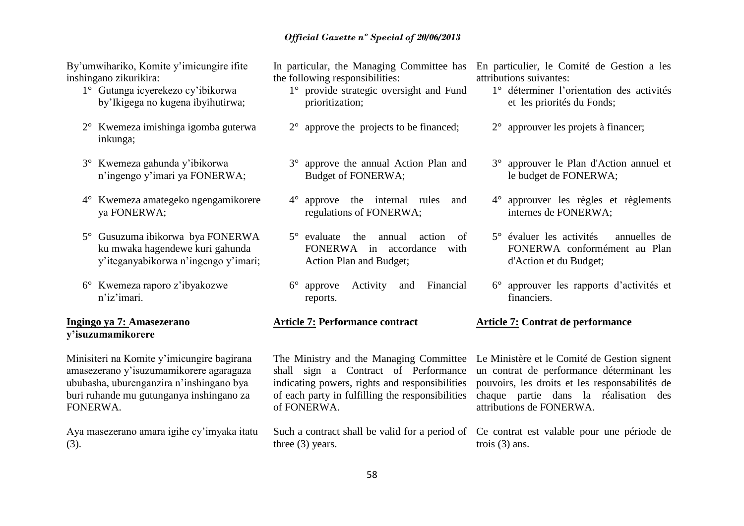By'umwihariko, Komite y'imicungire ifite inshingano zikurikira:

1° Gutanga icyerekezo cy'ibikorwa by'Ikigega no kugena ibyihutirwa;

2° Kwemeza imishinga igomba guterwa inkunga;

3° Kwemeza gahunda y'ibikorwa n'ingengo y'imari ya FONERWA;

4° Kwemeza amategeko ngengamikorere ya FONERWA;

5° Gusuzuma ibikorwa bya FONERWA ku mwaka hagendewe kuri gahunda y'iteganyabikorwa n'ingengo y'imari;

6° Kwemeza raporo z'ibyakozwe n'iz'imari.

**Ingingo ya 7: Amasezerano y'isuzumamikorere**

Minisiteri na Komite y'imicungire bagirana amasezerano y'isuzumamikorere agaragaza ububasha, uburenganzira n'inshingano bya buri ruhande mu gutunganya inshingano za FONERWA.

Aya masezerano amara igihe cy'imyaka itatu (3).

In particular, the Managing Committee has the following responsibilities:

1° provide strategic oversight and Fund prioritization;

2° approve the projects to be financed;

3° approve the annual Action Plan and Budget of FONERWA;

4° approve the internal rules and regulations of FONERWA;

5° evaluate the annual action of FONERWA in accordance with Action Plan and Budget;

6° approve Activity and Financial reports.

**Article 7: Performance contract**

The Ministry and the Managing Committee shall sign a Contract of Performance indicating powers, rights and responsibilities of each party in fulfilling the responsibilities of FONERWA.

Such a contract shall be valid for a period of three (3) years.

En particulier, le Comité de Gestion a les attributions suivantes:

1° déterminer l'orientation des activités et les priorités du Fonds;

2° approuver les projets à financer;

3° approuver le Plan d'Action annuel et le budget de FONERWA;

4° approuver les règles et règlements internes de FONERWA;

5° évaluer les activités annuelles de FONERWA conformément au Plan d'Action et du Budget;

6° approuver les rapports d'activités et financiers.

**Article 7: Contrat de performance**

Le Ministère et le Comité de Gestion signent un contrat de performance déterminant les pouvoirs, les droits et les responsabilités de chaque partie dans la réalisation des attributions de FONERWA.

Ce contrat est valable pour une période de trois (3) ans.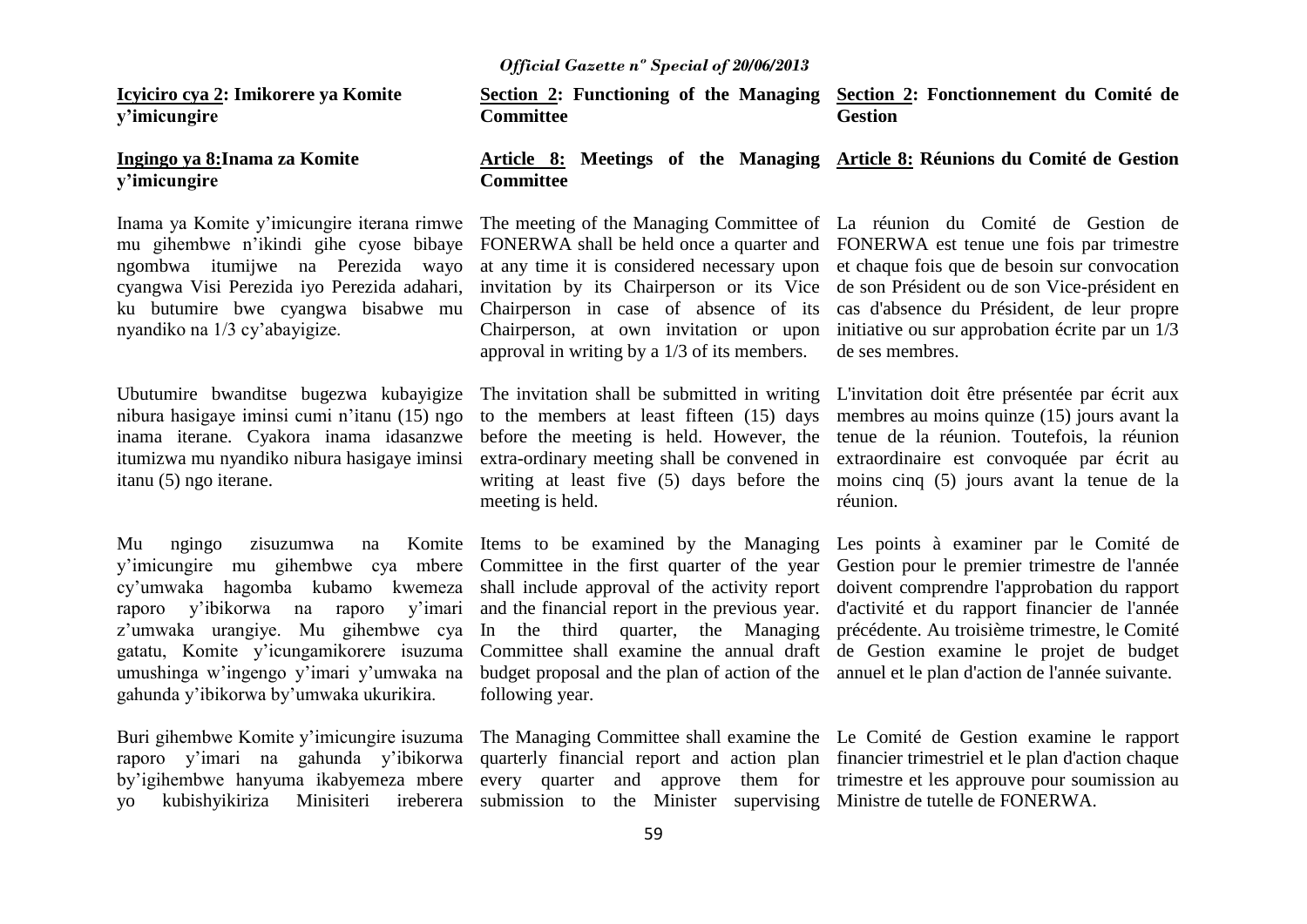**Icyiciro cya 2: Imikorere ya Komite y'imicungire**

**Ingingo ya 8: Inama za Komite y'imicungire**

Inama ya Komite y'imicungire iterana rimwe mu gihembwe n'ikindi gihe cyose bibaye ngombwa itumijwe na Perezida wayo cyangwa Visi Perezida iyo Perezida adahari, ku butumire bwe cyangwa bisabwe mu nyandiko na 1/3 cy'abayigize.

Ubutumire bwanditse bugezwa kubayigize nibura hasigaye iminsi cumi n'itanu (15) ngo inama iterane. Cyakora inama idasanzwe itumizwa mu nyandiko nibura hasigaye iminsi itanu (5) ngo iterane.

Mu ngingo zisuzumwa na Komite y'imicungire mu gihembwe cya mbere cy'umwaka hagomba kubamo kwemeza raporo y'ibikorwa na raporo y'imari z'umwaka urangiye. Mu gihembwe cya gatatu, Komite y'icungamikorere isuzuma umushinga w'ingengo y'imari y'umwaka na gahunda y'ibikorwa by'umwaka ukurikira.

Buri gihembwe Komite y'imicungire isuzuma raporo y'imari na gahunda y'ibikorwa by'igihembwe hanyuma ikabyemeza mbere yo kubishyikiriza Minisiteri ireberera

**Section 2: Functioning of the Managing Committee**

**Article 8: Meetings of the Managing Committee**

The meeting of the Managing Committee of FONERWA shall be held once a quarter and at any time it is considered necessary upon invitation by its Chairperson or its Vice Chairperson in case of absence of its Chairperson, at own invitation or upon approval in writing by a 1/3 of its members.

The invitation shall be submitted in writing to the members at least fifteen (15) days before the meeting is held. However, the extra-ordinary meeting shall be convened in writing at least five (5) days before the meeting is held.

Items to be examined by the Managing Committee in the first quarter of the year shall include approval of the activity report and the financial report in the previous year. In the third quarter, the Managing Committee shall examine the annual draft budget proposal and the plan of action of the following year.

The Managing Committee shall examine the quarterly financial report and action plan every quarter and approve them for submission to the Minister supervising

**Section 2: Fonctionnement du Comité de Gestion**

**Article 8: Réunions du Comité de Gestion**

La réunion du Comité de Gestion de FONERWA est tenue une fois par trimestre et chaque fois que de besoin sur convocation de son Président ou de son Vice-président en cas d'absence du Président, de leur propre initiative ou sur approbation écrite par un 1/3 de ses membres.

L'invitation doit être présentée par écrit aux membres au moins quinze (15) jours avant la tenue de la réunion. Toutefois, la réunion extraordinaire est convoquée par écrit au moins cinq (5) jours avant la tenue de la réunion.

Les points à examiner par le Comité de Gestion pour le premier trimestre de l'année doivent comprendre l'approbation du rapport d'activité et du rapport financier de l'année précédente. Au troisième trimestre, le Comité de Gestion examine le projet de budget annuel et le plan d'action de l'année suivante.

Le Comité de Gestion examine le rapport financier trimestriel et le plan d'action chaque trimestre et les approuve pour soumission au Ministre de tutelle de FONERWA.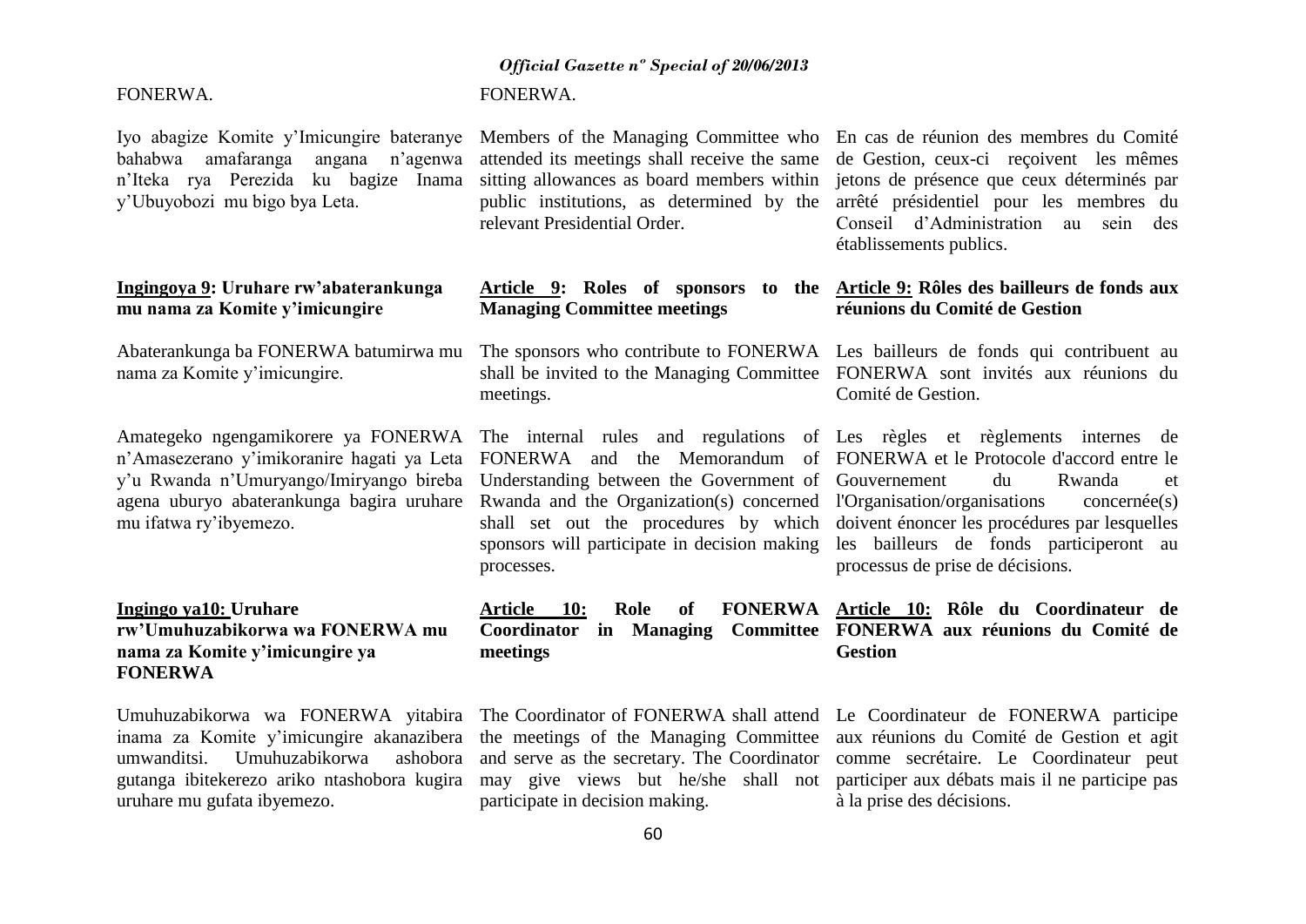FONERWA.

Iyo abagize Komite y'Imicungire bateranye bahabwa amafaranga angana n'agenwa n'Iteka rya Perezida ku bagize Inama y'Ubuyobozi mu bigo bya Leta.

**Ingingoya 9: Uruhare rw'abaterankunga mu nama za Komite y'imicungire**

Abaterankunga ba FONERWA batumirwa mu nama za Komite y'imicungire.

Amategeko ngengamikorere ya FONERWA n'Amasezerano y'imikoranire hagati ya Leta y'u Rwanda n'Umuryango/Imiryango bireba agena uburyo abaterankunga bagira uruhare mu ifatwa ry'ibyemezo.

**Ingingo ya10: Uruhare rw'Umuhuzabikorwa wa FONERWA mu nama za Komite y'imicungire ya FONERWA**

Umuhuzabikorwa wa FONERWA yitabira inama za Komite y'imicungire akanazibera umwanditsi. Umuhuzabikorwa ashobora gutanga ibitekerezo ariko ntashobora kugira uruhare mu gufata ibyemezo.

FONERWA.

Members of the Managing Committee who attended its meetings shall receive the same sitting allowances as board members within public institutions, as determined by the relevant Presidential Order.

**Article 9: Roles of sponsors to the Managing Committee meetings**

The sponsors who contribute to FONERWA shall be invited to the Managing Committee meetings.

The internal rules and regulations of FONERWA and the Memorandum of Understanding between the Government of Rwanda and the Organization(s) concerned shall set out the procedures by which sponsors will participate in decision making processes.

**Article 10: Role of FONERWA Coordinator in Managing Committee meetings**

The Coordinator of FONERWA shall attend the meetings of the Managing Committee and serve as the secretary. The Coordinator may give views but he/she shall not participate in decision making.

En cas de réunion des membres du Comité de Gestion, ceux-ci reçoivent les mêmes jetons de présence que ceux déterminés par arrêté présidentiel pour les membres du Conseil d'Administration au sein des établissements publics.

**Article 9: Rôles des bailleurs de fonds aux réunions du Comité de Gestion**

Les bailleurs de fonds qui contribuent au FONERWA sont invités aux réunions du Comité de Gestion.

Les règles et règlements internes de FONERWA et le Protocole d'accord entre le Gouvernement du Rwanda et l'Organisation/organisations concernée(s) doivent énoncer les procédures par lesquelles les bailleurs de fonds participeront au processus de prise de décisions.

**Article 10: Rôle du Coordinateur de FONERWA aux réunions du Comité de Gestion**

Le Coordinateur de FONERWA participe aux réunions du Comité de Gestion et agit comme secrétaire. Le Coordinateur peut participer aux débats mais il ne participe pas à la prise des décisions.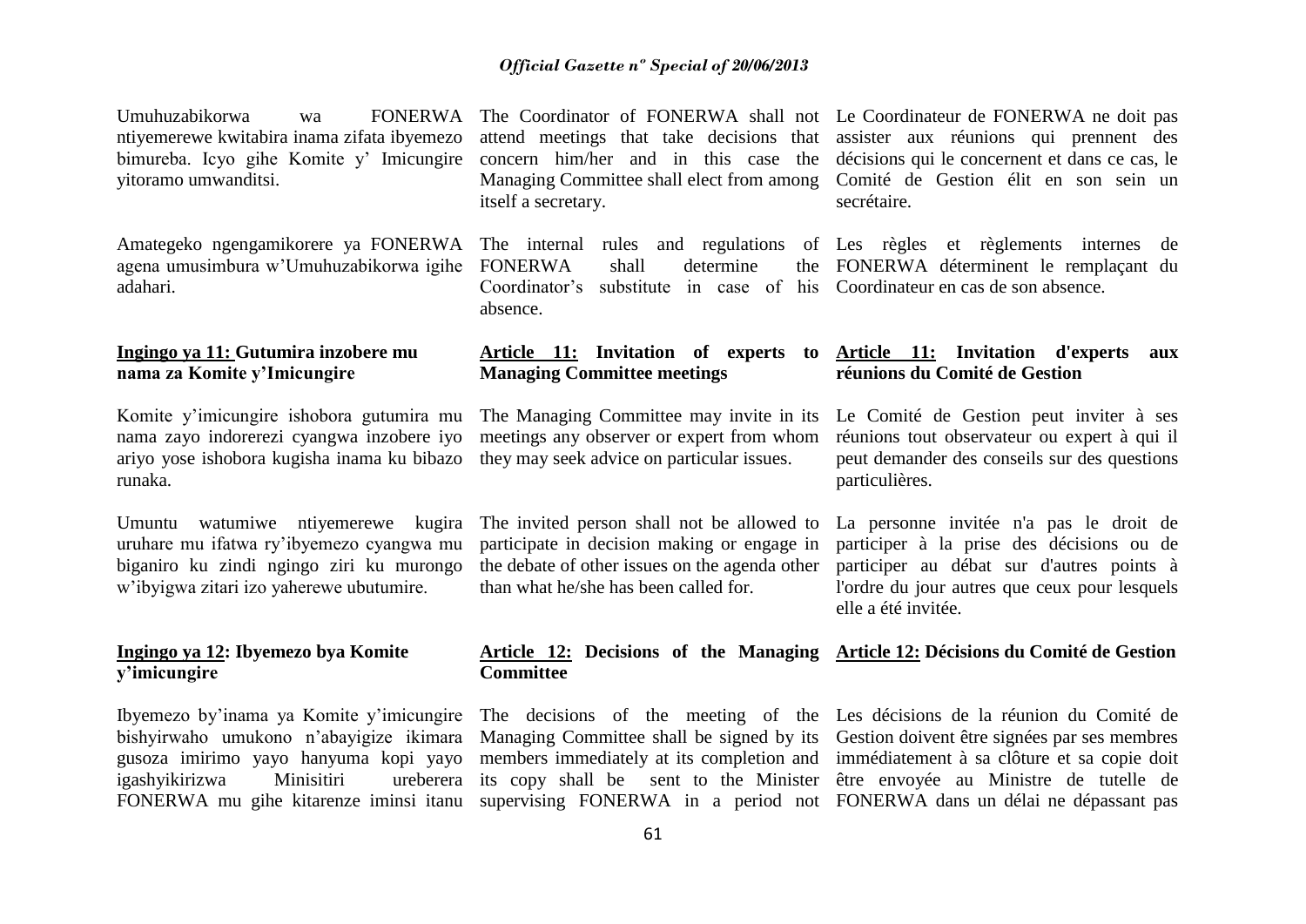Umuhuzabikorwa wa FONERWA ntiyemerewe kwitabira inama zifata ibyemezo bimureba. Icyo gihe Komite y' Imicungire yitoramo umwanditsi.

Amategeko ngengamikorere ya FONERWA agena umusimbura w'Umuhuzabikorwa igihe adahari.

**Ingingo ya 11: Gutumira inzobere mu nama za Komite y'Imicungire**

Komite y'imicungire ishobora gutumira mu nama zayo indorerezi cyangwa inzobere iyo ariyo yose ishobora kugisha inama ku bibazo runaka.

Umuntu watumiwe ntiyemerewe kugira uruhare mu ifatwa ry'ibyemezo cyangwa mu biganiro ku zindi ngingo ziri ku murongo w'ibyigwa zitari izo yaherewe ubutumire.

**Ingingo ya 12: Ibyemezo bya Komite y'imicungire**

Ibyemezo by'inama ya Komite y'imicungire bishyirwaho umukono n'abayigize ikimara gusoza imirimo yayo hanyuma kopi yayo igashyikirizwa Minisitiri ureberera FONERWA mu gihe kitarenze iminsi itanu

The Coordinator of FONERWA shall not attend meetings that take decisions that concern him/her and in this case the Managing Committee shall elect from among itself a secretary.

The internal rules and regulations of FONERWA shall determine the Coordinator's substitute in case of his absence.

**Article 11: Invitation of experts to Managing Committee meetings**

The Managing Committee may invite in its meetings any observer or expert from whom they may seek advice on particular issues.

The invited person shall not be allowed to participate in decision making or engage in the debate of other issues on the agenda other than what he/she has been called for.

**Article 12: Decisions of the Managing Committee**

The decisions of the meeting of the Managing Committee shall be signed by its members immediately at its completion and its copy shall be sent to the Minister supervising FONERWA in a period not

Le Coordinateur de FONERWA ne doit pas assister aux réunions qui prennent des décisions qui le concernent et dans ce cas, le Comité de Gestion élit en son sein un secrétaire.

Les règles et règlements internes de FONERWA déterminent le remplaçant du Coordinateur en cas de son absence.

**Article 11: Invitation d'experts aux réunions du Comité de Gestion**

Le Comité de Gestion peut inviter à ses réunions tout observateur ou expert à qui il peut demander des conseils sur des questions particulières.

La personne invitée n'a pas le droit de participer à la prise des décisions ou de participer au débat sur d'autres points à l'ordre du jour autres que ceux pour lesquels elle a été invitée.

**Article 12: Décisions du Comité de Gestion**

Les décisions de la réunion du Comité de Gestion doivent être signées par ses membres immédiatement à sa clôture et sa copie doit être envoyée au Ministre de tutelle de FONERWA dans un délai ne dépassant pas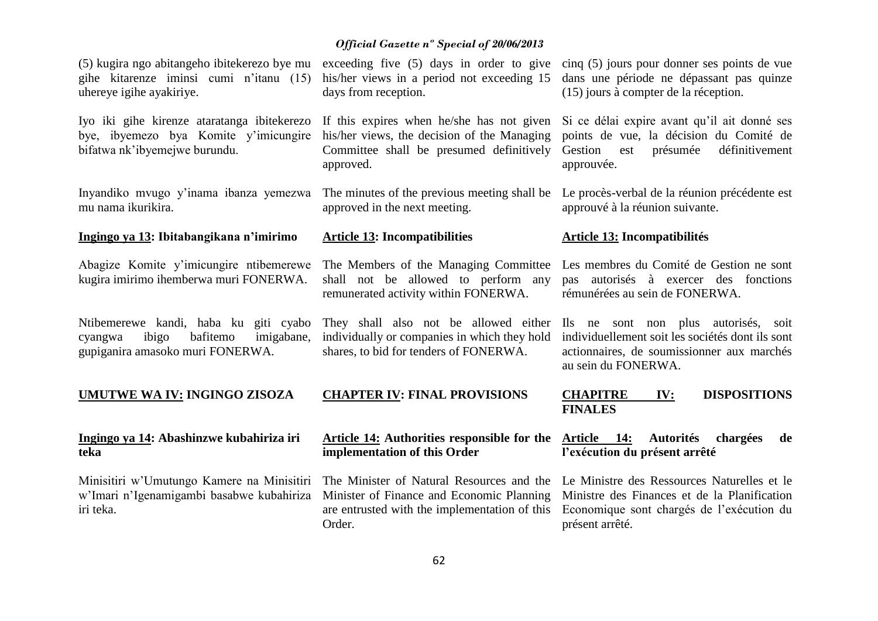(5) kugira ngo abitangeho ibitekerezo bye mu gihe kitarenze iminsi cumi n'itanu (15) uhereye igihe ayakiriye.

Iyo iki gihe kirenze ataratanga ibitekerezo bye, ibyemezo bya Komite y'imicungire bifatwa nk'ibyemejwe burundu.

Inyandiko mvugo y'inama ibanza yemezwa mu nama ikurikira.

**Ingingo ya 13: Ibitabangikana n'imirimo**

Abagize Komite y'imicungire ntibemerewe kugira imirimo ihemberwa muri FONERWA.

Ntibemerewe kandi, haba ku giti cyabo cyangwa ibigo bafitemo imigabane, gupiganira amasoko muri FONERWA.

**UMUTWE WA IV: INGINGO ZISOZA**

**Ingingo ya 14: Abashinzwe kubahiriza iri teka**

Minisitiri w'Umutungo Kamere na Minisitiri w'Imari n'Igenamigambi basabwe kubahiriza iri teka.

exceeding five (5) days in order to give his/her views in a period not exceeding 15 days from reception.

If this expires when he/she has not given his/her views, the decision of the Managing Committee shall be presumed definitively approved.

The minutes of the previous meeting shall be approved in the next meeting.

**Article 13: Incompatibilities**

The Members of the Managing Committee shall not be allowed to perform any remunerated activity within FONERWA.

They shall also not be allowed either individually or companies in which they hold shares, to bid for tenders of FONERWA.

**CHAPTER IV: FINAL PROVISIONS**

**Article 14: Authorities responsible for the implementation of this Order**

The Minister of Natural Resources and the Minister of Finance and Economic Planning are entrusted with the implementation of this Order.

cinq (5) jours pour donner ses points de vue dans une période ne dépassant pas quinze (15) jours à compter de la réception.

Si ce délai expire avant qu'il ait donné ses points de vue, la décision du Comité de Gestion est présumée définitivement approuvée.

Le procès-verbal de la réunion précédente est approuvé à la réunion suivante.

**Article 13: Incompatibilités**

Les membres du Comité de Gestion ne sont pas autorisés à exercer des fonctions rémunérées au sein de FONERWA.

Ils ne sont non plus autorisés, soit individuellement soit les sociétés dont ils sont actionnaires, de soumissionner aux marchés au sein du FONERWA.

**CHAPITRE IV: DISPOSITIONS FINALES**

**Article 14: Autorités chargées de l'exécution du présent arrêté**

Le Ministre des Ressources Naturelles et le Ministre des Finances et de la Planification Economique sont chargés de l'exécution du présent arrêté.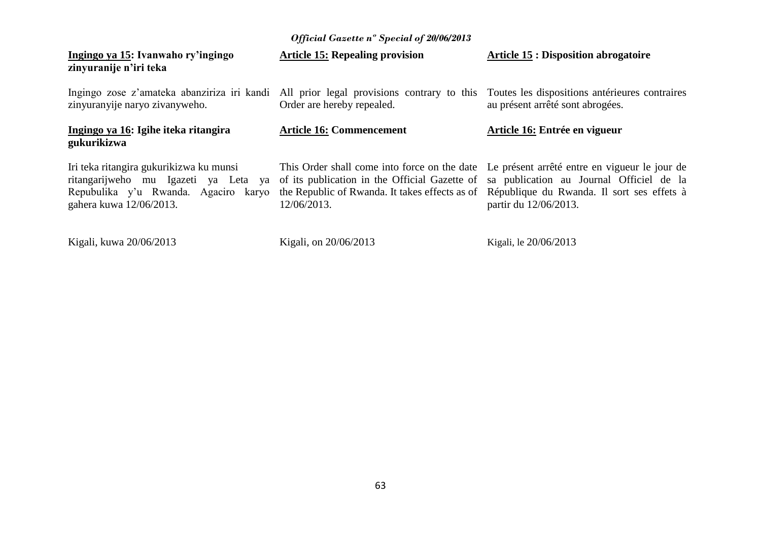**<u>Ingingo ya 15</u>: Ivanwaho ry'ingingo zinyuranije n'iri teka**

Ingingo zose z'amateka abanziriza iri kandi zinyuranyije naryo zivanyweho.

**<u>Ingingo ya 16</u>: Igihe iteka ritangira gukurikizwa**

Iri teka ritangira gukurikizwa ku munsi ritangarijweho mu Igazeti ya Leta ya Repubulika y'u Rwanda. Agaciro karyo gahera kuwa 12/06/2013.

Kigali, kuwa 20/06/2013

**<u>Article 15:</u> Repealing provision**

All prior legal provisions contrary to this Order are hereby repealed.

**<u>Article 16:</u> Commencement**

This Order shall come into force on the date of its publication in the Official Gazette of the Republic of Rwanda. It takes effects as of 12/06/2013.

Kigali, on 20/06/2013

**<u>Article 15</u> : Disposition abrogatoire**

Toutes les dispositions antérieures contraires au présent arrêté sont abrogées.

**<u>Article 16:</u> Entrée en vigueur**

Le présent arrêté entre en vigueur le jour de sa publication au Journal Officiel de la République du Rwanda. Il sort ses effets à partir du 12/06/2013.

Kigali, le 20/06/2013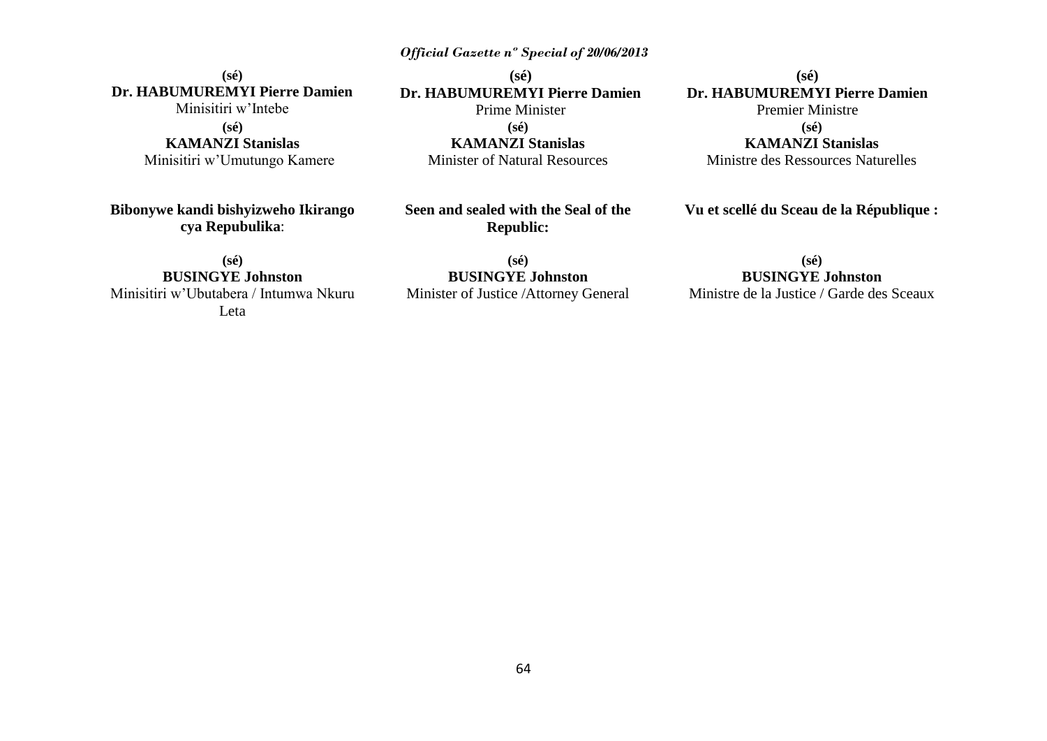**(sé)**
**Dr. HABUMUREMYI Pierre Damien**
Minisitiri w'Intebe

**(sé)**
**KAMANZI Stanislas**
Minisitiri w'Umutungo Kamere

**Bibonywe kandi bishyizweho Ikirango cya Repubulika**:

**(sé)**
**BUSINGYE Johnston**
Minisitiri w'Ubutabera / Intumwa Nkuru Leta

**(sé)**
**Dr. HABUMUREMYI Pierre Damien**
Prime Minister

**(sé)**
**KAMANZI Stanislas**
Minister of Natural Resources

**Seen and sealed with the Seal of the Republic:**

**(sé)**
**BUSINGYE Johnston**
Minister of Justice /Attorney General

**(sé)**
**Dr. HABUMUREMYI Pierre Damien**
Premier Ministre

**(sé)**
**KAMANZI Stanislas**
Ministre des Ressources Naturelles

**Vu et scellé du Sceau de la République :**

**(sé)**
**BUSINGYE Johnston**
Ministre de la Justice / Garde des Sceaux